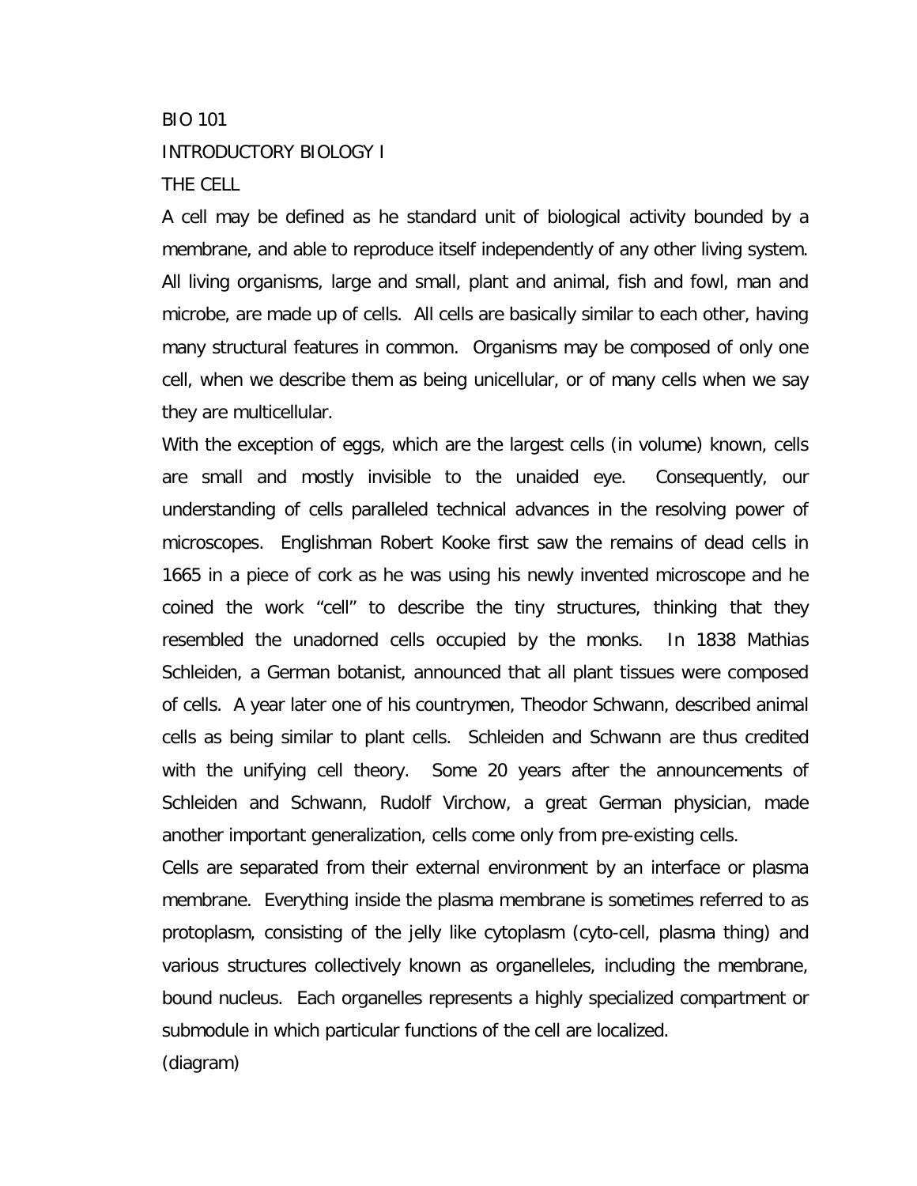BIO 101

INTRODUCTORY BIOLOGY I

THE CELL

A cell may be defined as he standard unit of biological activity bounded by a membrane, and able to reproduce itself independently of any other living system. All living organisms, large and small, plant and animal, fish and fowl, man and microbe, are made up of cells. All cells are basically similar to each other, having many structural features in common. Organisms may be composed of only one cell, when we describe them as being unicellular, or of many cells when we say they are multicellular.

With the exception of eggs, which are the largest cells (in volume) known, cells are small and mostly invisible to the unaided eye. Consequently, our understanding of cells paralleled technical advances in the resolving power of microscopes. Englishman Robert Kooke first saw the remains of dead cells in 1665 in a piece of cork as he was using his newly invented microscope and he coined the work "cell" to describe the tiny structures, thinking that they resembled the unadorned cells occupied by the monks. In 1838 Mathias Schleiden, a German botanist, announced that all plant tissues were composed of cells. A year later one of his countrymen, Theodor Schwann, described animal cells as being similar to plant cells. Schleiden and Schwann are thus credited with the unifying cell theory. Some 20 years after the announcements of Schleiden and Schwann, Rudolf Virchow, a great German physician, made another important generalization, cells come only from pre-existing cells.

Cells are separated from their external environment by an interface or plasma membrane. Everything inside the plasma membrane is sometimes referred to as protoplasm, consisting of the jelly like cytoplasm (cyto-cell, plasma thing) and various structures collectively known as organelleles, including the membrane, bound nucleus. Each organelles represents a highly specialized compartment or submodule in which particular functions of the cell are localized.

(diagram)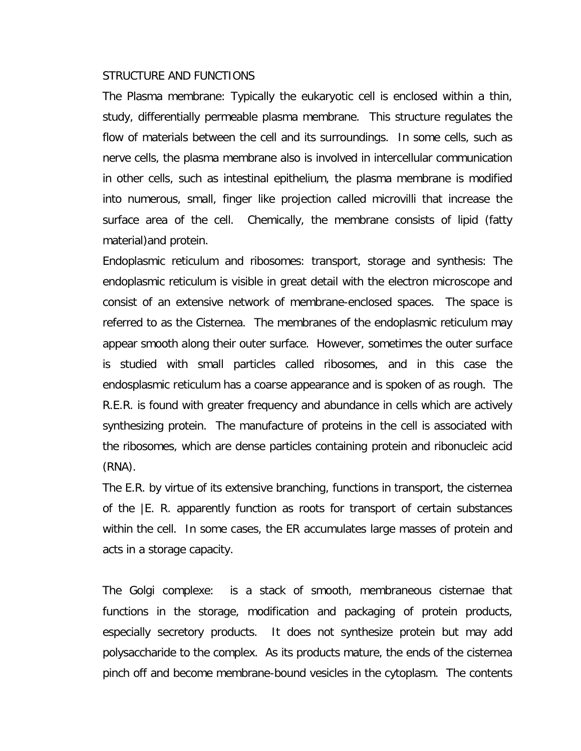STRUCTURE AND FUNCTIONS

The Plasma membrane: Typically the eukaryotic cell is enclosed within a thin, study, differentially permeable plasma membrane. This structure regulates the flow of materials between the cell and its surroundings. In some cells, such as nerve cells, the plasma membrane also is involved in intercellular communication in other cells, such as intestinal epithelium, the plasma membrane is modified into numerous, small, finger like projection called microvilli that increase the surface area of the cell. Chemically, the membrane consists of lipid (fatty material)and protein.

Endoplasmic reticulum and ribosomes: transport, storage and synthesis: The endoplasmic reticulum is visible in great detail with the electron microscope and consist of an extensive network of membrane-enclosed spaces. The space is referred to as the Cisternea. The membranes of the endoplasmic reticulum may appear smooth along their outer surface. However, sometimes the outer surface is studied with small particles called ribosomes, and in this case the endosplasmic reticulum has a coarse appearance and is spoken of as rough. The R.E.R. is found with greater frequency and abundance in cells which are actively synthesizing protein. The manufacture of proteins in the cell is associated with the ribosomes, which are dense particles containing protein and ribonucleic acid (RNA).

The E.R. by virtue of its extensive branching, functions in transport, the cisternea of the |E. R. apparently function as roots for transport of certain substances within the cell. In some cases, the ER accumulates large masses of protein and acts in a storage capacity.

The Golgi complexe: is a stack of smooth, membraneous cisternae that functions in the storage, modification and packaging of protein products, especially secretory products. It does not synthesize protein but may add polysaccharide to the complex. As its products mature, the ends of the cisternea pinch off and become membrane-bound vesicles in the cytoplasm. The contents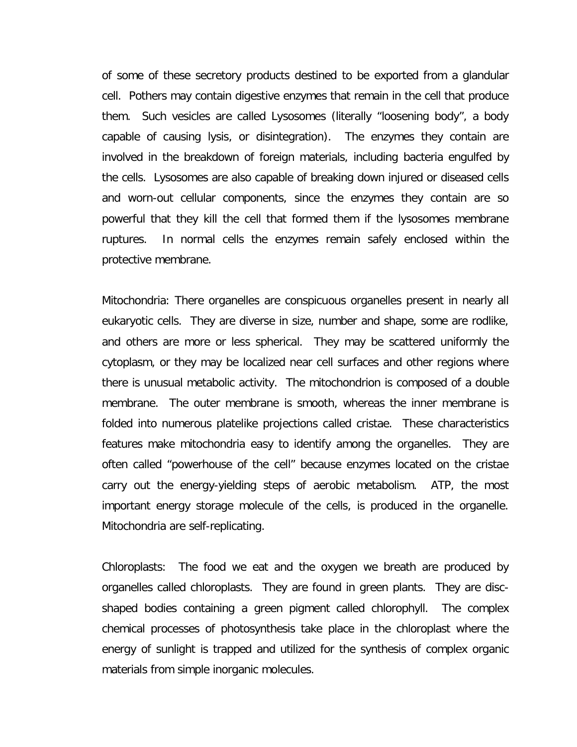of some of these secretory products destined to be exported from a glandular cell. Pothers may contain digestive enzymes that remain in the cell that produce them. Such vesicles are called Lysosomes (literally "loosening body", a body capable of causing lysis, or disintegration). The enzymes they contain are involved in the breakdown of foreign materials, including bacteria engulfed by the cells. Lysosomes are also capable of breaking down injured or diseased cells and worn-out cellular components, since the enzymes they contain are so powerful that they kill the cell that formed them if the lysosomes membrane ruptures. In normal cells the enzymes remain safely enclosed within the protective membrane.

Mitochondria: There organelles are conspicuous organelles present in nearly all eukaryotic cells. They are diverse in size, number and shape, some are rodlike, and others are more or less spherical. They may be scattered uniformly the cytoplasm, or they may be localized near cell surfaces and other regions where there is unusual metabolic activity. The mitochondrion is composed of a double membrane. The outer membrane is smooth, whereas the inner membrane is folded into numerous platelike projections called cristae. These characteristics features make mitochondria easy to identify among the organelles. They are often called "powerhouse of the cell" because enzymes located on the cristae carry out the energy-yielding steps of aerobic metabolism. ATP, the most important energy storage molecule of the cells, is produced in the organelle. Mitochondria are self-replicating.

Chloroplasts: The food we eat and the oxygen we breath are produced by organelles called chloroplasts. They are found in green plants. They are disc-shaped bodies containing a green pigment called chlorophyll. The complex chemical processes of photosynthesis take place in the chloroplast where the energy of sunlight is trapped and utilized for the synthesis of complex organic materials from simple inorganic molecules.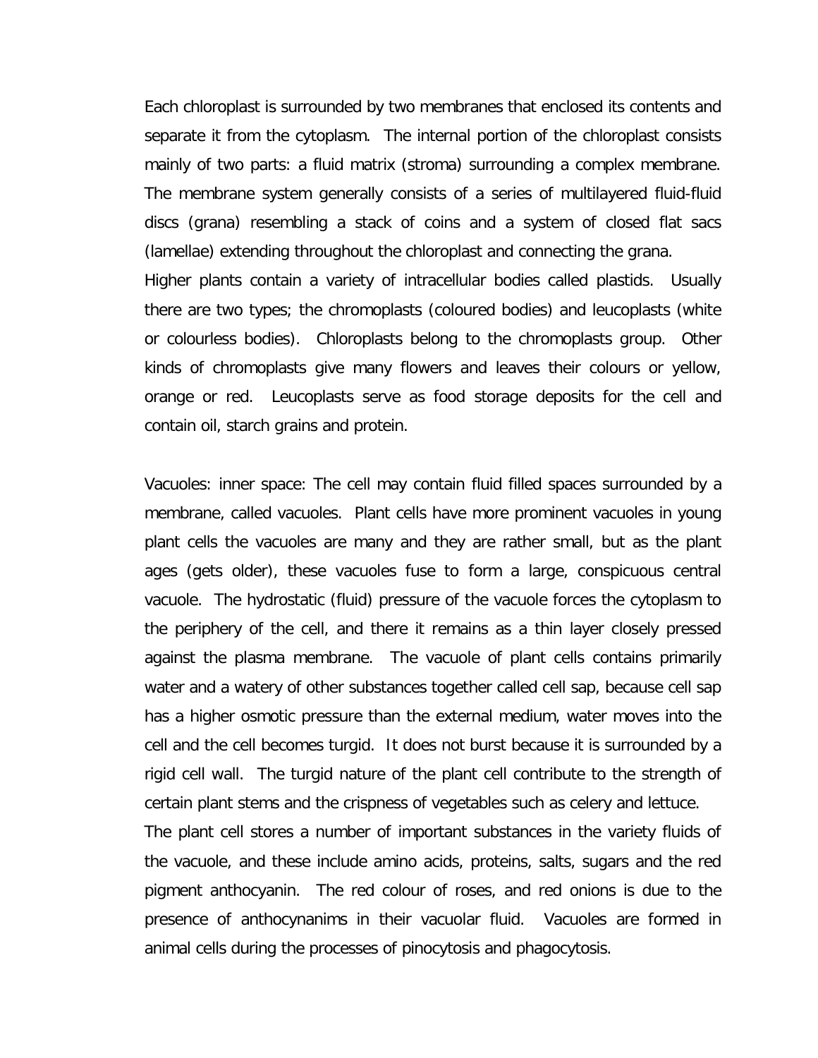Each chloroplast is surrounded by two membranes that enclosed its contents and separate it from the cytoplasm. The internal portion of the chloroplast consists mainly of two parts: a fluid matrix (stroma) surrounding a complex membrane. The membrane system generally consists of a series of multilayered fluid-fluid discs (grana) resembling a stack of coins and a system of closed flat sacs (lamellae) extending throughout the chloroplast and connecting the grana.

Higher plants contain a variety of intracellular bodies called plastids. Usually there are two types; the chromoplasts (coloured bodies) and leucoplasts (white or colourless bodies). Chloroplasts belong to the chromoplasts group. Other kinds of chromoplasts give many flowers and leaves their colours or yellow, orange or red. Leucoplasts serve as food storage deposits for the cell and contain oil, starch grains and protein.

Vacuoles: inner space: The cell may contain fluid filled spaces surrounded by a membrane, called vacuoles. Plant cells have more prominent vacuoles in young plant cells the vacuoles are many and they are rather small, but as the plant ages (gets older), these vacuoles fuse to form a large, conspicuous central vacuole. The hydrostatic (fluid) pressure of the vacuole forces the cytoplasm to the periphery of the cell, and there it remains as a thin layer closely pressed against the plasma membrane. The vacuole of plant cells contains primarily water and a watery of other substances together called cell sap, because cell sap has a higher osmotic pressure than the external medium, water moves into the cell and the cell becomes turgid. It does not burst because it is surrounded by a rigid cell wall. The turgid nature of the plant cell contribute to the strength of certain plant stems and the crispness of vegetables such as celery and lettuce.

The plant cell stores a number of important substances in the variety fluids of the vacuole, and these include amino acids, proteins, salts, sugars and the red pigment anthocyanin. The red colour of roses, and red onions is due to the presence of anthocynanims in their vacuolar fluid. Vacuoles are formed in animal cells during the processes of pinocytosis and phagocytosis.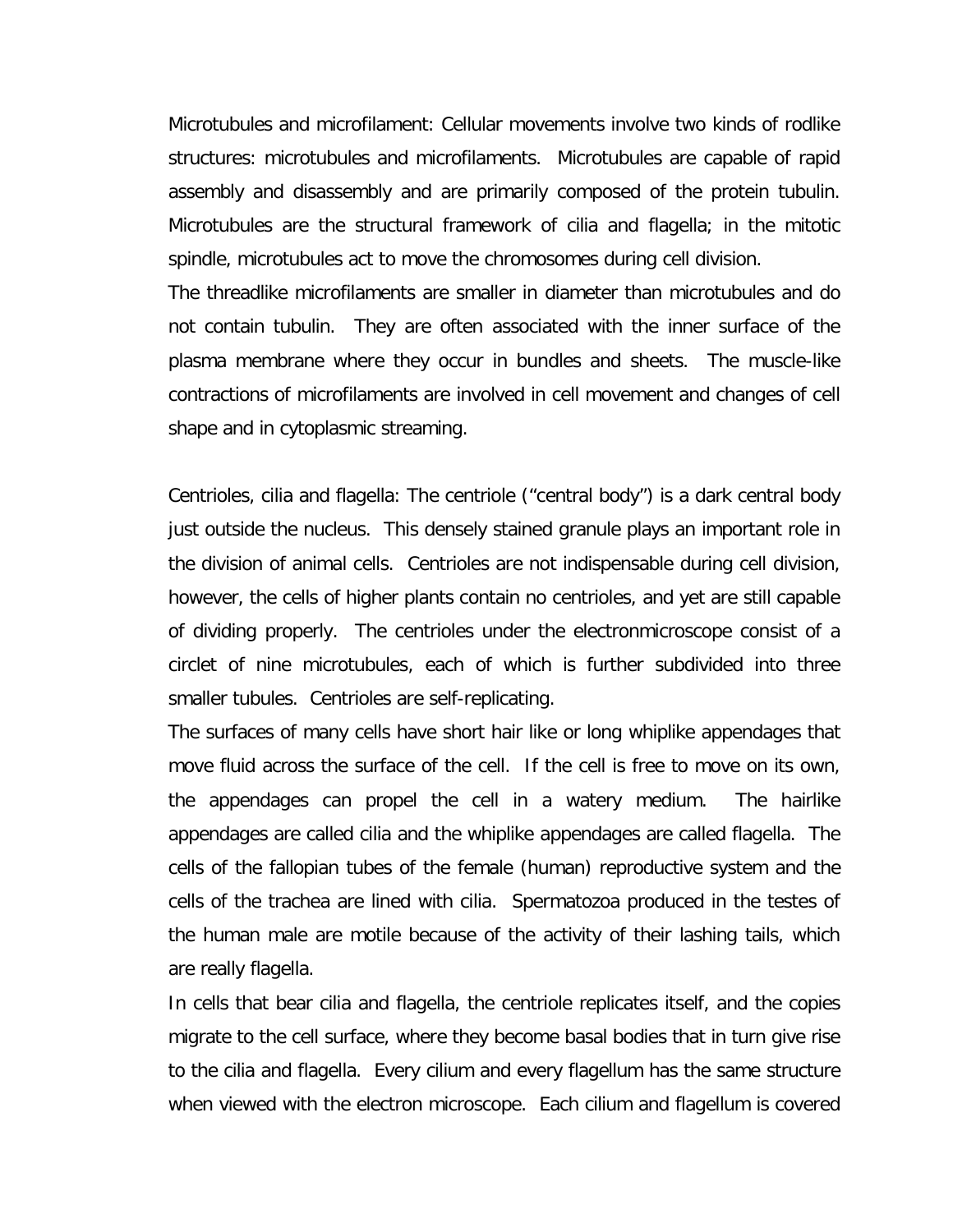Microtubules and microfilament: Cellular movements involve two kinds of rodlike structures: microtubules and microfilaments. Microtubules are capable of rapid assembly and disassembly and are primarily composed of the protein tubulin. Microtubules are the structural framework of cilia and flagella; in the mitotic spindle, microtubules act to move the chromosomes during cell division.

The threadlike microfilaments are smaller in diameter than microtubules and do not contain tubulin. They are often associated with the inner surface of the plasma membrane where they occur in bundles and sheets. The muscle-like contractions of microfilaments are involved in cell movement and changes of cell shape and in cytoplasmic streaming.

Centrioles, cilia and flagella: The centriole ("central body") is a dark central body just outside the nucleus. This densely stained granule plays an important role in the division of animal cells. Centrioles are not indispensable during cell division, however, the cells of higher plants contain no centrioles, and yet are still capable of dividing properly. The centrioles under the electronmicroscope consist of a circlet of nine microtubules, each of which is further subdivided into three smaller tubules. Centrioles are self-replicating.

The surfaces of many cells have short hair like or long whiplike appendages that move fluid across the surface of the cell. If the cell is free to move on its own, the appendages can propel the cell in a watery medium. The hairlike appendages are called cilia and the whiplike appendages are called flagella. The cells of the fallopian tubes of the female (human) reproductive system and the cells of the trachea are lined with cilia. Spermatozoa produced in the testes of the human male are motile because of the activity of their lashing tails, which are really flagella.

In cells that bear cilia and flagella, the centriole replicates itself, and the copies migrate to the cell surface, where they become basal bodies that in turn give rise to the cilia and flagella. Every cilium and every flagellum has the same structure when viewed with the electron microscope. Each cilium and flagellum is covered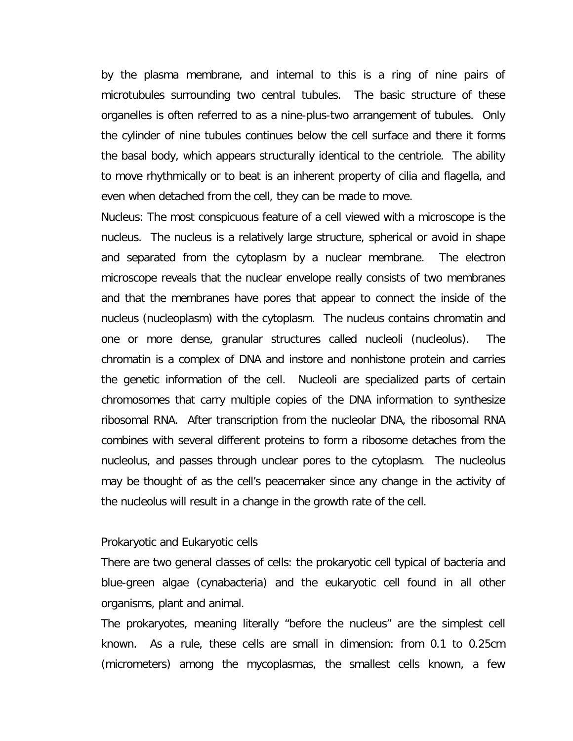by the plasma membrane, and internal to this is a ring of nine pairs of microtubules surrounding two central tubules. The basic structure of these organelles is often referred to as a nine-plus-two arrangement of tubules. Only the cylinder of nine tubules continues below the cell surface and there it forms the basal body, which appears structurally identical to the centriole. The ability to move rhythmically or to beat is an inherent property of cilia and flagella, and even when detached from the cell, they can be made to move.

Nucleus: The most conspicuous feature of a cell viewed with a microscope is the nucleus. The nucleus is a relatively large structure, spherical or avoid in shape and separated from the cytoplasm by a nuclear membrane. The electron microscope reveals that the nuclear envelope really consists of two membranes and that the membranes have pores that appear to connect the inside of the nucleus (nucleoplasm) with the cytoplasm. The nucleus contains chromatin and one or more dense, granular structures called nucleoli (nucleolus). The chromatin is a complex of DNA and instore and nonhistone protein and carries the genetic information of the cell. Nucleoli are specialized parts of certain chromosomes that carry multiple copies of the DNA information to synthesize ribosomal RNA. After transcription from the nucleolar DNA, the ribosomal RNA combines with several different proteins to form a ribosome detaches from the nucleolus, and passes through unclear pores to the cytoplasm. The nucleolus may be thought of as the cell's peacemaker since any change in the activity of the nucleolus will result in a change in the growth rate of the cell.

Prokaryotic and Eukaryotic cells

There are two general classes of cells: the prokaryotic cell typical of bacteria and blue-green algae (cynabacteria) and the eukaryotic cell found in all other organisms, plant and animal.

The prokaryotes, meaning literally "before the nucleus" are the simplest cell known. As a rule, these cells are small in dimension: from 0.1 to 0.25cm (micrometers) among the mycoplasmas, the smallest cells known, a few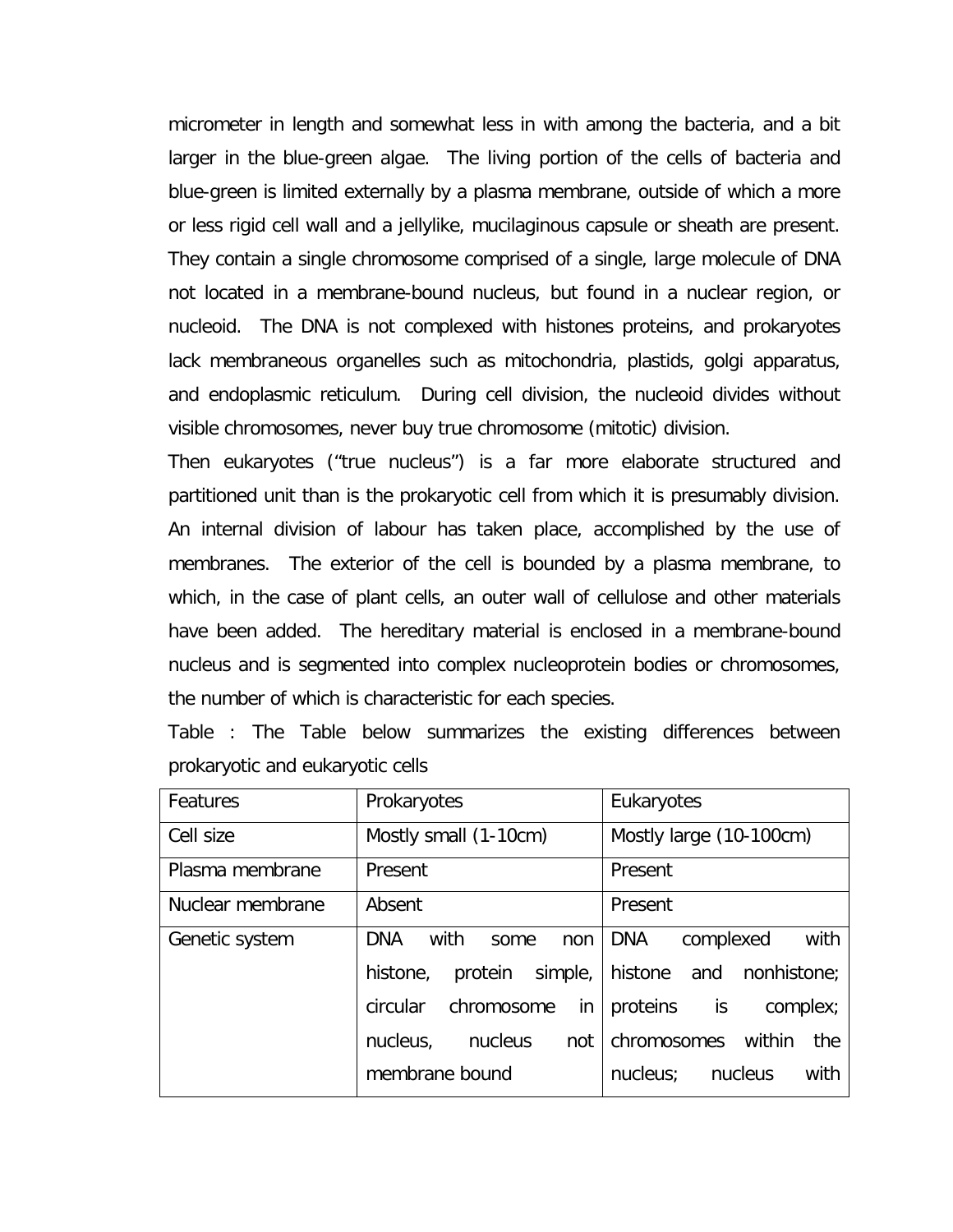micrometer in length and somewhat less in with among the bacteria, and a bit larger in the blue-green algae. The living portion of the cells of bacteria and blue-green is limited externally by a plasma membrane, outside of which a more or less rigid cell wall and a jellylike, mucilaginous capsule or sheath are present. They contain a single chromosome comprised of a single, large molecule of DNA not located in a membrane-bound nucleus, but found in a nuclear region, or nucleoid. The DNA is not complexed with histones proteins, and prokaryotes lack membraneous organelles such as mitochondria, plastids, golgi apparatus, and endoplasmic reticulum. During cell division, the nucleoid divides without visible chromosomes, never buy true chromosome (mitotic) division.

Then eukaryotes ("true nucleus") is a far more elaborate structured and partitioned unit than is the prokaryotic cell from which it is presumably division. An internal division of labour has taken place, accomplished by the use of membranes. The exterior of the cell is bounded by a plasma membrane, to which, in the case of plant cells, an outer wall of cellulose and other materials have been added. The hereditary material is enclosed in a membrane-bound nucleus and is segmented into complex nucleoprotein bodies or chromosomes, the number of which is characteristic for each species.

Table : The Table below summarizes the existing differences between prokaryotic and eukaryotic cells

| Features | Prokaryotes | Eukaryotes |
|---|---|---|
| Cell size | Mostly small (1-10cm) | Mostly large (10-100cm) |
| Plasma membrane | Present | Present |
| Nuclear membrane | Absent | Present |
| Genetic system | DNA with some non histone, protein simple, circular chromosome in nucleus, nucleus not membrane bound | DNA complexed with histone and nonhistone; proteins is complex; chromosomes within the nucleus; nucleus with |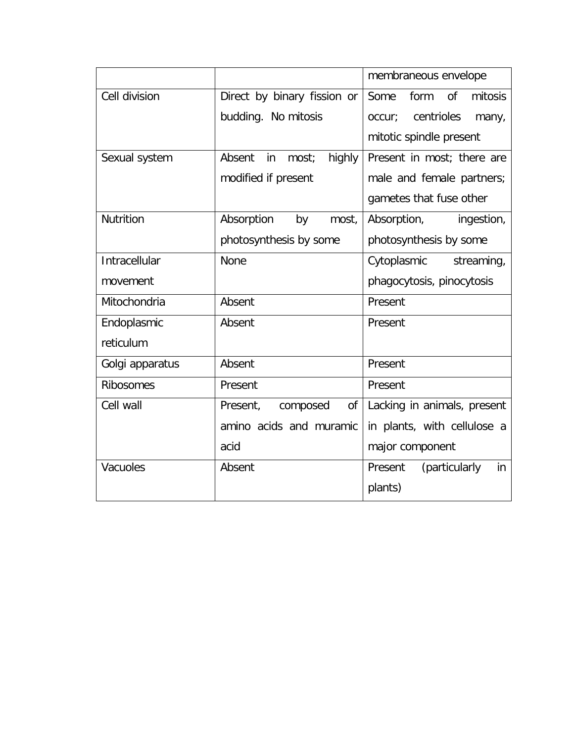| | | membraneous envelope |
|---|---|---|
| Cell division | Direct by binary fission or budding. No mitosis | Some form of mitosis occur; centrioles many, mitotic spindle present |
| Sexual system | Absent in most; highly modified if present | Present in most; there are male and female partners; gametes that fuse other |
| Nutrition | Absorption by most, photosynthesis by some | Absorption, ingestion, photosynthesis by some |
| Intracellular movement | None | Cytoplasmic streaming, phagocytosis, pinocytosis |
| Mitochondria | Absent | Present |
| Endoplasmic reticulum | Absent | Present |
| Golgi apparatus | Absent | Present |
| Ribosomes | Present | Present |
| Cell wall | Present, composed of amino acids and muramic acid | Lacking in animals, present in plants, with cellulose a major component |
| Vacuoles | Absent | Present (particularly in plants) |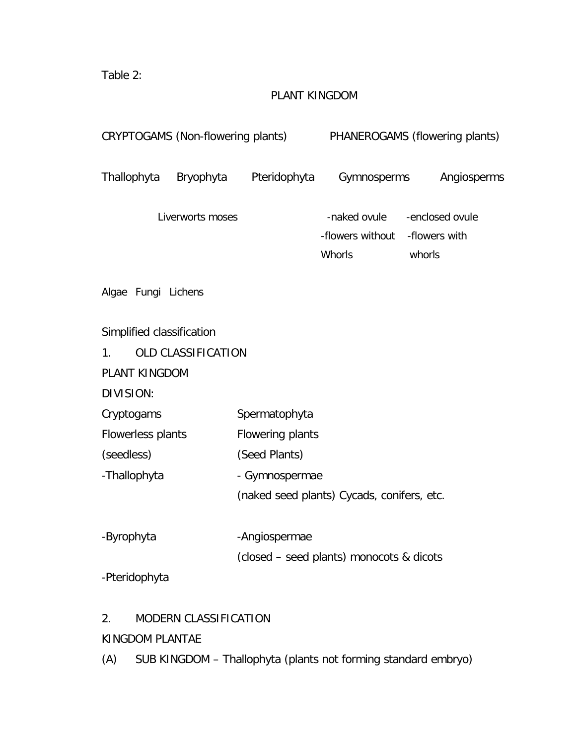Table 2:

PLANT KINGDOM

CRYPTOGAMS (Non-flowering plants) PHANEROGAMS (flowering plants)

Thallophyta Bryophyta Pteridophyta Gymnosperms Angiosperms

Liverworts moses -naked ovule -enclosed ovule

-flowers without Whorls -flowers with whorls

Algae Fungi Lichens

Simplified classification

1. OLD CLASSIFICATION

PLANT KINGDOM

DIVISION:

| Cryptogams | Spermatophyta |
|---|---|
| Flowerless plants | Flowering plants |
| (seedless) | (Seed Plants) |
| -Thallophyta | - Gymnospermae |
| | (naked seed plants) Cycads, conifers, etc. |
| -Byrophyta | -Angiospermae |
| | (closed – seed plants) monocots & dicots |
| -Pteridophyta | |

2. MODERN CLASSIFICATION

KINGDOM PLANTAE

(A) SUB KINGDOM – Thallophyta (plants not forming standard embryo)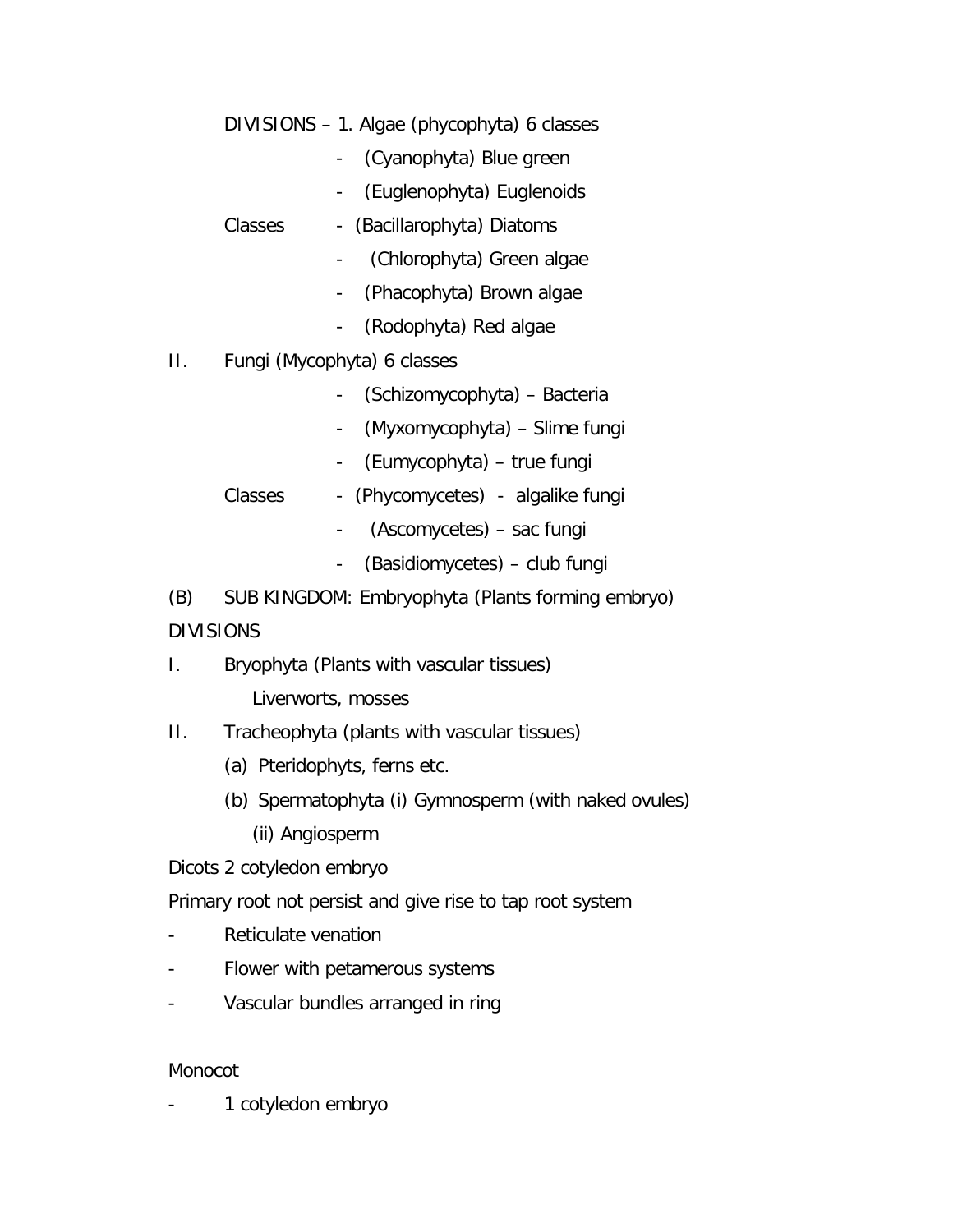DIVISIONS – 1. Algae (phycophyta) 6 classes

Classes
- (Cyanophyta) Blue green
- (Euglenophyta) Euglenoids
- (Bacillarophyta) Diatoms
- (Chlorophyta) Green algae
- (Phacophyta) Brown algae
- (Rodophyta) Red algae

II. Fungi (Mycophyta) 6 classes

Classes
- (Schizomycophyta) – Bacteria
- (Myxomycophyta) – Slime fungi
- (Eumycophyta) – true fungi
- (Phycomycetes) - algalike fungi
- (Ascomycetes) – sac fungi
- (Basidiomycetes) – club fungi

(B) SUB KINGDOM: Embryophyta (Plants forming embryo)

DIVISIONS

I. Bryophyta (Plants with vascular tissues)
   Liverworts, mosses

II. Tracheophyta (plants with vascular tissues)
   (a) Pteridophyts, ferns etc.
   (b) Spermatophyta (i) Gymnosperm (with naked ovules)
      (ii) Angiosperm

Dicots 2 cotyledon embryo

Primary root not persist and give rise to tap root system

- Reticulate venation
- Flower with petamerous systems
- Vascular bundles arranged in ring

Monocot

- 1 cotyledon embryo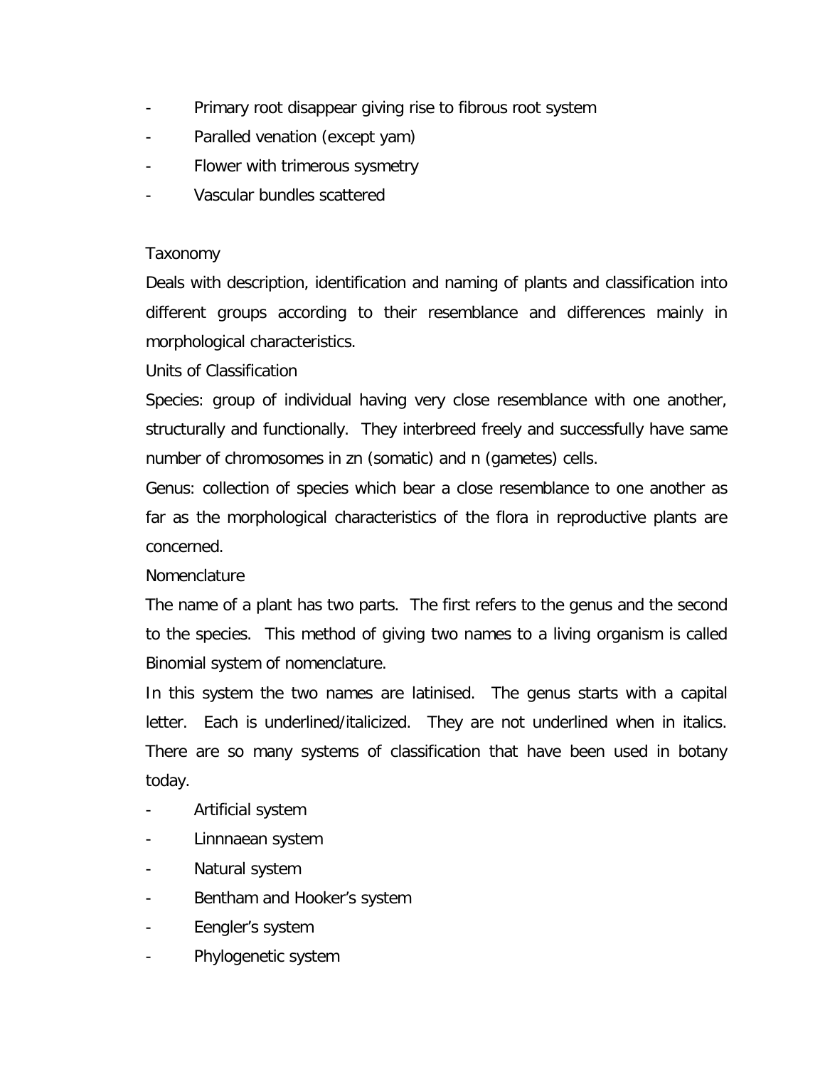- Primary root disappear giving rise to fibrous root system
- Paralled venation (except yam)
- Flower with trimerous sysmetry
- Vascular bundles scattered

Taxonomy

Deals with description, identification and naming of plants and classification into different groups according to their resemblance and differences mainly in morphological characteristics.

Units of Classification

Species: group of individual having very close resemblance with one another, structurally and functionally. They interbreed freely and successfully have same number of chromosomes in zn (somatic) and n (gametes) cells.

Genus: collection of species which bear a close resemblance to one another as far as the morphological characteristics of the flora in reproductive plants are concerned.

Nomenclature

The name of a plant has two parts. The first refers to the genus and the second to the species. This method of giving two names to a living organism is called Binomial system of nomenclature.

In this system the two names are latinised. The genus starts with a capital letter. Each is underlined/italicized. They are not underlined when in italics. There are so many systems of classification that have been used in botany today.

- Artificial system
- Linnnaean system
- Natural system
- Bentham and Hooker's system
- Eengler's system
- Phylogenetic system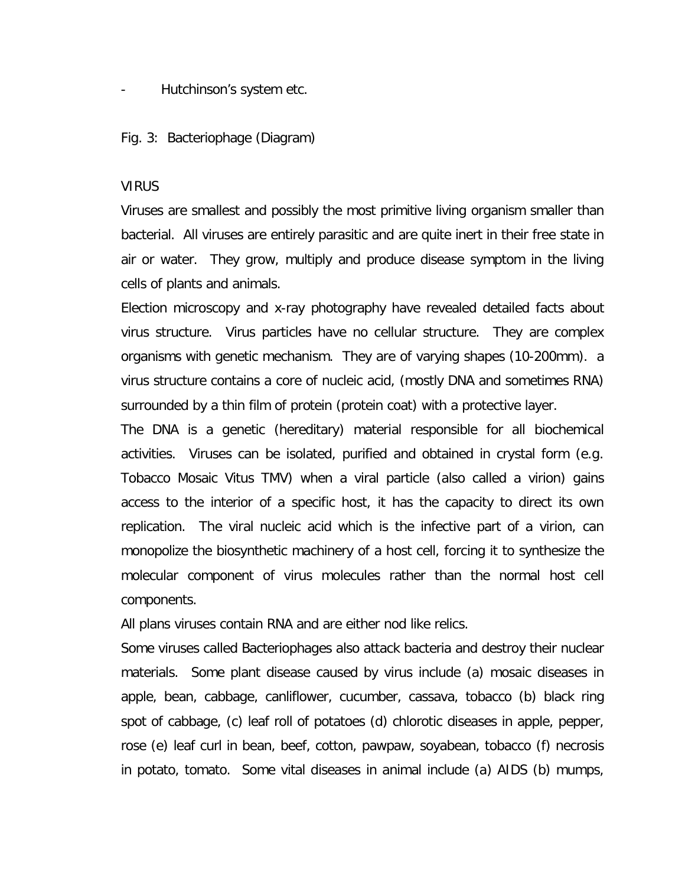- Hutchinson's system etc.

Fig. 3: Bacteriophage (Diagram)

VIRUS

Viruses are smallest and possibly the most primitive living organism smaller than bacterial. All viruses are entirely parasitic and are quite inert in their free state in air or water. They grow, multiply and produce disease symptom in the living cells of plants and animals.

Election microscopy and x-ray photography have revealed detailed facts about virus structure. Virus particles have no cellular structure. They are complex organisms with genetic mechanism. They are of varying shapes (10-200mm). a virus structure contains a core of nucleic acid, (mostly DNA and sometimes RNA) surrounded by a thin film of protein (protein coat) with a protective layer.

The DNA is a genetic (hereditary) material responsible for all biochemical activities. Viruses can be isolated, purified and obtained in crystal form (e.g. Tobacco Mosaic Vitus TMV) when a viral particle (also called a virion) gains access to the interior of a specific host, it has the capacity to direct its own replication. The viral nucleic acid which is the infective part of a virion, can monopolize the biosynthetic machinery of a host cell, forcing it to synthesize the molecular component of virus molecules rather than the normal host cell components.

All plans viruses contain RNA and are either nod like relics.

Some viruses called Bacteriophages also attack bacteria and destroy their nuclear materials. Some plant disease caused by virus include (a) mosaic diseases in apple, bean, cabbage, canliflower, cucumber, cassava, tobacco (b) black ring spot of cabbage, (c) leaf roll of potatoes (d) chlorotic diseases in apple, pepper, rose (e) leaf curl in bean, beef, cotton, pawpaw, soyabean, tobacco (f) necrosis in potato, tomato. Some vital diseases in animal include (a) AIDS (b) mumps,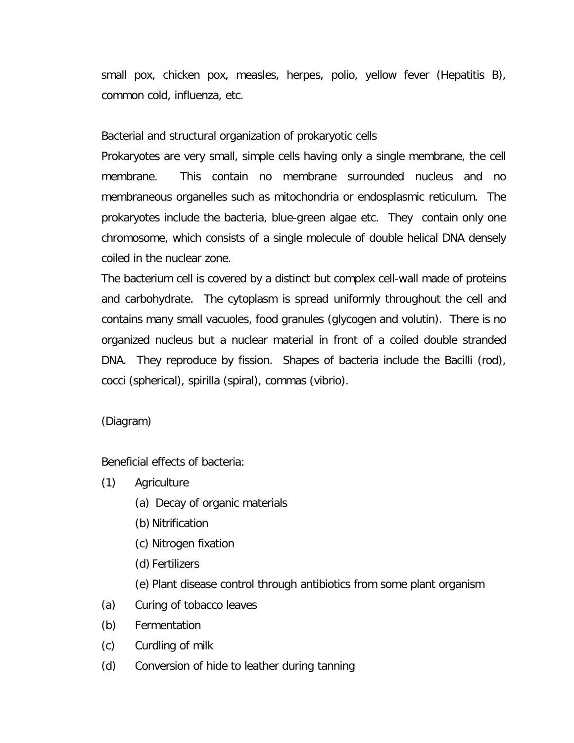small pox, chicken pox, measles, herpes, polio, yellow fever (Hepatitis B), common cold, influenza, etc.

Bacterial and structural organization of prokaryotic cells

Prokaryotes are very small, simple cells having only a single membrane, the cell membrane. This contain no membrane surrounded nucleus and no membraneous organelles such as mitochondria or endosplasmic reticulum. The prokaryotes include the bacteria, blue-green algae etc. They contain only one chromosome, which consists of a single molecule of double helical DNA densely coiled in the nuclear zone.

The bacterium cell is covered by a distinct but complex cell-wall made of proteins and carbohydrate. The cytoplasm is spread uniformly throughout the cell and contains many small vacuoles, food granules (glycogen and volutin). There is no organized nucleus but a nuclear material in front of a coiled double stranded DNA. They reproduce by fission. Shapes of bacteria include the Bacilli (rod), cocci (spherical), spirilla (spiral), commas (vibrio).

(Diagram)

Beneficial effects of bacteria:

(1) Agriculture
  - (a) Decay of organic materials
  - (b) Nitrification
  - (c) Nitrogen fixation
  - (d) Fertilizers
  - (e) Plant disease control through antibiotics from some plant organism

(a) Curing of tobacco leaves

(b) Fermentation

(c) Curdling of milk

(d) Conversion of hide to leather during tanning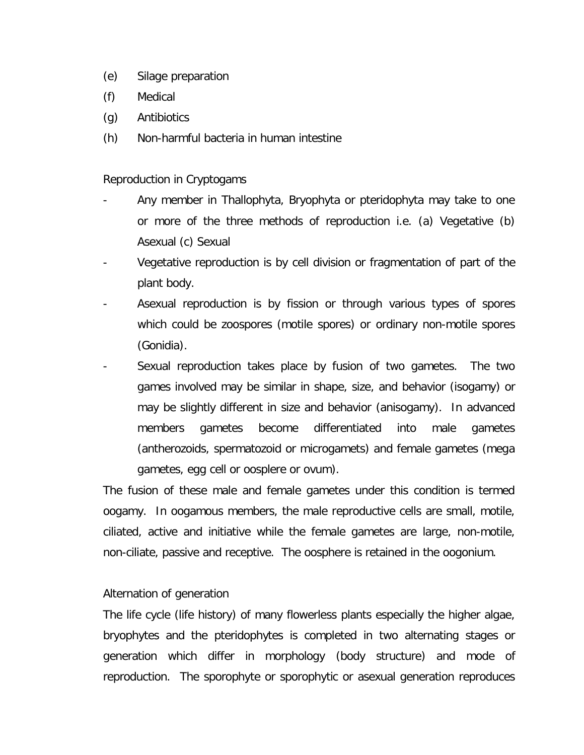(e) Silage preparation

(f) Medical

(g) Antibiotics

(h) Non-harmful bacteria in human intestine

Reproduction in Cryptogams

- Any member in Thallophyta, Bryophyta or pteridophyta may take to one or more of the three methods of reproduction i.e. (a) Vegetative (b) Asexual (c) Sexual
- Vegetative reproduction is by cell division or fragmentation of part of the plant body.
- Asexual reproduction is by fission or through various types of spores which could be zoospores (motile spores) or ordinary non-motile spores (Gonidia).
- Sexual reproduction takes place by fusion of two gametes. The two games involved may be similar in shape, size, and behavior (isogamy) or may be slightly different in size and behavior (anisogamy). In advanced members gametes become differentiated into male gametes (antherozoids, spermatozoid or microgamets) and female gametes (mega gametes, egg cell or oosplere or ovum).

The fusion of these male and female gametes under this condition is termed oogamy. In oogamous members, the male reproductive cells are small, motile, ciliated, active and initiative while the female gametes are large, non-motile, non-ciliate, passive and receptive. The oosphere is retained in the oogonium.

Alternation of generation

The life cycle (life history) of many flowerless plants especially the higher algae, bryophytes and the pteridophytes is completed in two alternating stages or generation which differ in morphology (body structure) and mode of reproduction. The sporophyte or sporophytic or asexual generation reproduces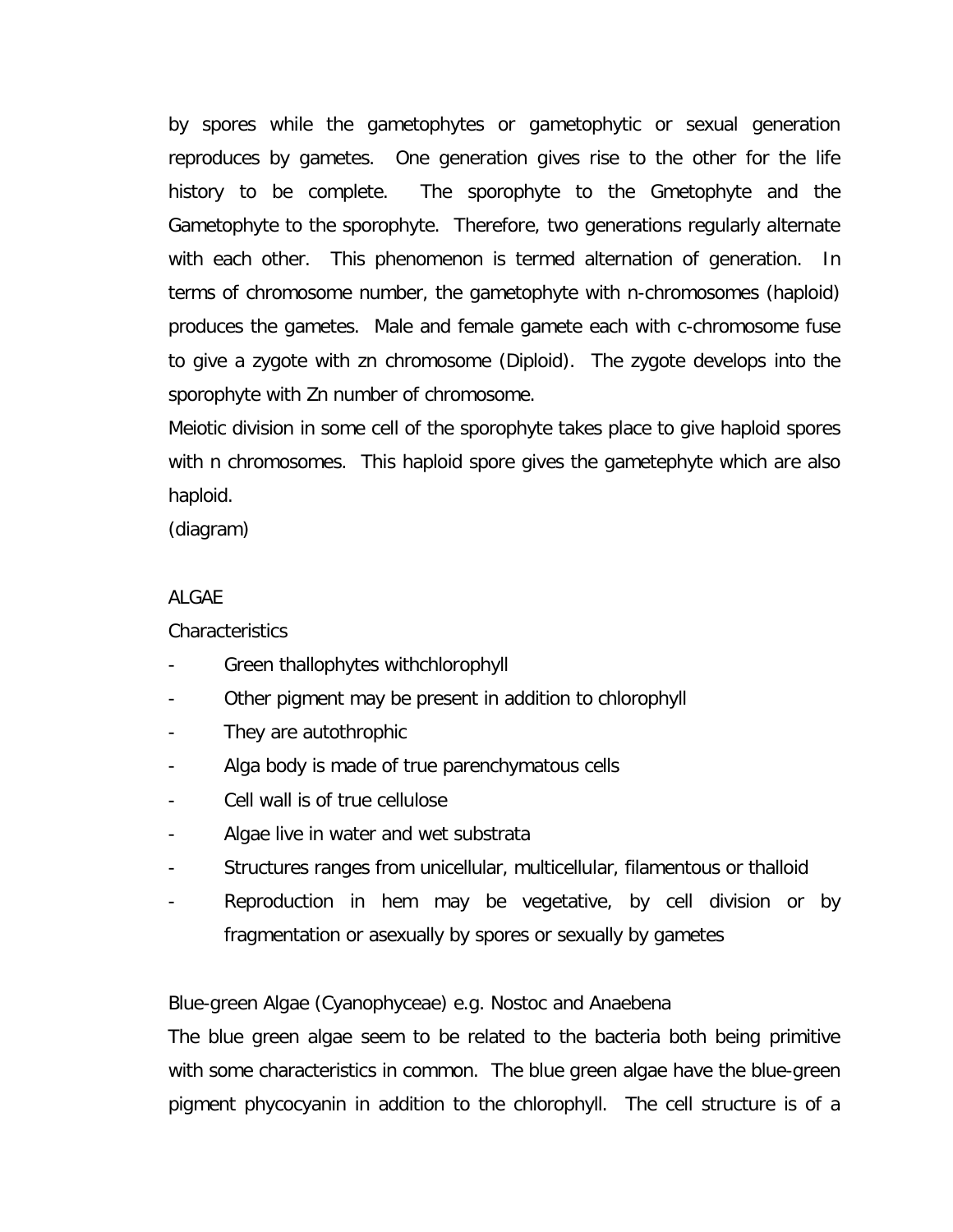by spores while the gametophytes or gametophytic or sexual generation reproduces by gametes. One generation gives rise to the other for the life history to be complete. The sporophyte to the Gmetophyte and the Gametophyte to the sporophyte. Therefore, two generations regularly alternate with each other. This phenomenon is termed alternation of generation. In terms of chromosome number, the gametophyte with n-chromosomes (haploid) produces the gametes. Male and female gamete each with c-chromosome fuse to give a zygote with zn chromosome (Diploid). The zygote develops into the sporophyte with Zn number of chromosome.

Meiotic division in some cell of the sporophyte takes place to give haploid spores with n chromosomes. This haploid spore gives the gametephyte which are also haploid.

(diagram)

ALGAE

Characteristics

- Green thallophytes withchlorophyll
- Other pigment may be present in addition to chlorophyll
- They are autothrophic
- Alga body is made of true parenchymatous cells
- Cell wall is of true cellulose
- Algae live in water and wet substrata
- Structures ranges from unicellular, multicellular, filamentous or thalloid
- Reproduction in hem may be vegetative, by cell division or by fragmentation or asexually by spores or sexually by gametes

Blue-green Algae (Cyanophyceae) e.g. Nostoc and Anaebena

The blue green algae seem to be related to the bacteria both being primitive with some characteristics in common. The blue green algae have the blue-green pigment phycocyanin in addition to the chlorophyll. The cell structure is of a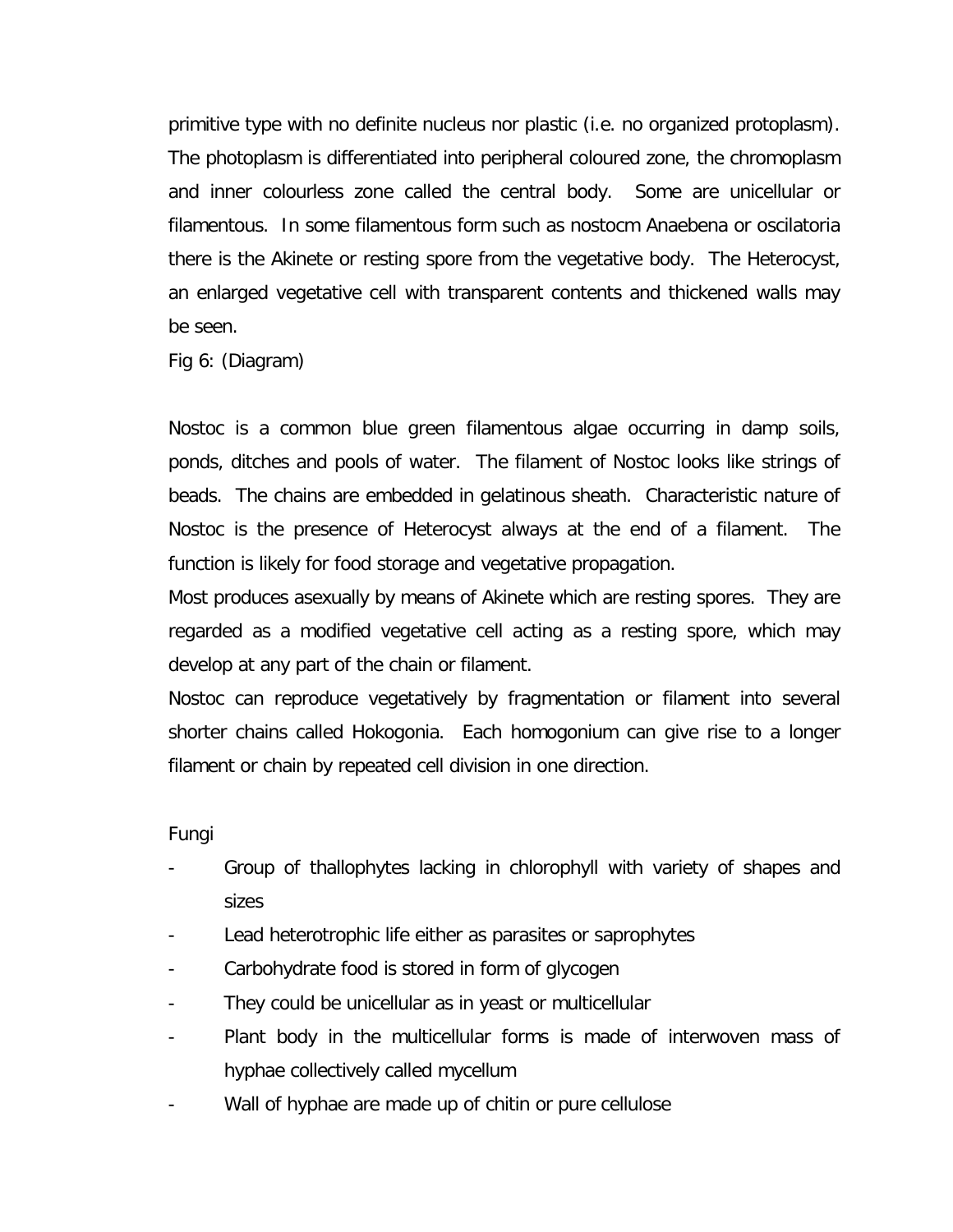primitive type with no definite nucleus nor plastic (i.e. no organized protoplasm). The photoplasm is differentiated into peripheral coloured zone, the chromoplasm and inner colourless zone called the central body. Some are unicellular or filamentous. In some filamentous form such as nostocm Anaebena or oscilatoria there is the Akinete or resting spore from the vegetative body. The Heterocyst, an enlarged vegetative cell with transparent contents and thickened walls may be seen.

Fig 6: (Diagram)

Nostoc is a common blue green filamentous algae occurring in damp soils, ponds, ditches and pools of water. The filament of Nostoc looks like strings of beads. The chains are embedded in gelatinous sheath. Characteristic nature of Nostoc is the presence of Heterocyst always at the end of a filament. The function is likely for food storage and vegetative propagation.

Most produces asexually by means of Akinete which are resting spores. They are regarded as a modified vegetative cell acting as a resting spore, which may develop at any part of the chain or filament.

Nostoc can reproduce vegetatively by fragmentation or filament into several shorter chains called Hokogonia. Each homogonium can give rise to a longer filament or chain by repeated cell division in one direction.

Fungi

- Group of thallophytes lacking in chlorophyll with variety of shapes and sizes
- Lead heterotrophic life either as parasites or saprophytes
- Carbohydrate food is stored in form of glycogen
- They could be unicellular as in yeast or multicellular
- Plant body in the multicellular forms is made of interwoven mass of hyphae collectively called mycellum
- Wall of hyphae are made up of chitin or pure cellulose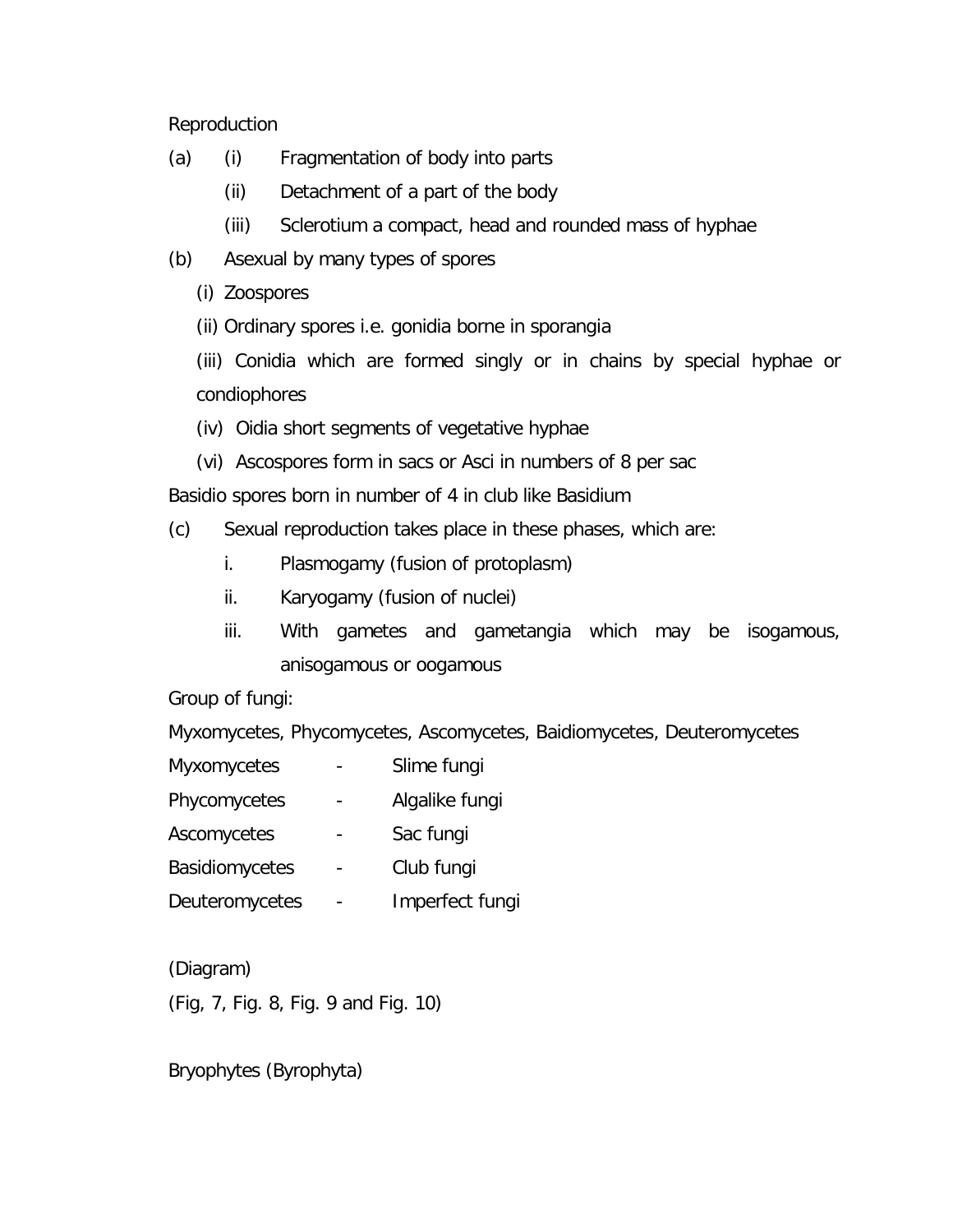Reproduction

(a) (i) Fragmentation of body into parts

(ii) Detachment of a part of the body

(iii) Sclerotium a compact, head and rounded mass of hyphae

(b) Asexual by many types of spores

(i) Zoospores

(ii) Ordinary spores i.e. gonidia borne in sporangia

(iii) Conidia which are formed singly or in chains by special hyphae or condiophores

(iv) Oidia short segments of vegetative hyphae

(vi) Ascospores form in sacs or Asci in numbers of 8 per sac

Basidio spores born in number of 4 in club like Basidium

(c) Sexual reproduction takes place in these phases, which are:

i. Plasmogamy (fusion of protoplasm)

ii. Karyogamy (fusion of nuclei)

iii. With gametes and gametangia which may be isogamous, anisogamous or oogamous

Group of fungi:

Myxomycetes, Phycomycetes, Ascomycetes, Baidiomycetes, Deuteromycetes

Myxomycetes - Slime fungi

Phycomycetes - Algalike fungi

Ascomycetes - Sac fungi

Basidiomycetes - Club fungi

Deuteromycetes - Imperfect fungi

(Diagram)

(Fig, 7, Fig. 8, Fig. 9 and Fig. 10)

Bryophytes (Byrophyta)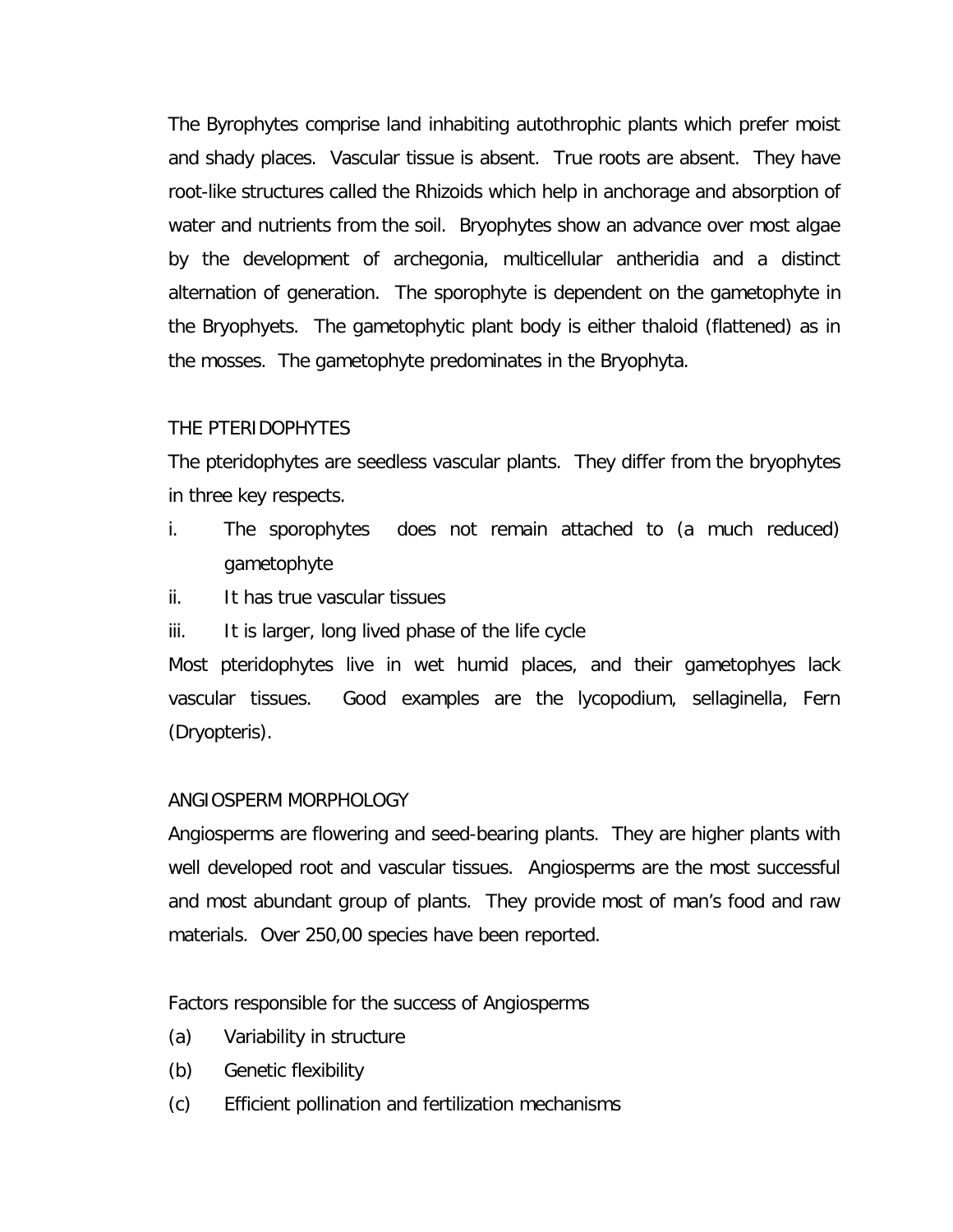The Byrophytes comprise land inhabiting autothrophic plants which prefer moist and shady places. Vascular tissue is absent. True roots are absent. They have root-like structures called the Rhizoids which help in anchorage and absorption of water and nutrients from the soil. Bryophytes show an advance over most algae by the development of archegonia, multicellular antheridia and a distinct alternation of generation. The sporophyte is dependent on the gametophyte in the Bryophyets. The gametophytic plant body is either thaloid (flattened) as in the mosses. The gametophyte predominates in the Bryophyta.

## THE PTERIDOPHYTES

The pteridophytes are seedless vascular plants. They differ from the bryophytes in three key respects.

i. The sporophytes does not remain attached to (a much reduced) gametophyte
ii. It has true vascular tissues
iii. It is larger, long lived phase of the life cycle

Most pteridophytes live in wet humid places, and their gametophyes lack vascular tissues. Good examples are the lycopodium, sellaginella, Fern (Dryopteris).

## ANGIOSPERM MORPHOLOGY

Angiosperms are flowering and seed-bearing plants. They are higher plants with well developed root and vascular tissues. Angiosperms are the most successful and most abundant group of plants. They provide most of man's food and raw materials. Over 250,00 species have been reported.

Factors responsible for the success of Angiosperms

(a) Variability in structure
(b) Genetic flexibility
(c) Efficient pollination and fertilization mechanisms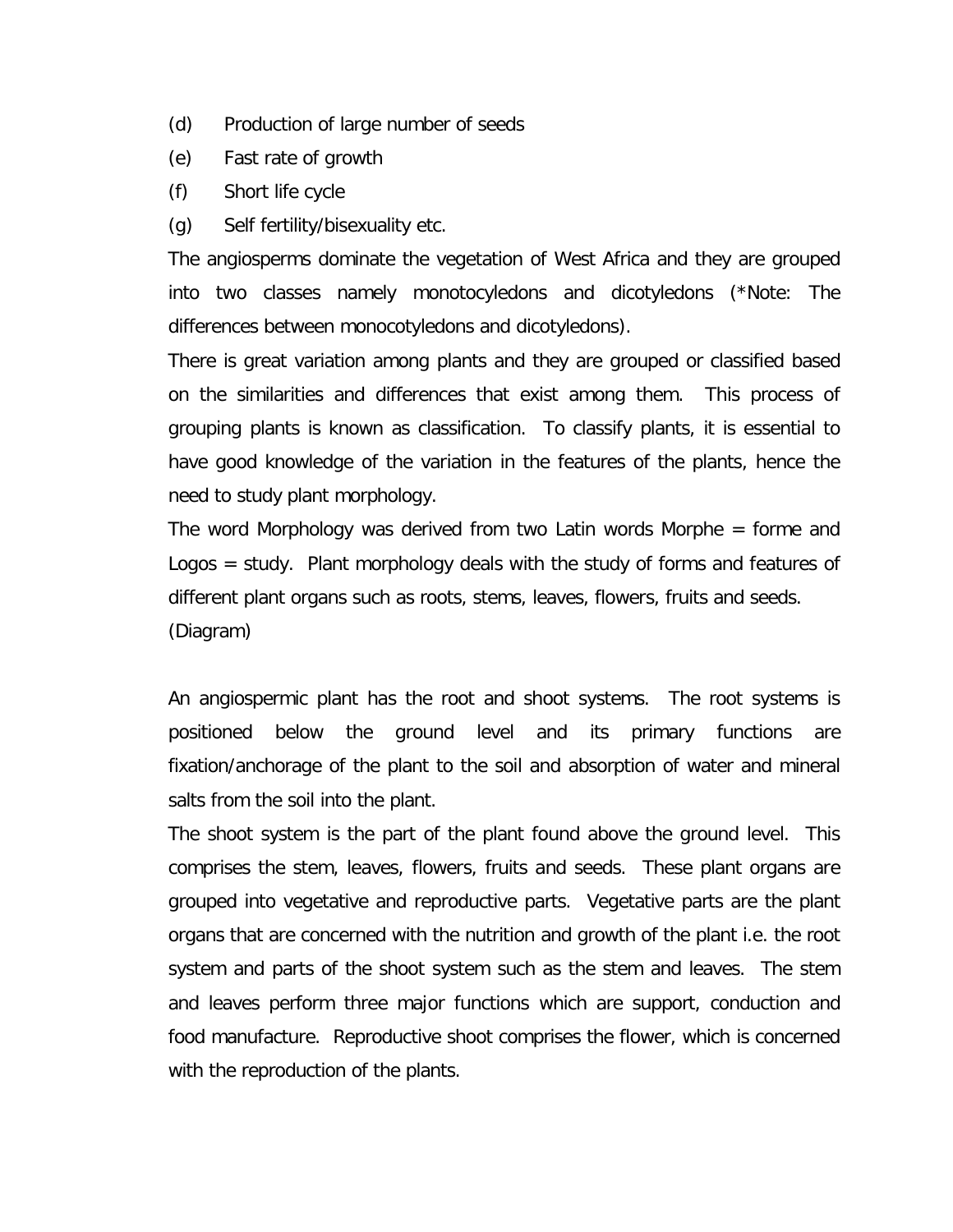(d) Production of large number of seeds

(e) Fast rate of growth

(f) Short life cycle

(g) Self fertility/bisexuality etc.

The angiosperms dominate the vegetation of West Africa and they are grouped into two classes namely monotocyledons and dicotyledons (*Note: The differences between monocotyledons and dicotyledons).

There is great variation among plants and they are grouped or classified based on the similarities and differences that exist among them. This process of grouping plants is known as classification. To classify plants, it is essential to have good knowledge of the variation in the features of the plants, hence the need to study plant morphology.

The word Morphology was derived from two Latin words Morphe = forme and Logos = study. Plant morphology deals with the study of forms and features of different plant organs such as roots, stems, leaves, flowers, fruits and seeds.

(Diagram)

An angiospermic plant has the root and shoot systems. The root systems is positioned below the ground level and its primary functions are fixation/anchorage of the plant to the soil and absorption of water and mineral salts from the soil into the plant.

The shoot system is the part of the plant found above the ground level. This comprises the stem, leaves, flowers, fruits and seeds. These plant organs are grouped into vegetative and reproductive parts. Vegetative parts are the plant organs that are concerned with the nutrition and growth of the plant i.e. the root system and parts of the shoot system such as the stem and leaves. The stem and leaves perform three major functions which are support, conduction and food manufacture. Reproductive shoot comprises the flower, which is concerned with the reproduction of the plants.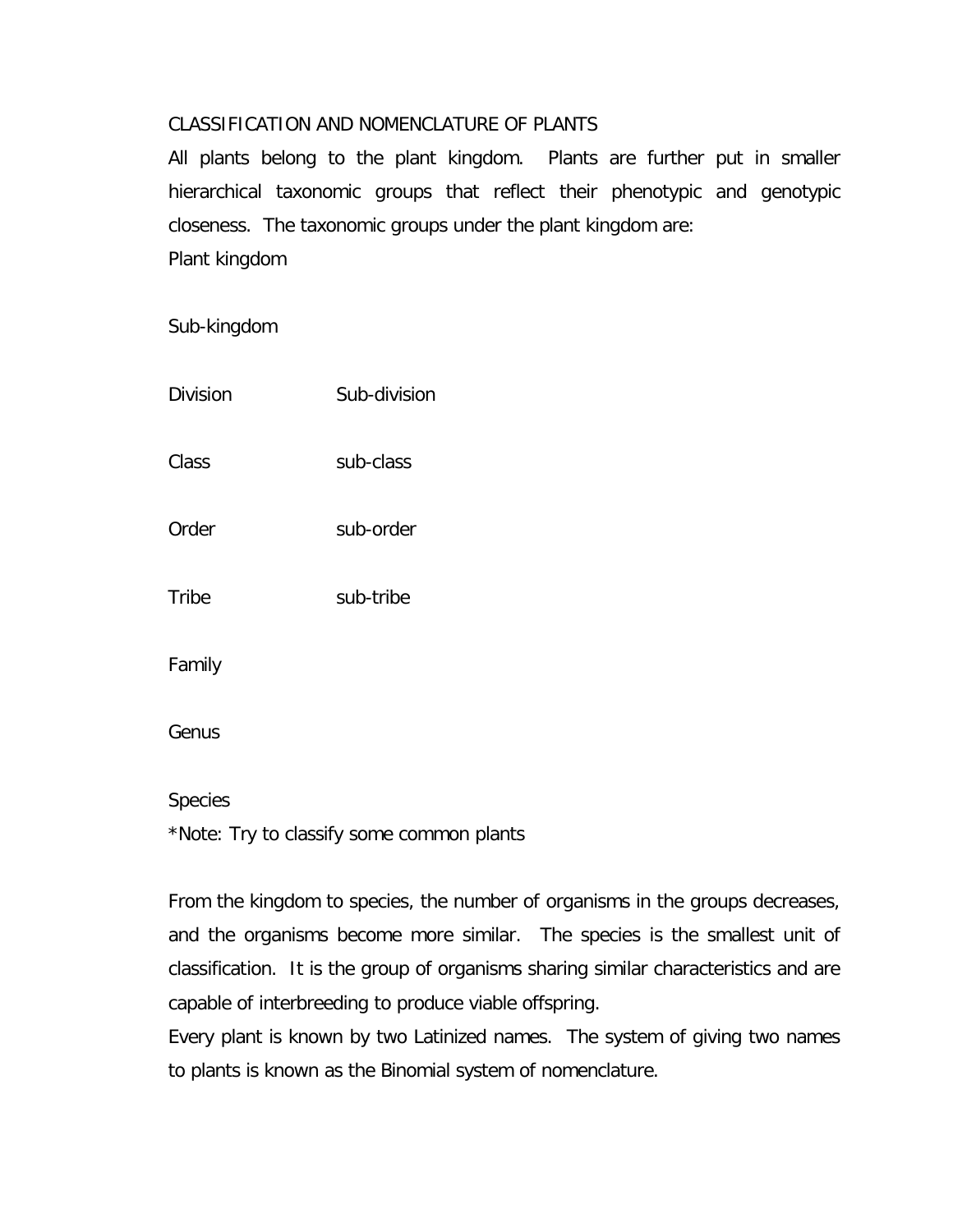## CLASSIFICATION AND NOMENCLATURE OF PLANTS

All plants belong to the plant kingdom. Plants are further put in smaller hierarchical taxonomic groups that reflect their phenotypic and genotypic closeness. The taxonomic groups under the plant kingdom are:

Plant kingdom

Sub-kingdom

| | |
|---|---|
| Division | Sub-division |
| Class | sub-class |
| Order | sub-order |
| Tribe | sub-tribe |

Family

Genus

Species

*Note: Try to classify some common plants

From the kingdom to species, the number of organisms in the groups decreases, and the organisms become more similar. The species is the smallest unit of classification. It is the group of organisms sharing similar characteristics and are capable of interbreeding to produce viable offspring.

Every plant is known by two Latinized names. The system of giving two names to plants is known as the Binomial system of nomenclature.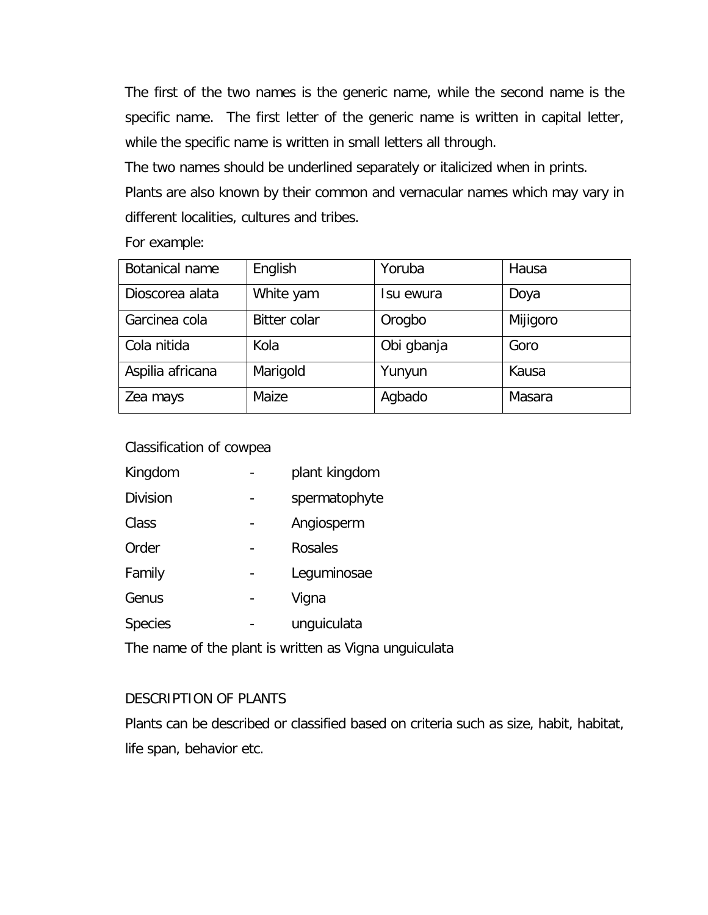The first of the two names is the generic name, while the second name is the specific name. The first letter of the generic name is written in capital letter, while the specific name is written in small letters all through.

The two names should be underlined separately or italicized when in prints.

Plants are also known by their common and vernacular names which may vary in different localities, cultures and tribes.

For example:

| Botanical name | English | Yoruba | Hausa |
|---|---|---|---|
| Dioscorea alata | White yam | Isu ewura | Doya |
| Garcinea cola | Bitter colar | Orogbo | Mijigoro |
| Cola nitida | Kola | Obi gbanja | Goro |
| Aspilia africana | Marigold | Yunyun | Kausa |
| Zea mays | Maize | Agbado | Masara |

Classification of cowpea

Kingdom - plant kingdom

Division - spermatophyte

Class - Angiosperm

Order - Rosales

Family - Leguminosae

Genus - Vigna

Species - unguiculata

The name of the plant is written as Vigna unguiculata

DESCRIPTION OF PLANTS

Plants can be described or classified based on criteria such as size, habit, habitat, life span, behavior etc.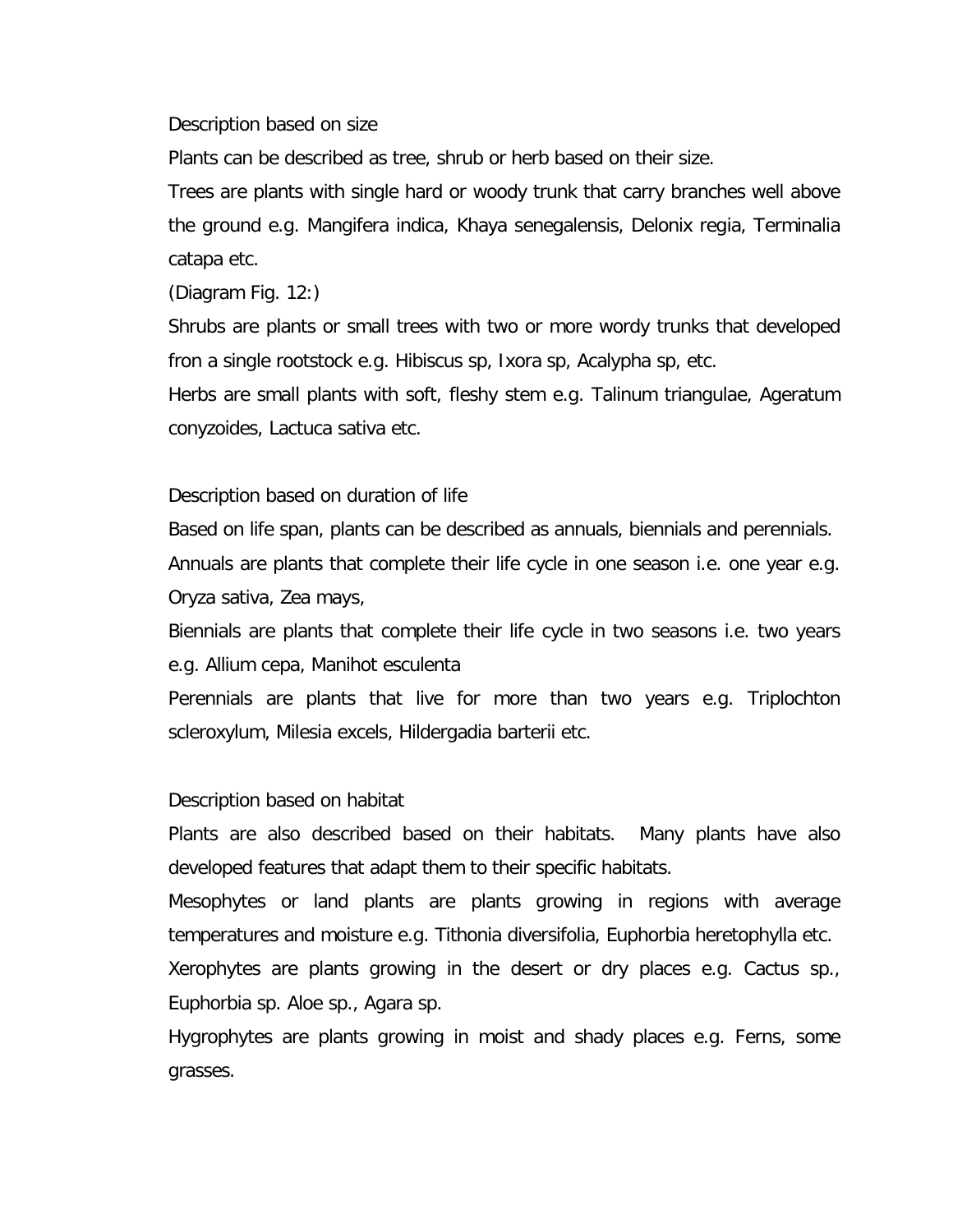Description based on size

Plants can be described as tree, shrub or herb based on their size.

Trees are plants with single hard or woody trunk that carry branches well above the ground e.g. Mangifera indica, Khaya senegalensis, Delonix regia, Terminalia catapa etc.

(Diagram Fig. 12:)

Shrubs are plants or small trees with two or more wordy trunks that developed fron a single rootstock e.g. Hibiscus sp, Ixora sp, Acalypha sp, etc.

Herbs are small plants with soft, fleshy stem e.g. Talinum triangulae, Ageratum conyzoides, Lactuca sativa etc.

Description based on duration of life

Based on life span, plants can be described as annuals, biennials and perennials.

Annuals are plants that complete their life cycle in one season i.e. one year e.g. Oryza sativa, Zea mays,

Biennials are plants that complete their life cycle in two seasons i.e. two years e.g. Allium cepa, Manihot esculenta

Perennials are plants that live for more than two years e.g. Triplochton scleroxylum, Milesia excels, Hildergadia barterii etc.

Description based on habitat

Plants are also described based on their habitats. Many plants have also developed features that adapt them to their specific habitats.

Mesophytes or land plants are plants growing in regions with average temperatures and moisture e.g. Tithonia diversifolia, Euphorbia heretophylla etc.

Xerophytes are plants growing in the desert or dry places e.g. Cactus sp., Euphorbia sp. Aloe sp., Agara sp.

Hygrophytes are plants growing in moist and shady places e.g. Ferns, some grasses.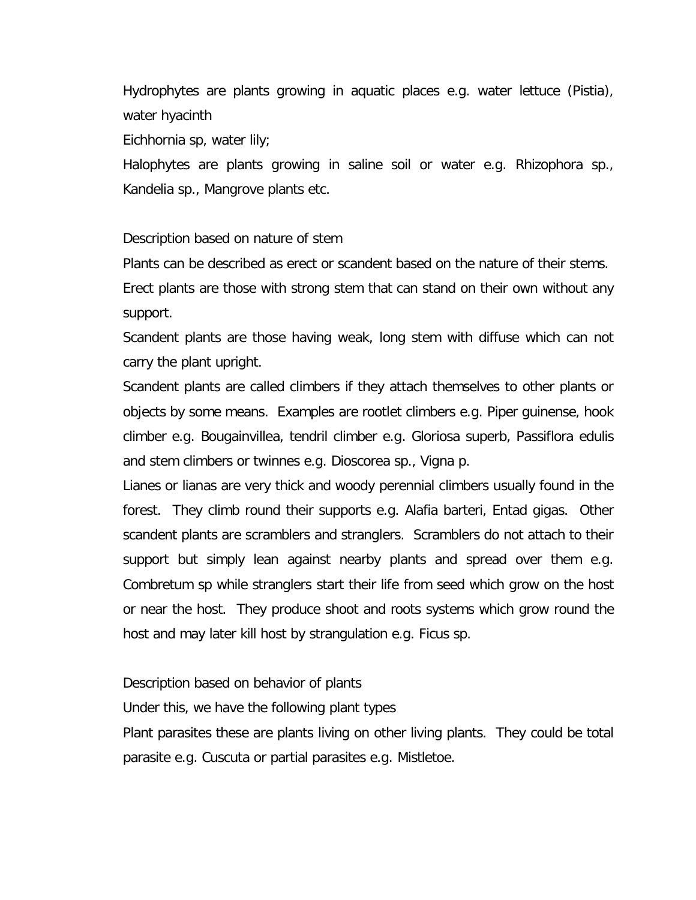Hydrophytes are plants growing in aquatic places e.g. water lettuce (Pistia), water hyacinth

Eichhornia sp, water lily;

Halophytes are plants growing in saline soil or water e.g. Rhizophora sp., Kandelia sp., Mangrove plants etc.

Description based on nature of stem

Plants can be described as erect or scandent based on the nature of their stems.

Erect plants are those with strong stem that can stand on their own without any support.

Scandent plants are those having weak, long stem with diffuse which can not carry the plant upright.

Scandent plants are called climbers if they attach themselves to other plants or objects by some means. Examples are rootlet climbers e.g. Piper guinense, hook climber e.g. Bougainvillea, tendril climber e.g. Gloriosa superb, Passiflora edulis and stem climbers or twinnes e.g. Dioscorea sp., Vigna p.

Lianes or lianas are very thick and woody perennial climbers usually found in the forest. They climb round their supports e.g. Alafia barteri, Entad gigas. Other scandent plants are scramblers and stranglers. Scramblers do not attach to their support but simply lean against nearby plants and spread over them e.g. Combretum sp while stranglers start their life from seed which grow on the host or near the host. They produce shoot and roots systems which grow round the host and may later kill host by strangulation e.g. Ficus sp.

Description based on behavior of plants

Under this, we have the following plant types

Plant parasites these are plants living on other living plants. They could be total parasite e.g. Cuscuta or partial parasites e.g. Mistletoe.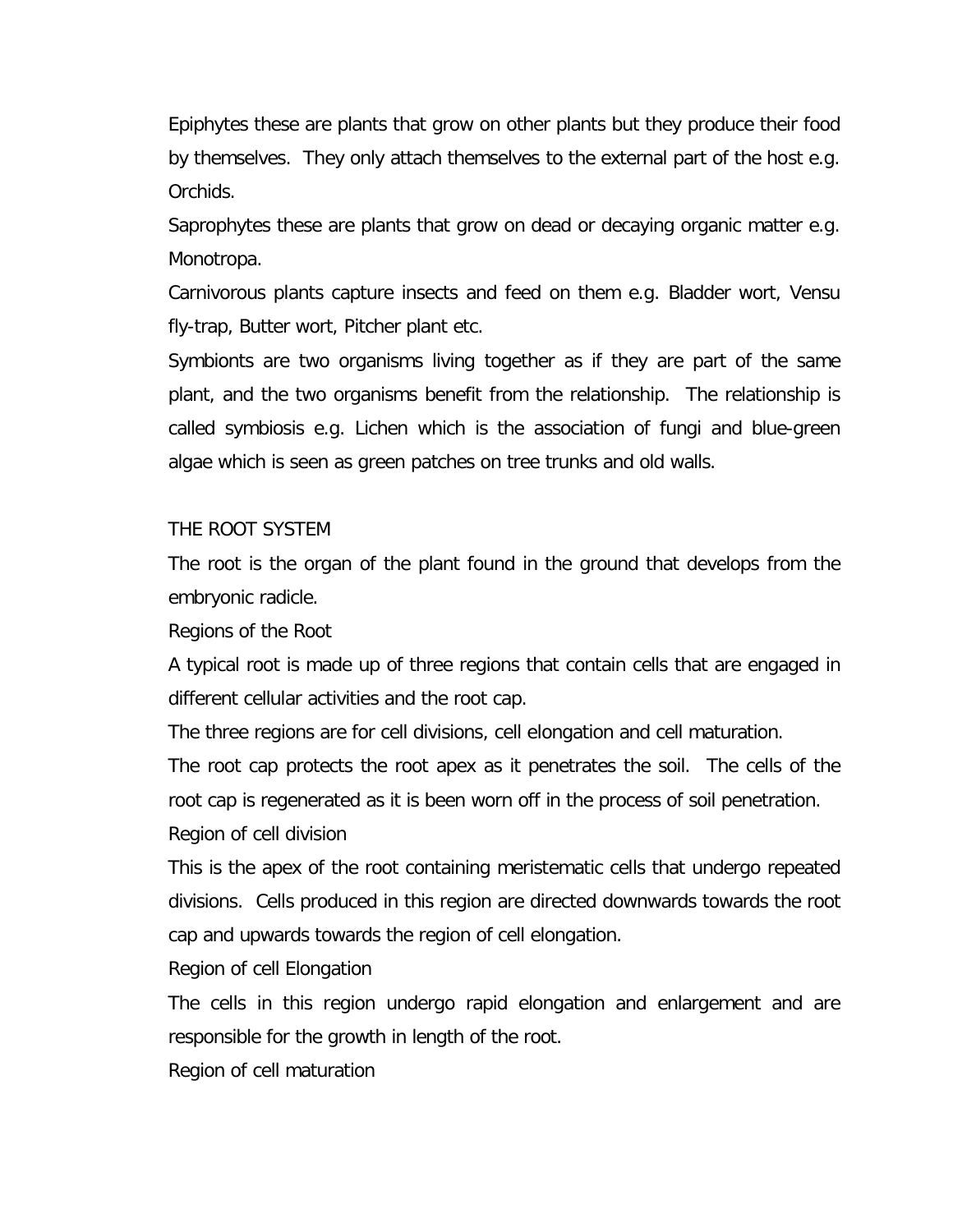Epiphytes these are plants that grow on other plants but they produce their food by themselves. They only attach themselves to the external part of the host e.g. Orchids.

Saprophytes these are plants that grow on dead or decaying organic matter e.g. Monotropa.

Carnivorous plants capture insects and feed on them e.g. Bladder wort, Vensu fly-trap, Butter wort, Pitcher plant etc.

Symbionts are two organisms living together as if they are part of the same plant, and the two organisms benefit from the relationship. The relationship is called symbiosis e.g. Lichen which is the association of fungi and blue-green algae which is seen as green patches on tree trunks and old walls.

## THE ROOT SYSTEM

The root is the organ of the plant found in the ground that develops from the embryonic radicle.

### Regions of the Root

A typical root is made up of three regions that contain cells that are engaged in different cellular activities and the root cap.

The three regions are for cell divisions, cell elongation and cell maturation.

The root cap protects the root apex as it penetrates the soil. The cells of the root cap is regenerated as it is been worn off in the process of soil penetration.

#### Region of cell division

This is the apex of the root containing meristematic cells that undergo repeated divisions. Cells produced in this region are directed downwards towards the root cap and upwards towards the region of cell elongation.

#### Region of cell Elongation

The cells in this region undergo rapid elongation and enlargement and are responsible for the growth in length of the root.

#### Region of cell maturation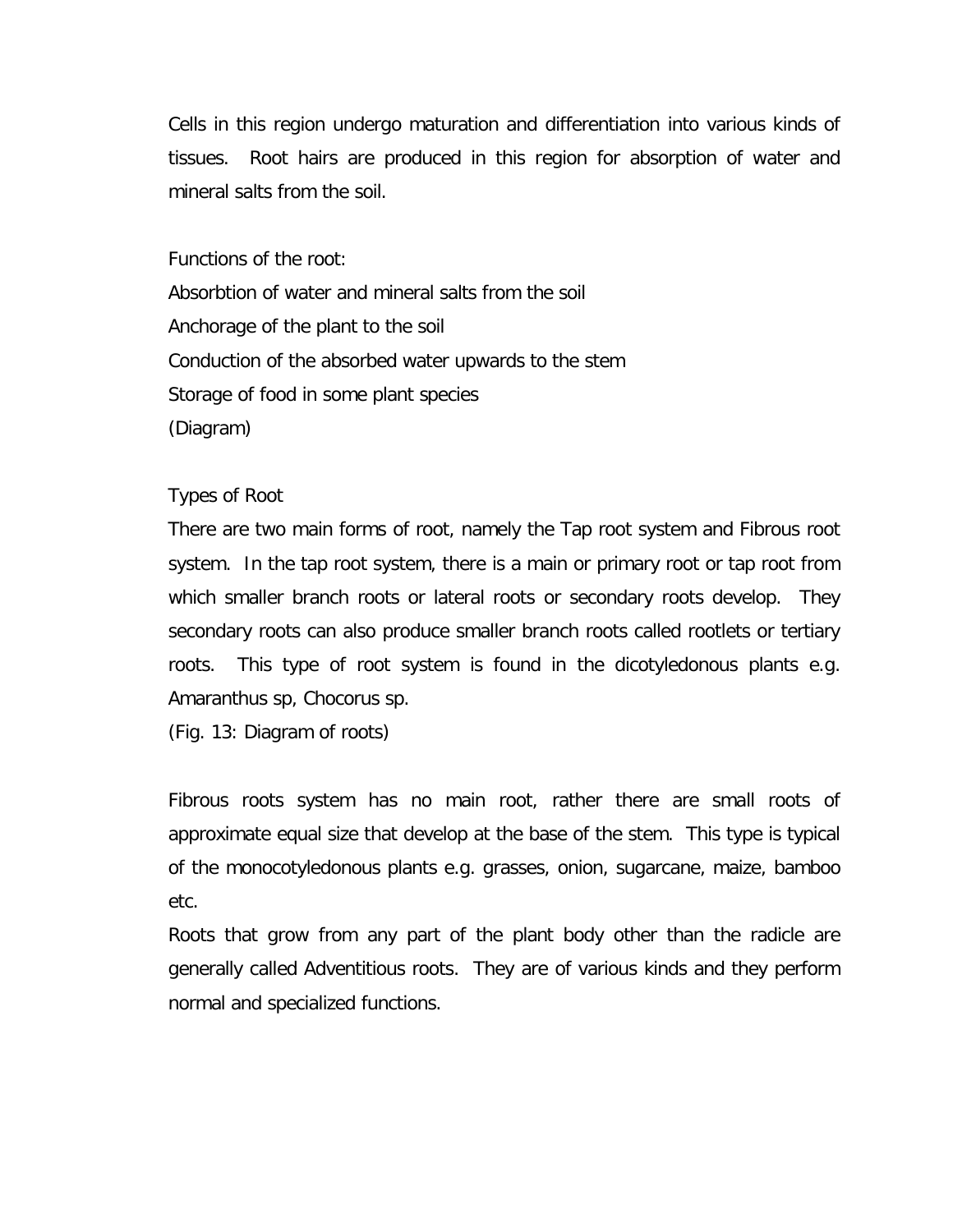Cells in this region undergo maturation and differentiation into various kinds of tissues. Root hairs are produced in this region for absorption of water and mineral salts from the soil.

Functions of the root:

Absorbtion of water and mineral salts from the soil

Anchorage of the plant to the soil

Conduction of the absorbed water upwards to the stem

Storage of food in some plant species

(Diagram)

Types of Root

There are two main forms of root, namely the Tap root system and Fibrous root system. In the tap root system, there is a main or primary root or tap root from which smaller branch roots or lateral roots or secondary roots develop. They secondary roots can also produce smaller branch roots called rootlets or tertiary roots. This type of root system is found in the dicotyledonous plants e.g. Amaranthus sp, Chocorus sp.

(Fig. 13: Diagram of roots)

Fibrous roots system has no main root, rather there are small roots of approximate equal size that develop at the base of the stem. This type is typical of the monocotyledonous plants e.g. grasses, onion, sugarcane, maize, bamboo etc.

Roots that grow from any part of the plant body other than the radicle are generally called Adventitious roots. They are of various kinds and they perform normal and specialized functions.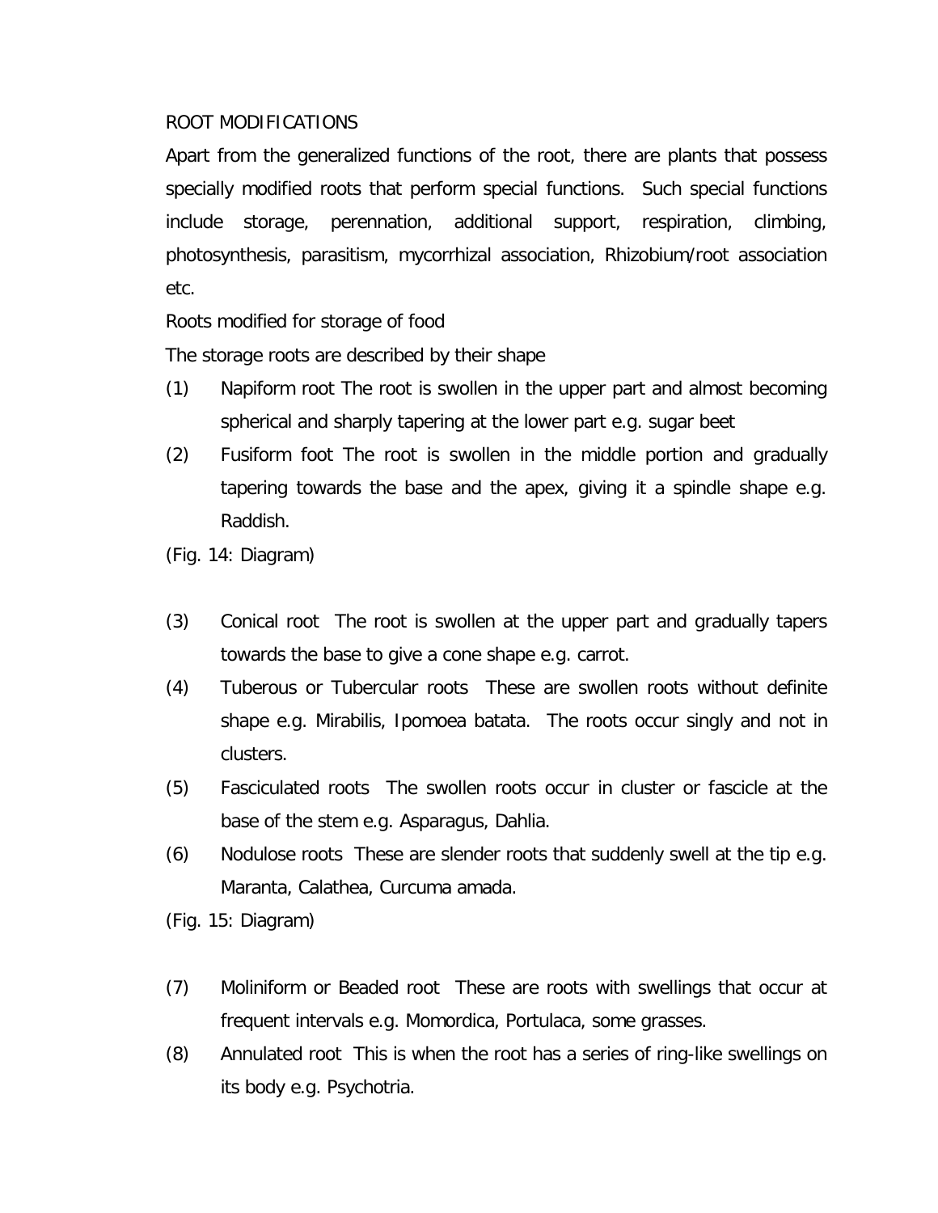ROOT MODIFICATIONS

Apart from the generalized functions of the root, there are plants that possess specially modified roots that perform special functions. Such special functions include storage, perennation, additional support, respiration, climbing, photosynthesis, parasitism, mycorrhizal association, Rhizobium/root association etc.

Roots modified for storage of food

The storage roots are described by their shape

(1) Napiform root The root is swollen in the upper part and almost becoming spherical and sharply tapering at the lower part e.g. sugar beet

(2) Fusiform foot The root is swollen in the middle portion and gradually tapering towards the base and the apex, giving it a spindle shape e.g. Raddish.

(Fig. 14: Diagram)

(3) Conical root The root is swollen at the upper part and gradually tapers towards the base to give a cone shape e.g. carrot.

(4) Tuberous or Tubercular roots These are swollen roots without definite shape e.g. Mirabilis, Ipomoea batata. The roots occur singly and not in clusters.

(5) Fasciculated roots The swollen roots occur in cluster or fascicle at the base of the stem e.g. Asparagus, Dahlia.

(6) Nodulose roots These are slender roots that suddenly swell at the tip e.g. Maranta, Calathea, Curcuma amada.

(Fig. 15: Diagram)

(7) Moliniform or Beaded root These are roots with swellings that occur at frequent intervals e.g. Momordica, Portulaca, some grasses.

(8) Annulated root This is when the root has a series of ring-like swellings on its body e.g. Psychotria.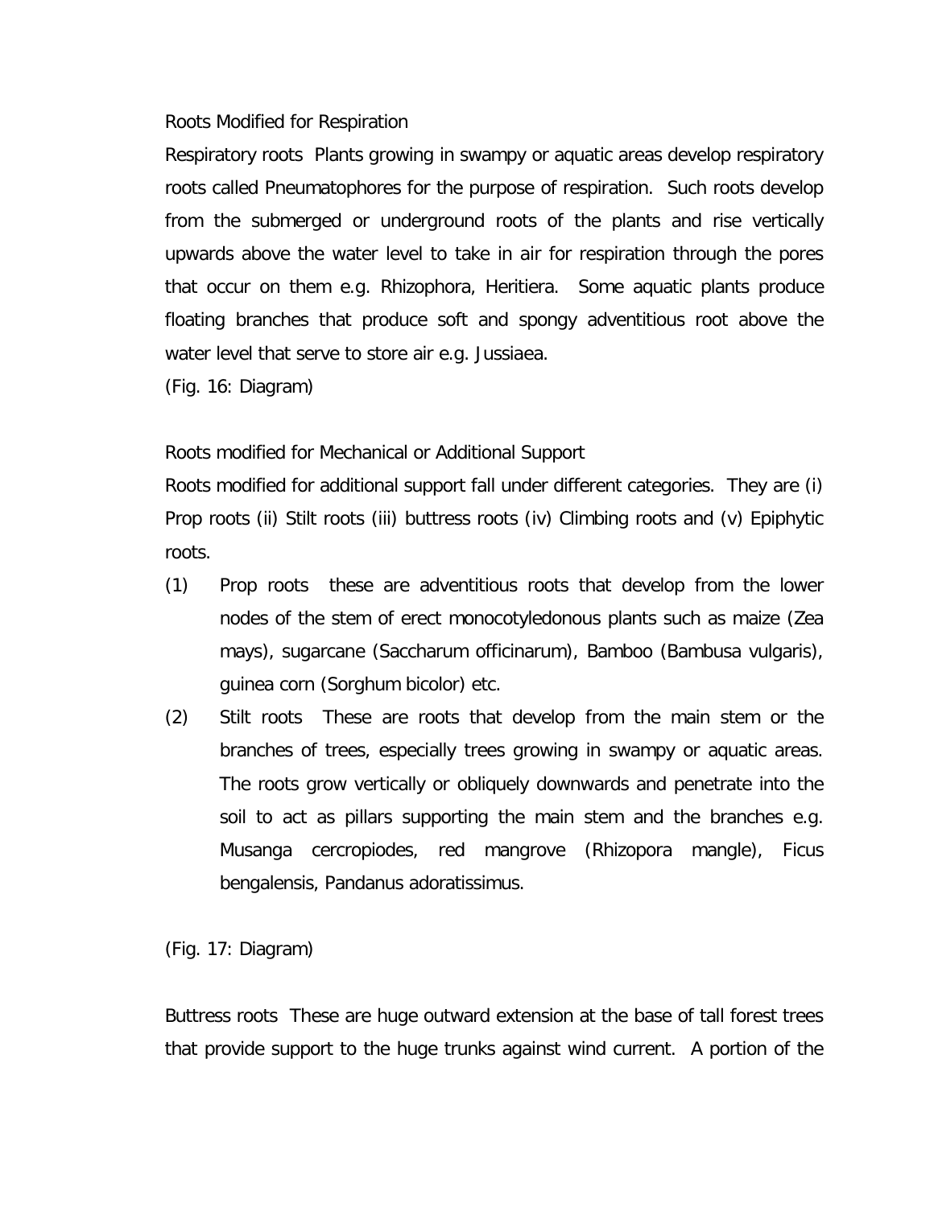Roots Modified for Respiration

Respiratory roots  Plants growing in swampy or aquatic areas develop respiratory roots called Pneumatophores for the purpose of respiration.  Such roots develop from the submerged or underground roots of the plants and rise vertically upwards above the water level to take in air for respiration through the pores that occur on them e.g. Rhizophora, Heritiera.  Some aquatic plants produce floating branches that produce soft and spongy adventitious root above the water level that serve to store air e.g. Jussiaea.

(Fig. 16: Diagram)

Roots modified for Mechanical or Additional Support

Roots modified for additional support fall under different categories.  They are (i) Prop roots (ii) Stilt roots (iii) buttress roots (iv) Climbing roots and (v) Epiphytic roots.

(1) Prop roots  these are adventitious roots that develop from the lower nodes of the stem of erect monocotyledonous plants such as maize (Zea mays), sugarcane (Saccharum officinarum), Bamboo (Bambusa vulgaris), guinea corn (Sorghum bicolor) etc.

(2) Stilt roots  These are roots that develop from the main stem or the branches of trees, especially trees growing in swampy or aquatic areas. The roots grow vertically or obliquely downwards and penetrate into the soil to act as pillars supporting the main stem and the branches e.g. Musanga cercropiodes, red mangrove (Rhizopora mangle), Ficus bengalensis, Pandanus adoratissimus.

(Fig. 17: Diagram)

Buttress roots  These are huge outward extension at the base of tall forest trees that provide support to the huge trunks against wind current.  A portion of the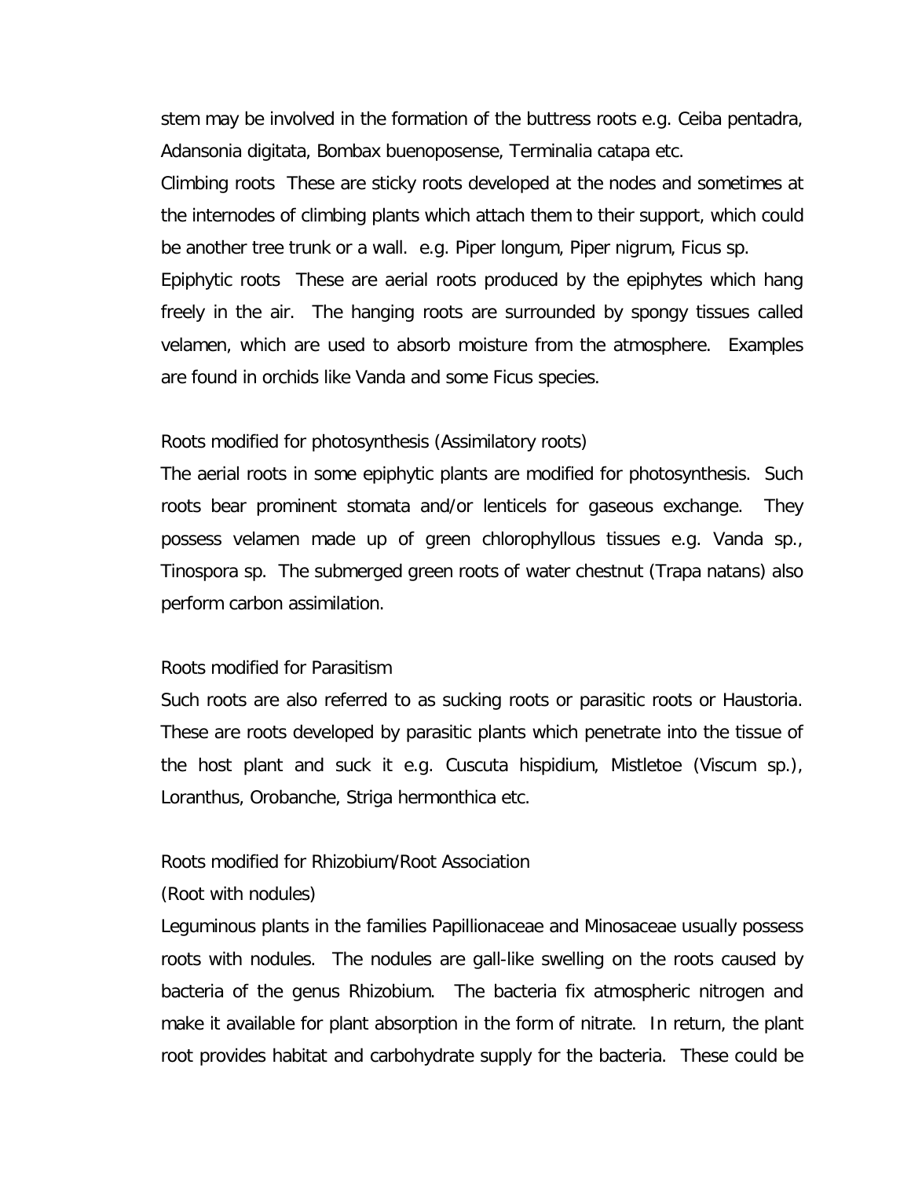stem may be involved in the formation of the buttress roots e.g. Ceiba pentadra, Adansonia digitata, Bombax buenoposense, Terminalia catapa etc.

Climbing roots These are sticky roots developed at the nodes and sometimes at the internodes of climbing plants which attach them to their support, which could be another tree trunk or a wall. e.g. Piper longum, Piper nigrum, Ficus sp.

Epiphytic roots These are aerial roots produced by the epiphytes which hang freely in the air. The hanging roots are surrounded by spongy tissues called velamen, which are used to absorb moisture from the atmosphere. Examples are found in orchids like Vanda and some Ficus species.

Roots modified for photosynthesis (Assimilatory roots)

The aerial roots in some epiphytic plants are modified for photosynthesis. Such roots bear prominent stomata and/or lenticels for gaseous exchange. They possess velamen made up of green chlorophyllous tissues e.g. Vanda sp., Tinospora sp. The submerged green roots of water chestnut (Trapa natans) also perform carbon assimilation.

Roots modified for Parasitism

Such roots are also referred to as sucking roots or parasitic roots or Haustoria. These are roots developed by parasitic plants which penetrate into the tissue of the host plant and suck it e.g. Cuscuta hispidium, Mistletoe (Viscum sp.), Loranthus, Orobanche, Striga hermonthica etc.

Roots modified for Rhizobium/Root Association

(Root with nodules)

Leguminous plants in the families Papillionaceae and Minosaceae usually possess roots with nodules. The nodules are gall-like swelling on the roots caused by bacteria of the genus Rhizobium. The bacteria fix atmospheric nitrogen and make it available for plant absorption in the form of nitrate. In return, the plant root provides habitat and carbohydrate supply for the bacteria. These could be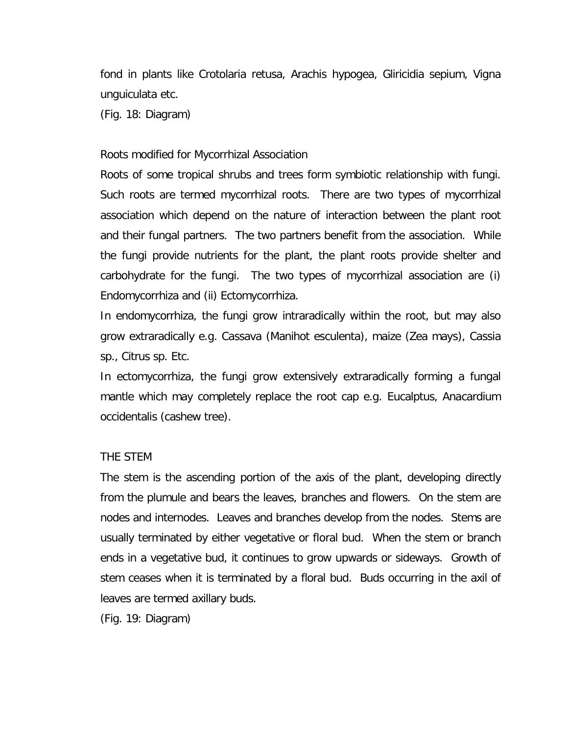fond in plants like Crotolaria retusa, Arachis hypogea, Gliricidia sepium, Vigna unguiculata etc.

(Fig. 18: Diagram)

Roots modified for Mycorrhizal Association

Roots of some tropical shrubs and trees form symbiotic relationship with fungi. Such roots are termed mycorrhizal roots. There are two types of mycorrhizal association which depend on the nature of interaction between the plant root and their fungal partners. The two partners benefit from the association. While the fungi provide nutrients for the plant, the plant roots provide shelter and carbohydrate for the fungi. The two types of mycorrhizal association are (i) Endomycorrhiza and (ii) Ectomycorrhiza.

In endomycorrhiza, the fungi grow intraradically within the root, but may also grow extraradically e.g. Cassava (Manihot esculenta), maize (Zea mays), Cassia sp., Citrus sp. Etc.

In ectomycorrhiza, the fungi grow extensively extraradically forming a fungal mantle which may completely replace the root cap e.g. Eucalptus, Anacardium occidentalis (cashew tree).

THE STEM

The stem is the ascending portion of the axis of the plant, developing directly from the plumule and bears the leaves, branches and flowers. On the stem are nodes and internodes. Leaves and branches develop from the nodes. Stems are usually terminated by either vegetative or floral bud. When the stem or branch ends in a vegetative bud, it continues to grow upwards or sideways. Growth of stem ceases when it is terminated by a floral bud. Buds occurring in the axil of leaves are termed axillary buds.

(Fig. 19: Diagram)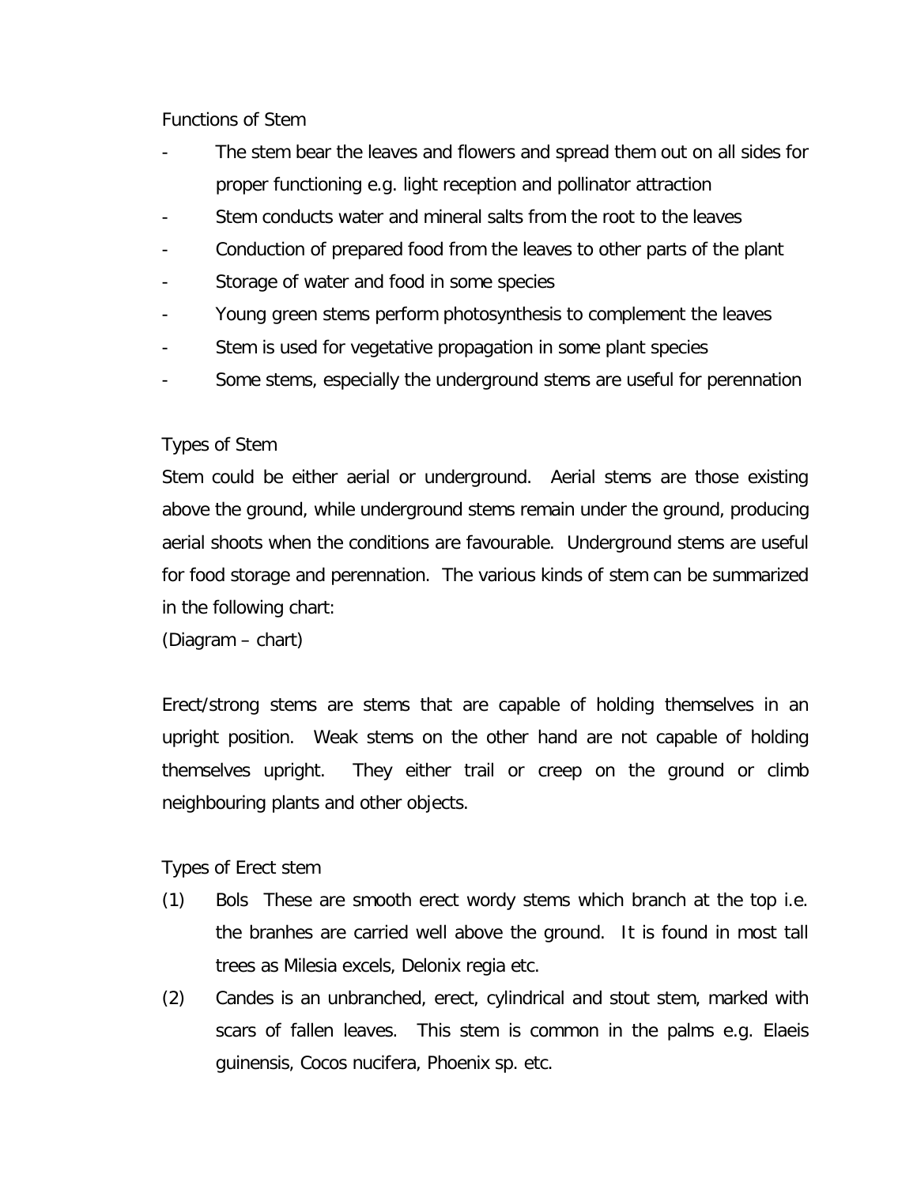Functions of Stem

- The stem bear the leaves and flowers and spread them out on all sides for proper functioning e.g. light reception and pollinator attraction
- Stem conducts water and mineral salts from the root to the leaves
- Conduction of prepared food from the leaves to other parts of the plant
- Storage of water and food in some species
- Young green stems perform photosynthesis to complement the leaves
- Stem is used for vegetative propagation in some plant species
- Some stems, especially the underground stems are useful for perennation

Types of Stem

Stem could be either aerial or underground. Aerial stems are those existing above the ground, while underground stems remain under the ground, producing aerial shoots when the conditions are favourable. Underground stems are useful for food storage and perennation. The various kinds of stem can be summarized in the following chart:

(Diagram – chart)

Erect/strong stems are stems that are capable of holding themselves in an upright position. Weak stems on the other hand are not capable of holding themselves upright. They either trail or creep on the ground or climb neighbouring plants and other objects.

Types of Erect stem

(1) Bols These are smooth erect wordy stems which branch at the top i.e. the branhes are carried well above the ground. It is found in most tall trees as Milesia excels, Delonix regia etc.

(2) Candes is an unbranched, erect, cylindrical and stout stem, marked with scars of fallen leaves. This stem is common in the palms e.g. Elaeis guinensis, Cocos nucifera, Phoenix sp. etc.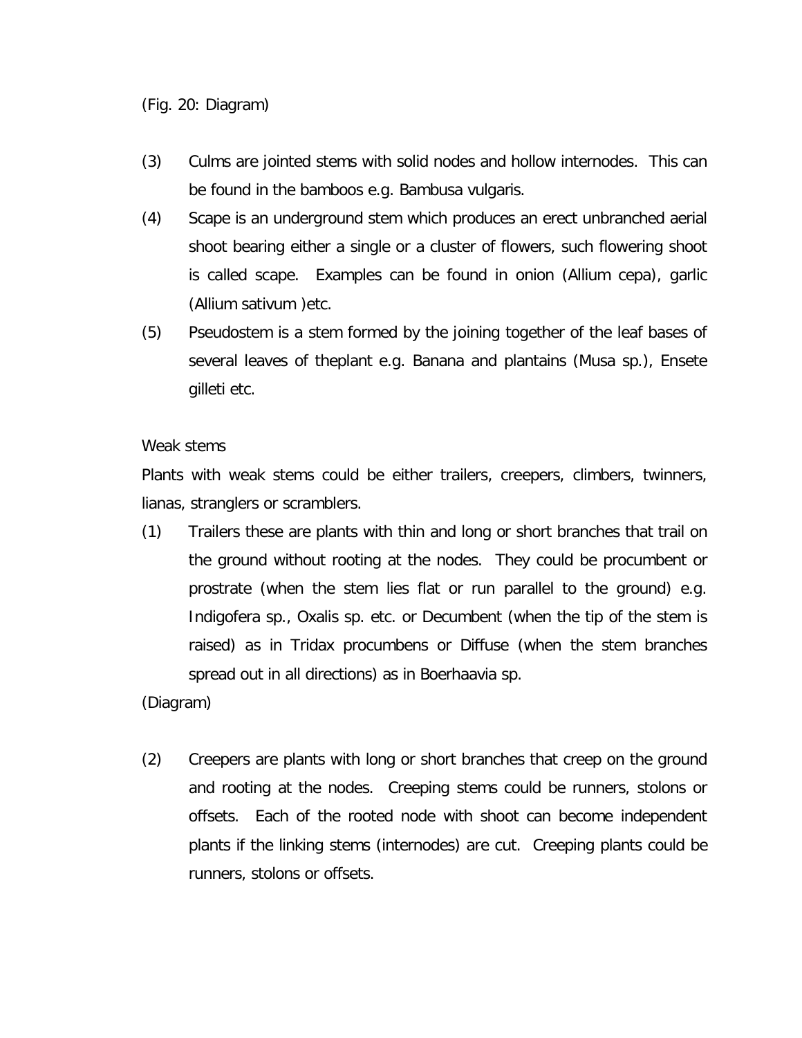(Fig. 20: Diagram)

(3) Culms are jointed stems with solid nodes and hollow internodes. This can be found in the bamboos e.g. Bambusa vulgaris.

(4) Scape is an underground stem which produces an erect unbranched aerial shoot bearing either a single or a cluster of flowers, such flowering shoot is called scape. Examples can be found in onion (Allium cepa), garlic (Allium sativum )etc.

(5) Pseudostem is a stem formed by the joining together of the leaf bases of several leaves of theplant e.g. Banana and plantains (Musa sp.), Ensete gilleti etc.

Weak stems

Plants with weak stems could be either trailers, creepers, climbers, twinners, lianas, stranglers or scramblers.

(1) Trailers these are plants with thin and long or short branches that trail on the ground without rooting at the nodes. They could be procumbent or prostrate (when the stem lies flat or run parallel to the ground) e.g. Indigofera sp., Oxalis sp. etc. or Decumbent (when the tip of the stem is raised) as in Tridax procumbens or Diffuse (when the stem branches spread out in all directions) as in Boerhaavia sp.

(Diagram)

(2) Creepers are plants with long or short branches that creep on the ground and rooting at the nodes. Creeping stems could be runners, stolons or offsets. Each of the rooted node with shoot can become independent plants if the linking stems (internodes) are cut. Creeping plants could be runners, stolons or offsets.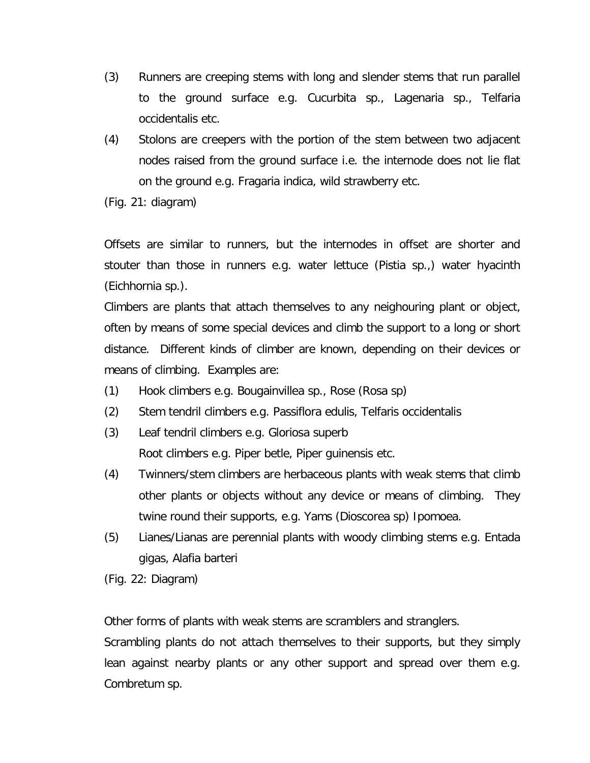(3) Runners are creeping stems with long and slender stems that run parallel to the ground surface e.g. Cucurbita sp., Lagenaria sp., Telfaria occidentalis etc.

(4) Stolons are creepers with the portion of the stem between two adjacent nodes raised from the ground surface i.e. the internode does not lie flat on the ground e.g. Fragaria indica, wild strawberry etc.

(Fig. 21: diagram)

Offsets are similar to runners, but the internodes in offset are shorter and stouter than those in runners e.g. water lettuce (Pistia sp.,) water hyacinth (Eichhornia sp.).

Climbers are plants that attach themselves to any neighouring plant or object, often by means of some special devices and climb the support to a long or short distance. Different kinds of climber are known, depending on their devices or means of climbing. Examples are:

(1) Hook climbers e.g. Bougainvillea sp., Rose (Rosa sp)

(2) Stem tendril climbers e.g. Passiflora edulis, Telfaris occidentalis

(3) Leaf tendril climbers e.g. Gloriosa superb
Root climbers e.g. Piper betle, Piper guinensis etc.

(4) Twinners/stem climbers are herbaceous plants with weak stems that climb other plants or objects without any device or means of climbing. They twine round their supports, e.g. Yams (Dioscorea sp) Ipomoea.

(5) Lianes/Lianas are perennial plants with woody climbing stems e.g. Entada gigas, Alafia barteri

(Fig. 22: Diagram)

Other forms of plants with weak stems are scramblers and stranglers.

Scrambling plants do not attach themselves to their supports, but they simply lean against nearby plants or any other support and spread over them e.g. Combretum sp.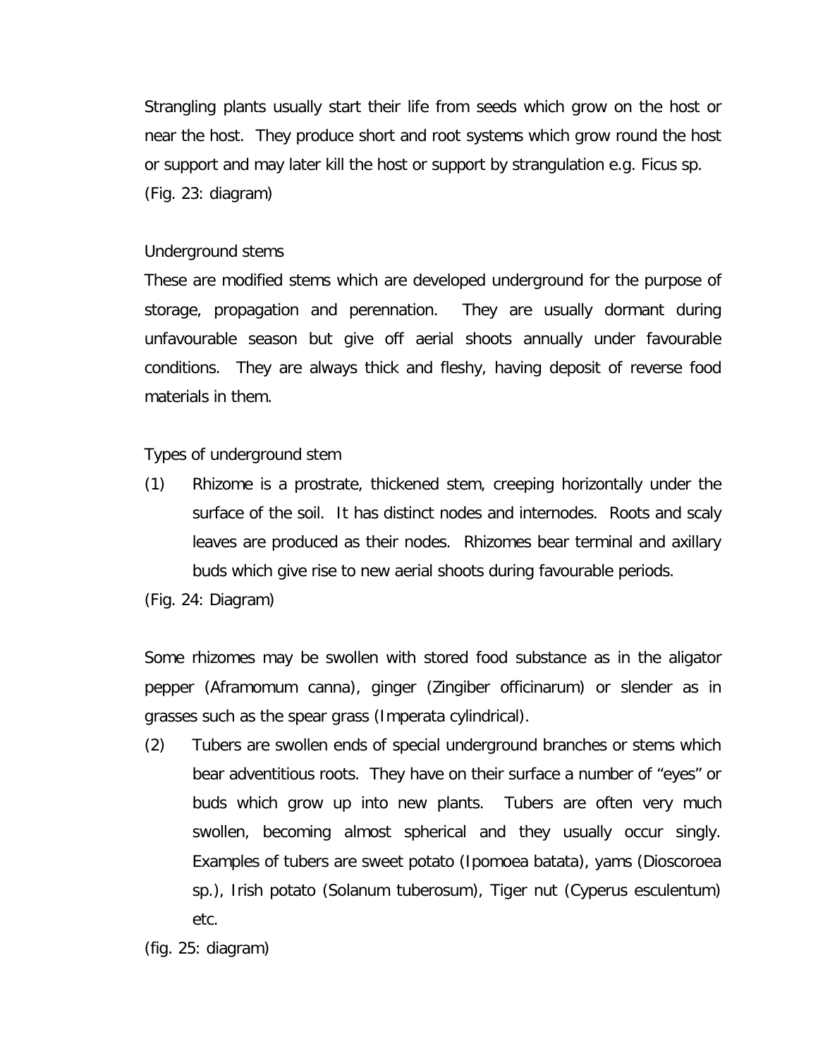Strangling plants usually start their life from seeds which grow on the host or near the host. They produce short and root systems which grow round the host or support and may later kill the host or support by strangulation e.g. Ficus sp.

(Fig. 23: diagram)

## Underground stems

These are modified stems which are developed underground for the purpose of storage, propagation and perennation. They are usually dormant during unfavourable season but give off aerial shoots annually under favourable conditions. They are always thick and fleshy, having deposit of reverse food materials in them.

### Types of underground stem

(1) Rhizome is a prostrate, thickened stem, creeping horizontally under the surface of the soil. It has distinct nodes and internodes. Roots and scaly leaves are produced as their nodes. Rhizomes bear terminal and axillary buds which give rise to new aerial shoots during favourable periods.

(Fig. 24: Diagram)

Some rhizomes may be swollen with stored food substance as in the aligator pepper (Aframomum canna), ginger (Zingiber officinarum) or slender as in grasses such as the spear grass (Imperata cylindrical).

(2) Tubers are swollen ends of special underground branches or stems which bear adventitious roots. They have on their surface a number of "eyes" or buds which grow up into new plants. Tubers are often very much swollen, becoming almost spherical and they usually occur singly. Examples of tubers are sweet potato (Ipomoea batata), yams (Dioscoroea sp.), Irish potato (Solanum tuberosum), Tiger nut (Cyperus esculentum) etc.

(fig. 25: diagram)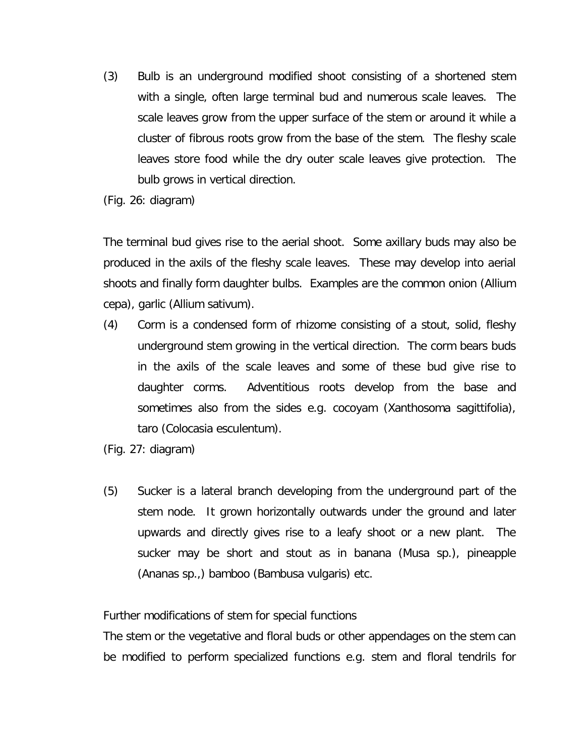(3) Bulb is an underground modified shoot consisting of a shortened stem with a single, often large terminal bud and numerous scale leaves. The scale leaves grow from the upper surface of the stem or around it while a cluster of fibrous roots grow from the base of the stem. The fleshy scale leaves store food while the dry outer scale leaves give protection. The bulb grows in vertical direction.

(Fig. 26: diagram)

The terminal bud gives rise to the aerial shoot. Some axillary buds may also be produced in the axils of the fleshy scale leaves. These may develop into aerial shoots and finally form daughter bulbs. Examples are the common onion (Allium cepa), garlic (Allium sativum).

(4) Corm is a condensed form of rhizome consisting of a stout, solid, fleshy underground stem growing in the vertical direction. The corm bears buds in the axils of the scale leaves and some of these bud give rise to daughter corms. Adventitious roots develop from the base and sometimes also from the sides e.g. cocoyam (Xanthosoma sagittifolia), taro (Colocasia esculentum).

(Fig. 27: diagram)

(5) Sucker is a lateral branch developing from the underground part of the stem node. It grown horizontally outwards under the ground and later upwards and directly gives rise to a leafy shoot or a new plant. The sucker may be short and stout as in banana (Musa sp.), pineapple (Ananas sp.,) bamboo (Bambusa vulgaris) etc.

Further modifications of stem for special functions

The stem or the vegetative and floral buds or other appendages on the stem can be modified to perform specialized functions e.g. stem and floral tendrils for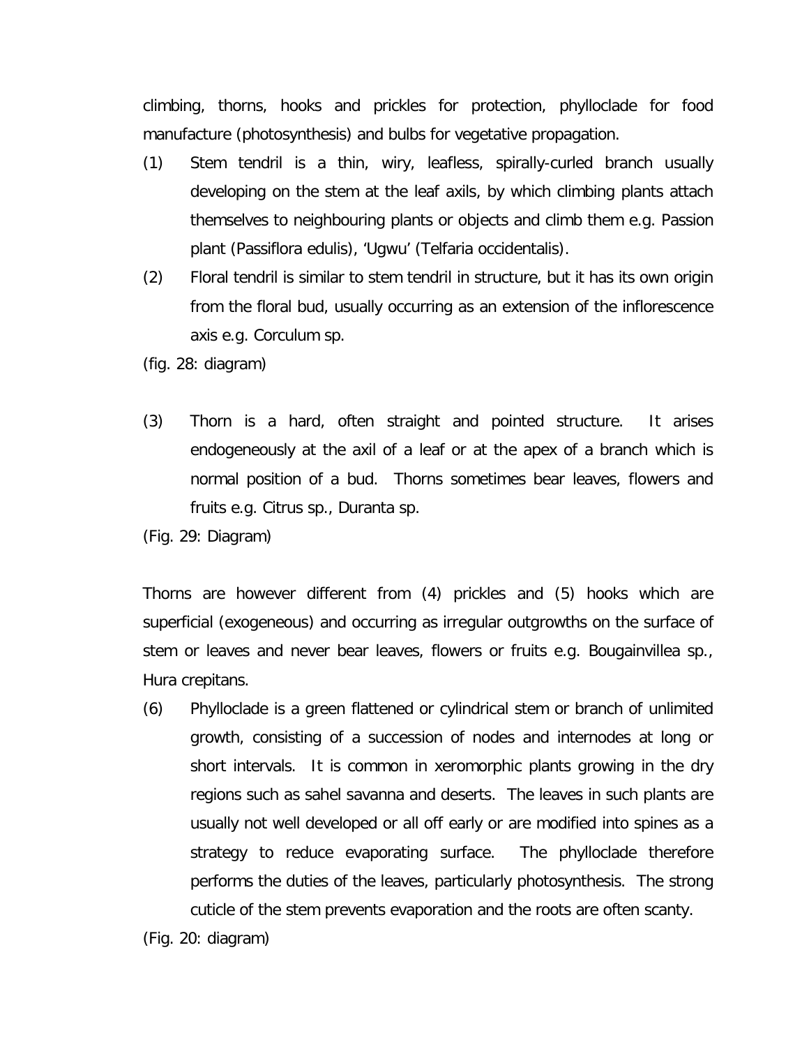climbing, thorns, hooks and prickles for protection, phylloclade for food manufacture (photosynthesis) and bulbs for vegetative propagation.

(1) Stem tendril is a thin, wiry, leafless, spirally-curled branch usually developing on the stem at the leaf axils, by which climbing plants attach themselves to neighbouring plants or objects and climb them e.g. Passion plant (Passiflora edulis), 'Ugwu' (Telfaria occidentalis).

(2) Floral tendril is similar to stem tendril in structure, but it has its own origin from the floral bud, usually occurring as an extension of the inflorescence axis e.g. Corculum sp.

(fig. 28: diagram)

(3) Thorn is a hard, often straight and pointed structure. It arises endogeneously at the axil of a leaf or at the apex of a branch which is normal position of a bud. Thorns sometimes bear leaves, flowers and fruits e.g. Citrus sp., Duranta sp.

(Fig. 29: Diagram)

Thorns are however different from (4) prickles and (5) hooks which are superficial (exogeneous) and occurring as irregular outgrowths on the surface of stem or leaves and never bear leaves, flowers or fruits e.g. Bougainvillea sp., Hura crepitans.

(6) Phylloclade is a green flattened or cylindrical stem or branch of unlimited growth, consisting of a succession of nodes and internodes at long or short intervals. It is common in xeromorphic plants growing in the dry regions such as sahel savanna and deserts. The leaves in such plants are usually not well developed or all off early or are modified into spines as a strategy to reduce evaporating surface. The phylloclade therefore performs the duties of the leaves, particularly photosynthesis. The strong cuticle of the stem prevents evaporation and the roots are often scanty.

(Fig. 20: diagram)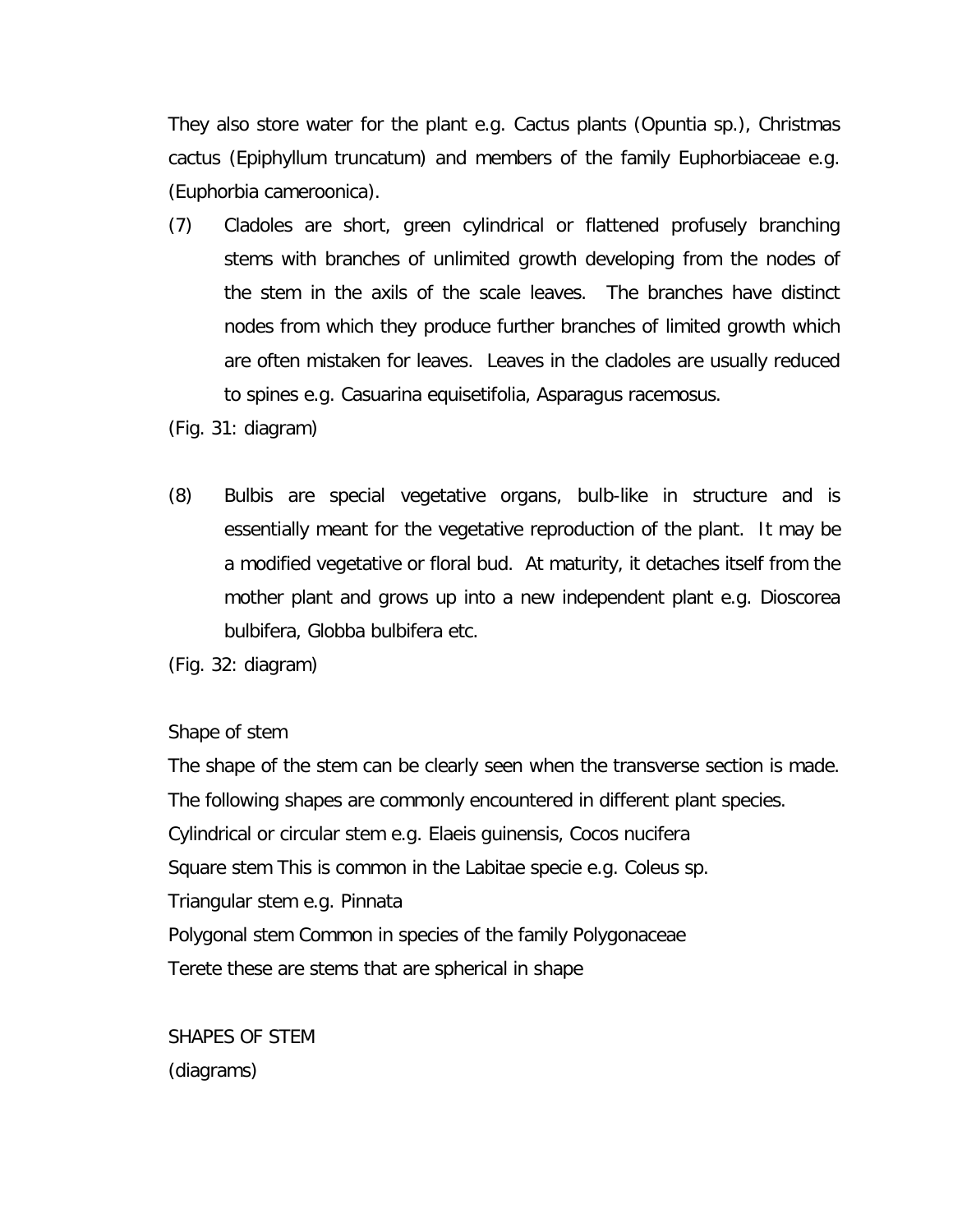They also store water for the plant e.g. Cactus plants (Opuntia sp.), Christmas cactus (Epiphyllum truncatum) and members of the family Euphorbiaceae e.g. (Euphorbia cameroonica).

(7) Cladoles are short, green cylindrical or flattened profusely branching stems with branches of unlimited growth developing from the nodes of the stem in the axils of the scale leaves. The branches have distinct nodes from which they produce further branches of limited growth which are often mistaken for leaves. Leaves in the cladoles are usually reduced to spines e.g. Casuarina equisetifolia, Asparagus racemosus.

(Fig. 31: diagram)

(8) Bulbis are special vegetative organs, bulb-like in structure and is essentially meant for the vegetative reproduction of the plant. It may be a modified vegetative or floral bud. At maturity, it detaches itself from the mother plant and grows up into a new independent plant e.g. Dioscorea bulbifera, Globba bulbifera etc.

(Fig. 32: diagram)

Shape of stem

The shape of the stem can be clearly seen when the transverse section is made. The following shapes are commonly encountered in different plant species.

Cylindrical or circular stem e.g. Elaeis guinensis, Cocos nucifera

Square stem This is common in the Labitae specie e.g. Coleus sp.

Triangular stem e.g. Pinnata

Polygonal stem Common in species of the family Polygonaceae

Terete these are stems that are spherical in shape

SHAPES OF STEM

(diagrams)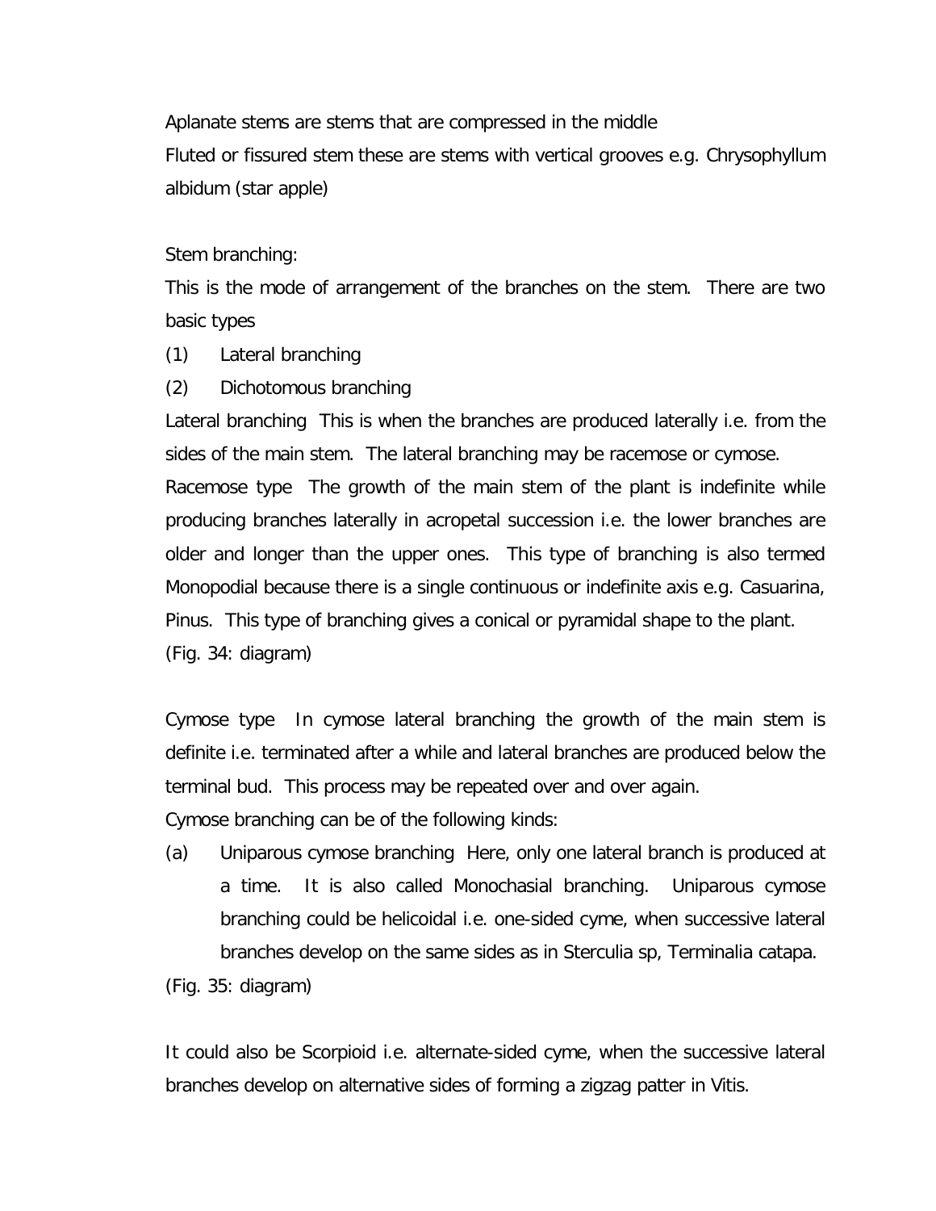Aplanate stems are stems that are compressed in the middle

Fluted or fissured stem these are stems with vertical grooves e.g. Chrysophyllum albidum (star apple)

Stem branching:

This is the mode of arrangement of the branches on the stem. There are two basic types

(1) Lateral branching

(2) Dichotomous branching

Lateral branching This is when the branches are produced laterally i.e. from the sides of the main stem. The lateral branching may be racemose or cymose.

Racemose type The growth of the main stem of the plant is indefinite while producing branches laterally in acropetal succession i.e. the lower branches are older and longer than the upper ones. This type of branching is also termed Monopodial because there is a single continuous or indefinite axis e.g. Casuarina, Pinus. This type of branching gives a conical or pyramidal shape to the plant.

(Fig. 34: diagram)

Cymose type In cymose lateral branching the growth of the main stem is definite i.e. terminated after a while and lateral branches are produced below the terminal bud. This process may be repeated over and over again.

Cymose branching can be of the following kinds:

(a) Uniparous cymose branching Here, only one lateral branch is produced at a time. It is also called Monochasial branching. Uniparous cymose branching could be helicoidal i.e. one-sided cyme, when successive lateral branches develop on the same sides as in Sterculia sp, Terminalia catapa.

(Fig. 35: diagram)

It could also be Scorpioid i.e. alternate-sided cyme, when the successive lateral branches develop on alternative sides of forming a zigzag patter in Vitis.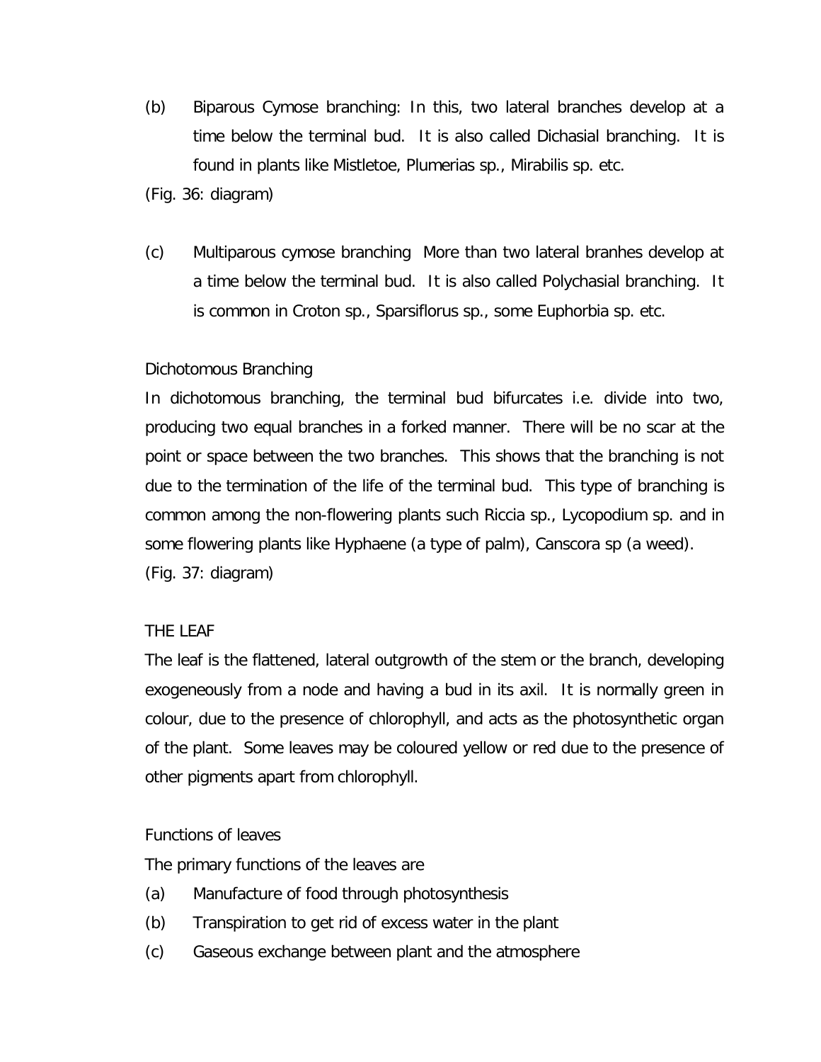(b) Biparous Cymose branching: In this, two lateral branches develop at a time below the terminal bud. It is also called Dichasial branching. It is found in plants like Mistletoe, Plumerias sp., Mirabilis sp. etc.

(Fig. 36: diagram)

(c) Multiparous cymose branching More than two lateral branhes develop at a time below the terminal bud. It is also called Polychasial branching. It is common in Croton sp., Sparsiflorus sp., some Euphorbia sp. etc.

### Dichotomous Branching

In dichotomous branching, the terminal bud bifurcates i.e. divide into two, producing two equal branches in a forked manner. There will be no scar at the point or space between the two branches. This shows that the branching is not due to the termination of the life of the terminal bud. This type of branching is common among the non-flowering plants such Riccia sp., Lycopodium sp. and in some flowering plants like Hyphaene (a type of palm), Canscora sp (a weed).

(Fig. 37: diagram)

## THE LEAF

The leaf is the flattened, lateral outgrowth of the stem or the branch, developing exogeneously from a node and having a bud in its axil. It is normally green in colour, due to the presence of chlorophyll, and acts as the photosynthetic organ of the plant. Some leaves may be coloured yellow or red due to the presence of other pigments apart from chlorophyll.

### Functions of leaves

The primary functions of the leaves are

(a) Manufacture of food through photosynthesis

(b) Transpiration to get rid of excess water in the plant

(c) Gaseous exchange between plant and the atmosphere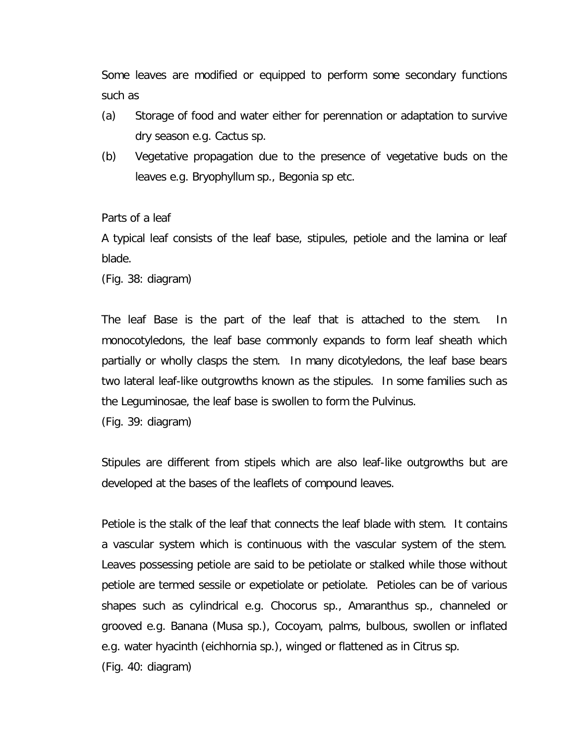Some leaves are modified or equipped to perform some secondary functions such as

(a) Storage of food and water either for perennation or adaptation to survive dry season e.g. Cactus sp.

(b) Vegetative propagation due to the presence of vegetative buds on the leaves e.g. Bryophyllum sp., Begonia sp etc.

Parts of a leaf

A typical leaf consists of the leaf base, stipules, petiole and the lamina or leaf blade.

(Fig. 38: diagram)

The leaf Base is the part of the leaf that is attached to the stem. In monocotyledons, the leaf base commonly expands to form leaf sheath which partially or wholly clasps the stem. In many dicotyledons, the leaf base bears two lateral leaf-like outgrowths known as the stipules. In some families such as the Leguminosae, the leaf base is swollen to form the Pulvinus.

(Fig. 39: diagram)

Stipules are different from stipels which are also leaf-like outgrowths but are developed at the bases of the leaflets of compound leaves.

Petiole is the stalk of the leaf that connects the leaf blade with stem. It contains a vascular system which is continuous with the vascular system of the stem. Leaves possessing petiole are said to be petiolate or stalked while those without petiole are termed sessile or expetiolate or petiolate. Petioles can be of various shapes such as cylindrical e.g. Chocorus sp., Amaranthus sp., channeled or grooved e.g. Banana (Musa sp.), Cocoyam, palms, bulbous, swollen or inflated e.g. water hyacinth (eichhornia sp.), winged or flattened as in Citrus sp.

(Fig. 40: diagram)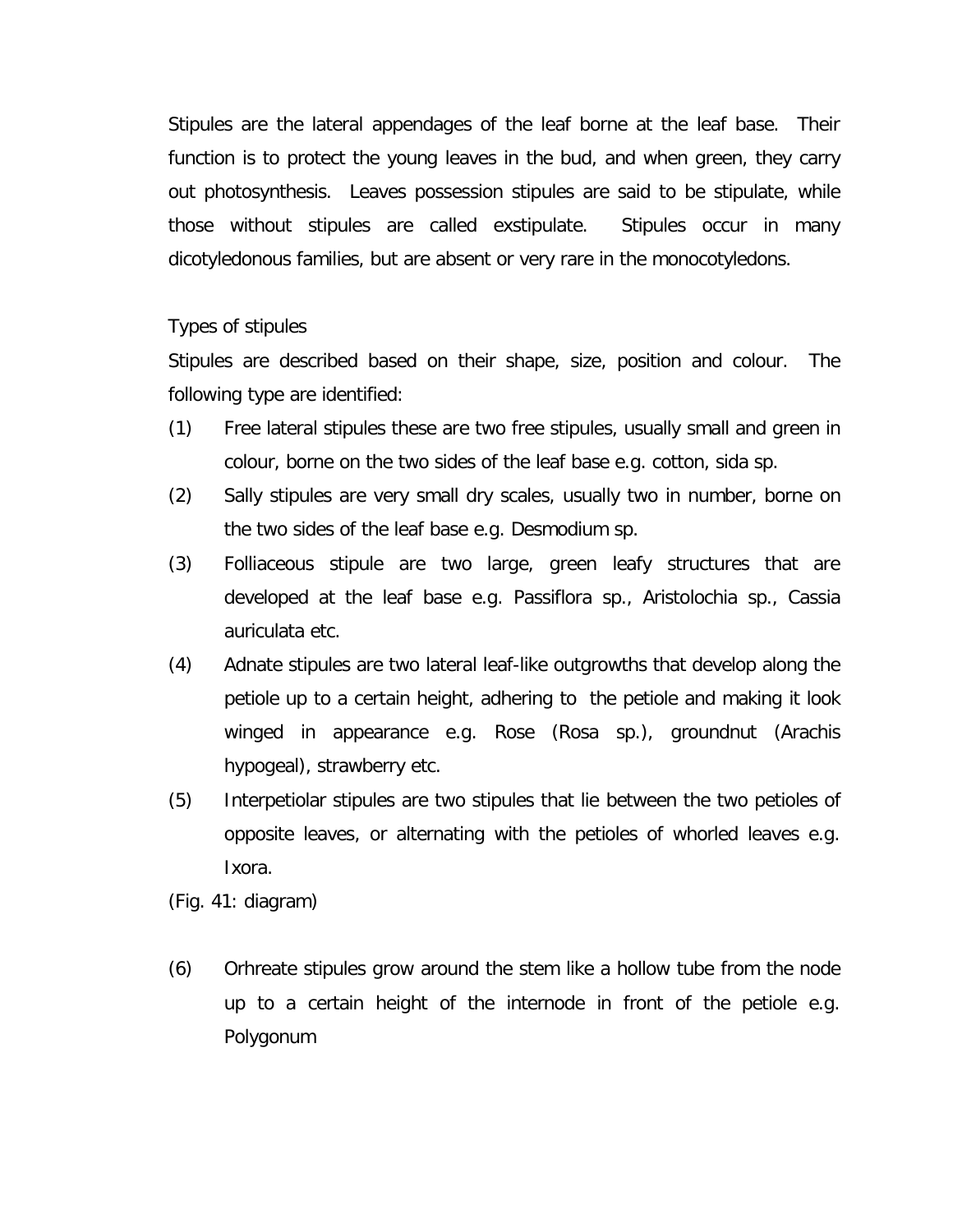Stipules are the lateral appendages of the leaf borne at the leaf base. Their function is to protect the young leaves in the bud, and when green, they carry out photosynthesis. Leaves possession stipules are said to be stipulate, while those without stipules are called exstipulate. Stipules occur in many dicotyledonous families, but are absent or very rare in the monocotyledons.

Types of stipules

Stipules are described based on their shape, size, position and colour. The following type are identified:

(1) Free lateral stipules these are two free stipules, usually small and green in colour, borne on the two sides of the leaf base e.g. cotton, sida sp.

(2) Sally stipules are very small dry scales, usually two in number, borne on the two sides of the leaf base e.g. Desmodium sp.

(3) Folliaceous stipule are two large, green leafy structures that are developed at the leaf base e.g. Passiflora sp., Aristolochia sp., Cassia auriculata etc.

(4) Adnate stipules are two lateral leaf-like outgrowths that develop along the petiole up to a certain height, adhering to the petiole and making it look winged in appearance e.g. Rose (Rosa sp.), groundnut (Arachis hypogeal), strawberry etc.

(5) Interpetiolar stipules are two stipules that lie between the two petioles of opposite leaves, or alternating with the petioles of whorled leaves e.g. Ixora.

(Fig. 41: diagram)

(6) Orhreate stipules grow around the stem like a hollow tube from the node up to a certain height of the internode in front of the petiole e.g. Polygonum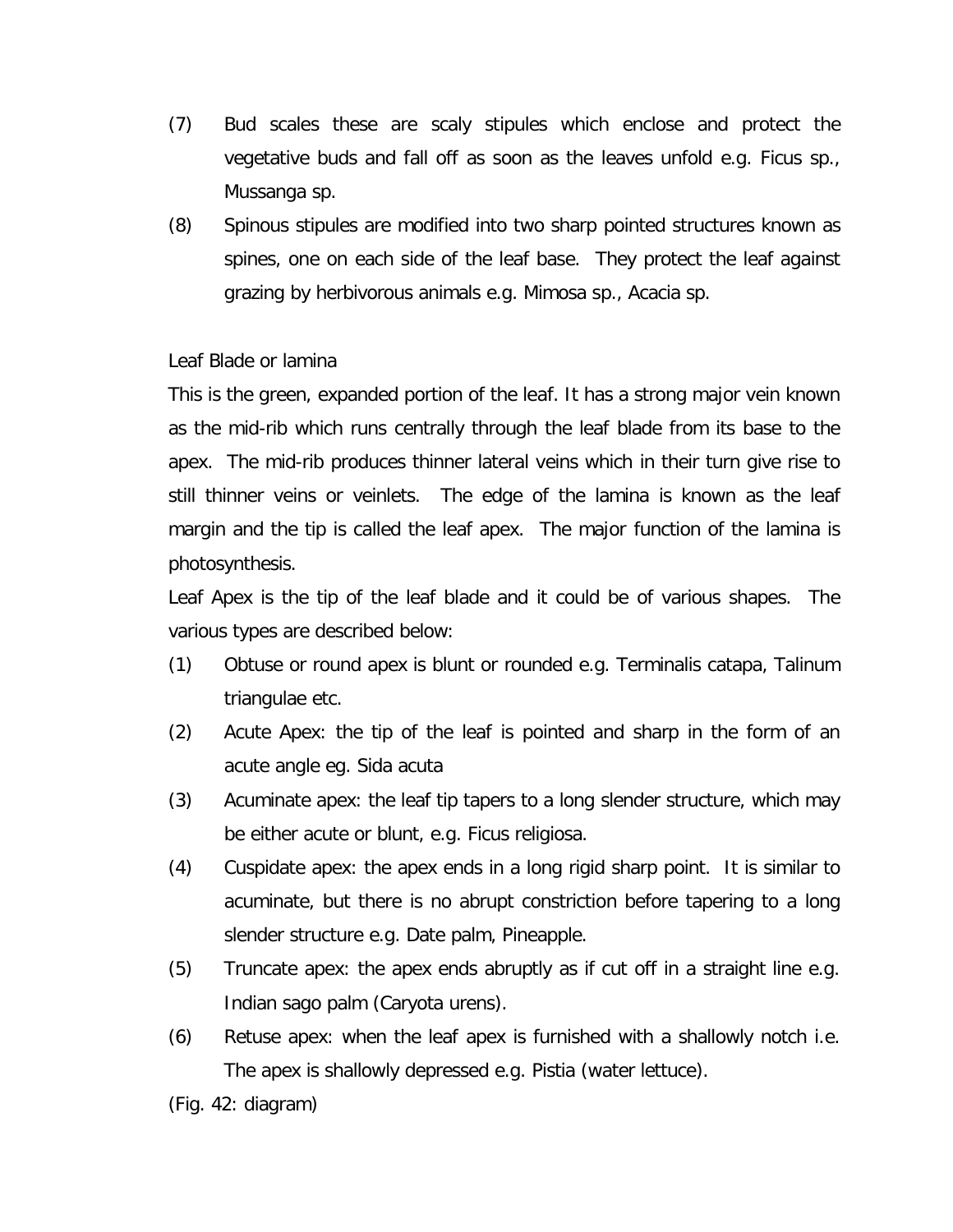(7) Bud scales these are scaly stipules which enclose and protect the vegetative buds and fall off as soon as the leaves unfold e.g. Ficus sp., Mussanga sp.

(8) Spinous stipules are modified into two sharp pointed structures known as spines, one on each side of the leaf base. They protect the leaf against grazing by herbivorous animals e.g. Mimosa sp., Acacia sp.

Leaf Blade or lamina

This is the green, expanded portion of the leaf. It has a strong major vein known as the mid-rib which runs centrally through the leaf blade from its base to the apex. The mid-rib produces thinner lateral veins which in their turn give rise to still thinner veins or veinlets. The edge of the lamina is known as the leaf margin and the tip is called the leaf apex. The major function of the lamina is photosynthesis.

Leaf Apex is the tip of the leaf blade and it could be of various shapes. The various types are described below:

(1) Obtuse or round apex is blunt or rounded e.g. Terminalis catapa, Talinum triangulae etc.

(2) Acute Apex: the tip of the leaf is pointed and sharp in the form of an acute angle eg. Sida acuta

(3) Acuminate apex: the leaf tip tapers to a long slender structure, which may be either acute or blunt, e.g. Ficus religiosa.

(4) Cuspidate apex: the apex ends in a long rigid sharp point. It is similar to acuminate, but there is no abrupt constriction before tapering to a long slender structure e.g. Date palm, Pineapple.

(5) Truncate apex: the apex ends abruptly as if cut off in a straight line e.g. Indian sago palm (Caryota urens).

(6) Retuse apex: when the leaf apex is furnished with a shallowly notch i.e. The apex is shallowly depressed e.g. Pistia (water lettuce).

(Fig. 42: diagram)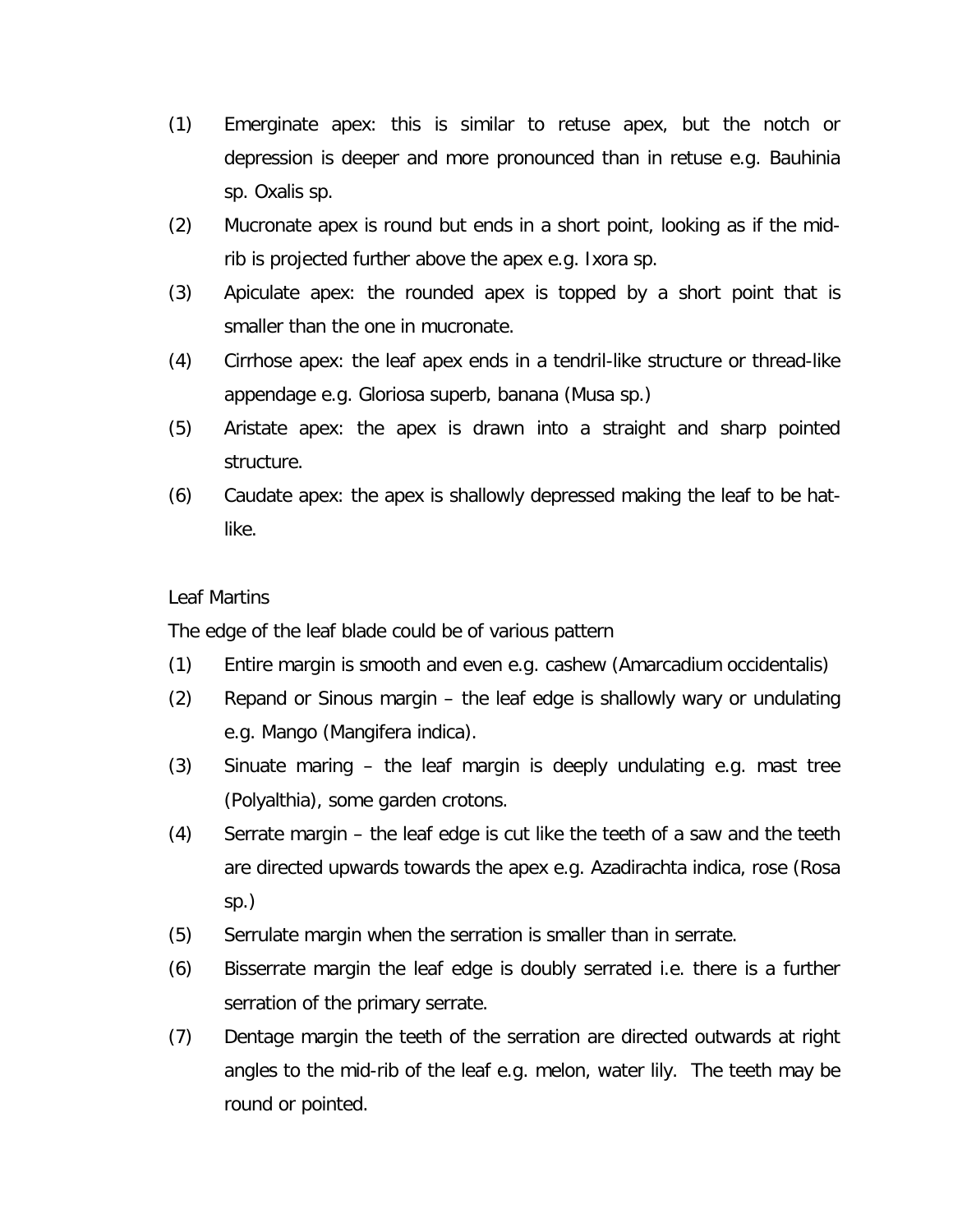(1) Emerginate apex: this is similar to retuse apex, but the notch or depression is deeper and more pronounced than in retuse e.g. Bauhinia sp. Oxalis sp.

(2) Mucronate apex is round but ends in a short point, looking as if the mid-rib is projected further above the apex e.g. Ixora sp.

(3) Apiculate apex: the rounded apex is topped by a short point that is smaller than the one in mucronate.

(4) Cirrhose apex: the leaf apex ends in a tendril-like structure or thread-like appendage e.g. Gloriosa superb, banana (Musa sp.)

(5) Aristate apex: the apex is drawn into a straight and sharp pointed structure.

(6) Caudate apex: the apex is shallowly depressed making the leaf to be hat-like.

Leaf Martins

The edge of the leaf blade could be of various pattern

(1) Entire margin is smooth and even e.g. cashew (Amarcadium occidentalis)

(2) Repand or Sinous margin – the leaf edge is shallowly wary or undulating e.g. Mango (Mangifera indica).

(3) Sinuate maring – the leaf margin is deeply undulating e.g. mast tree (Polyalthia), some garden crotons.

(4) Serrate margin – the leaf edge is cut like the teeth of a saw and the teeth are directed upwards towards the apex e.g. Azadirachta indica, rose (Rosa sp.)

(5) Serrulate margin when the serration is smaller than in serrate.

(6) Bisserrate margin the leaf edge is doubly serrated i.e. there is a further serration of the primary serrate.

(7) Dentage margin the teeth of the serration are directed outwards at right angles to the mid-rib of the leaf e.g. melon, water lily. The teeth may be round or pointed.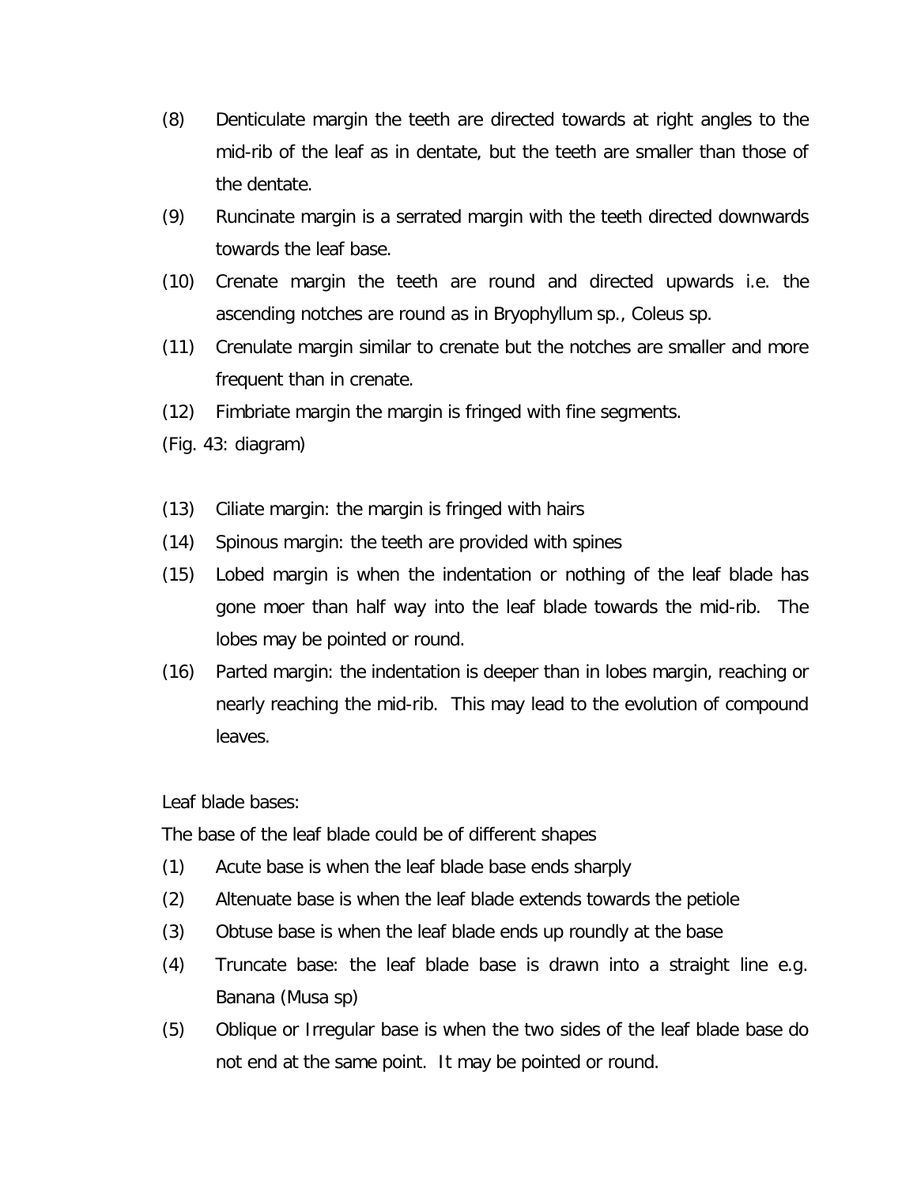(8) Denticulate margin the teeth are directed towards at right angles to the mid-rib of the leaf as in dentate, but the teeth are smaller than those of the dentate.

(9) Runcinate margin is a serrated margin with the teeth directed downwards towards the leaf base.

(10) Crenate margin the teeth are round and directed upwards i.e. the ascending notches are round as in Bryophyllum sp., Coleus sp.

(11) Crenulate margin similar to crenate but the notches are smaller and more frequent than in crenate.

(12) Fimbriate margin the margin is fringed with fine segments.

(Fig. 43: diagram)

(13) Ciliate margin: the margin is fringed with hairs

(14) Spinous margin: the teeth are provided with spines

(15) Lobed margin is when the indentation or nothing of the leaf blade has gone moer than half way into the leaf blade towards the mid-rib. The lobes may be pointed or round.

(16) Parted margin: the indentation is deeper than in lobes margin, reaching or nearly reaching the mid-rib. This may lead to the evolution of compound leaves.

Leaf blade bases:

The base of the leaf blade could be of different shapes

(1) Acute base is when the leaf blade base ends sharply

(2) Altenuate base is when the leaf blade extends towards the petiole

(3) Obtuse base is when the leaf blade ends up roundly at the base

(4) Truncate base: the leaf blade base is drawn into a straight line e.g. Banana (Musa sp)

(5) Oblique or Irregular base is when the two sides of the leaf blade base do not end at the same point. It may be pointed or round.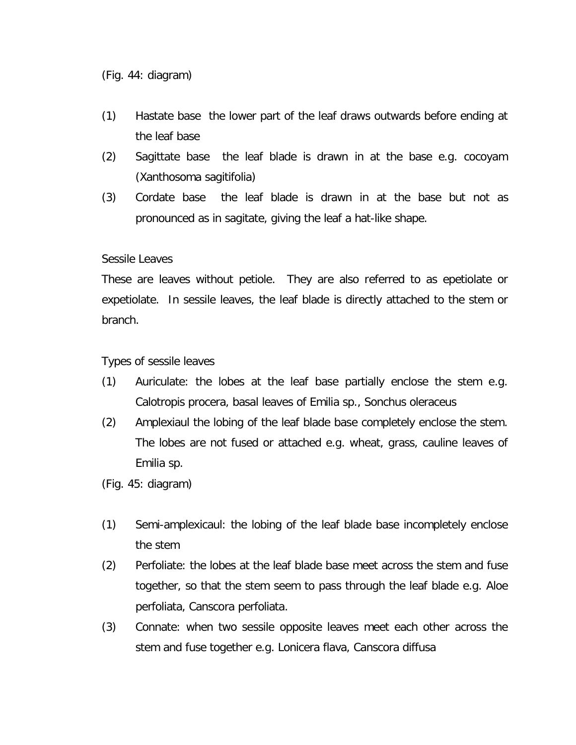(Fig. 44: diagram)

(1) Hastate base  the lower part of the leaf draws outwards before ending at the leaf base
(2) Sagittate base  the leaf blade is drawn in at the base e.g. cocoyam (Xanthosoma sagitifolia)
(3) Cordate base  the leaf blade is drawn in at the base but not as pronounced as in sagitate, giving the leaf a hat-like shape.

Sessile Leaves

These are leaves without petiole. They are also referred to as epetiolate or expetiolate. In sessile leaves, the leaf blade is directly attached to the stem or branch.

Types of sessile leaves

(1) Auriculate: the lobes at the leaf base partially enclose the stem e.g. Calotropis procera, basal leaves of Emilia sp., Sonchus oleraceus
(2) Amplexiaul the lobing of the leaf blade base completely enclose the stem. The lobes are not fused or attached e.g. wheat, grass, cauline leaves of Emilia sp.

(Fig. 45: diagram)

(1) Semi-amplexicaul: the lobing of the leaf blade base incompletely enclose the stem
(2) Perfoliate: the lobes at the leaf blade base meet across the stem and fuse together, so that the stem seem to pass through the leaf blade e.g. Aloe perfoliata, Canscora perfoliata.
(3) Connate: when two sessile opposite leaves meet each other across the stem and fuse together e.g. Lonicera flava, Canscora diffusa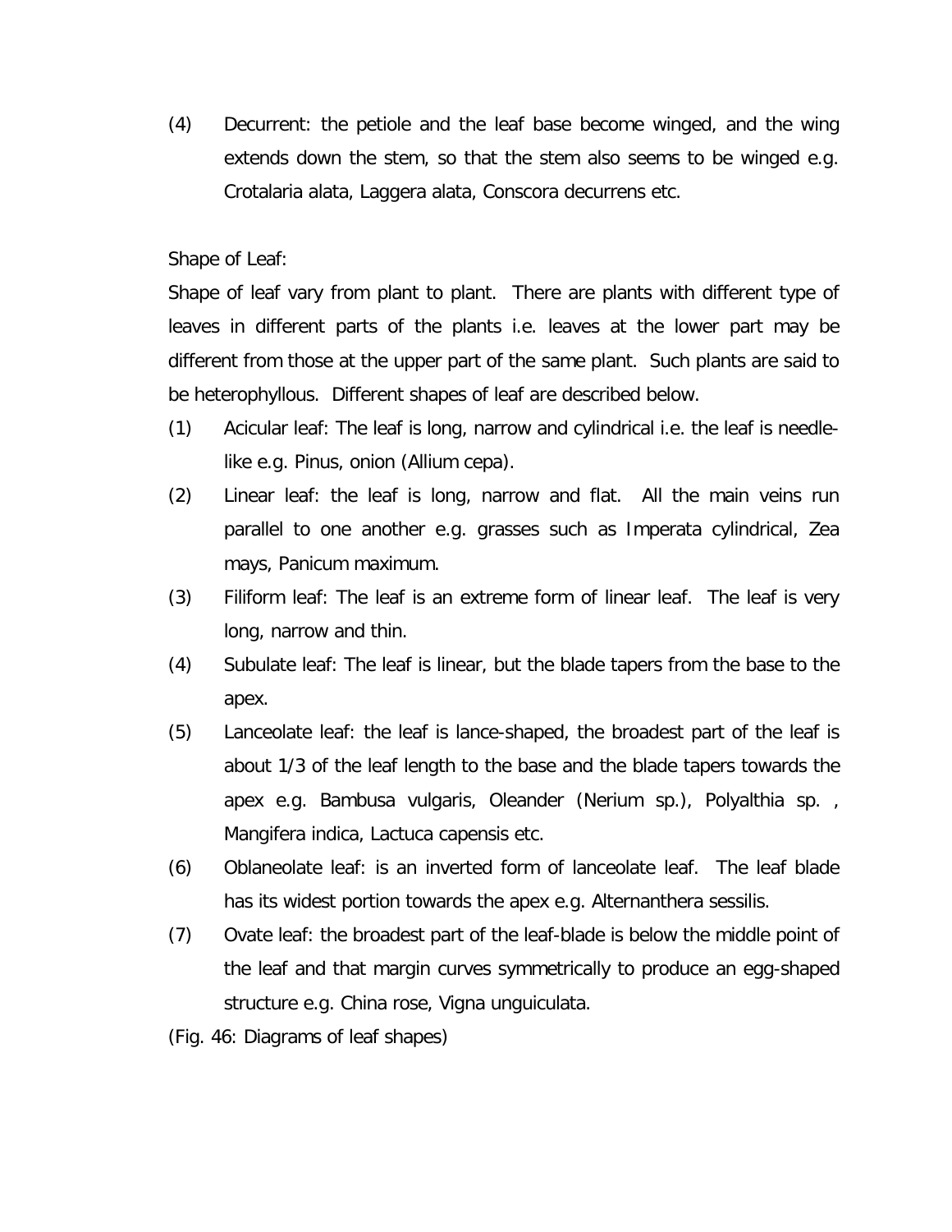(4) Decurrent: the petiole and the leaf base become winged, and the wing extends down the stem, so that the stem also seems to be winged e.g. Crotalaria alata, Laggera alata, Conscora decurrens etc.

Shape of Leaf:

Shape of leaf vary from plant to plant. There are plants with different type of leaves in different parts of the plants i.e. leaves at the lower part may be different from those at the upper part of the same plant. Such plants are said to be heterophyllous. Different shapes of leaf are described below.

(1) Acicular leaf: The leaf is long, narrow and cylindrical i.e. the leaf is needle-like e.g. Pinus, onion (Allium cepa).

(2) Linear leaf: the leaf is long, narrow and flat. All the main veins run parallel to one another e.g. grasses such as Imperata cylindrical, Zea mays, Panicum maximum.

(3) Filiform leaf: The leaf is an extreme form of linear leaf. The leaf is very long, narrow and thin.

(4) Subulate leaf: The leaf is linear, but the blade tapers from the base to the apex.

(5) Lanceolate leaf: the leaf is lance-shaped, the broadest part of the leaf is about 1/3 of the leaf length to the base and the blade tapers towards the apex e.g. Bambusa vulgaris, Oleander (Nerium sp.), Polyalthia sp. , Mangifera indica, Lactuca capensis etc.

(6) Oblaneolate leaf: is an inverted form of lanceolate leaf. The leaf blade has its widest portion towards the apex e.g. Alternanthera sessilis.

(7) Ovate leaf: the broadest part of the leaf-blade is below the middle point of the leaf and that margin curves symmetrically to produce an egg-shaped structure e.g. China rose, Vigna unguiculata.

(Fig. 46: Diagrams of leaf shapes)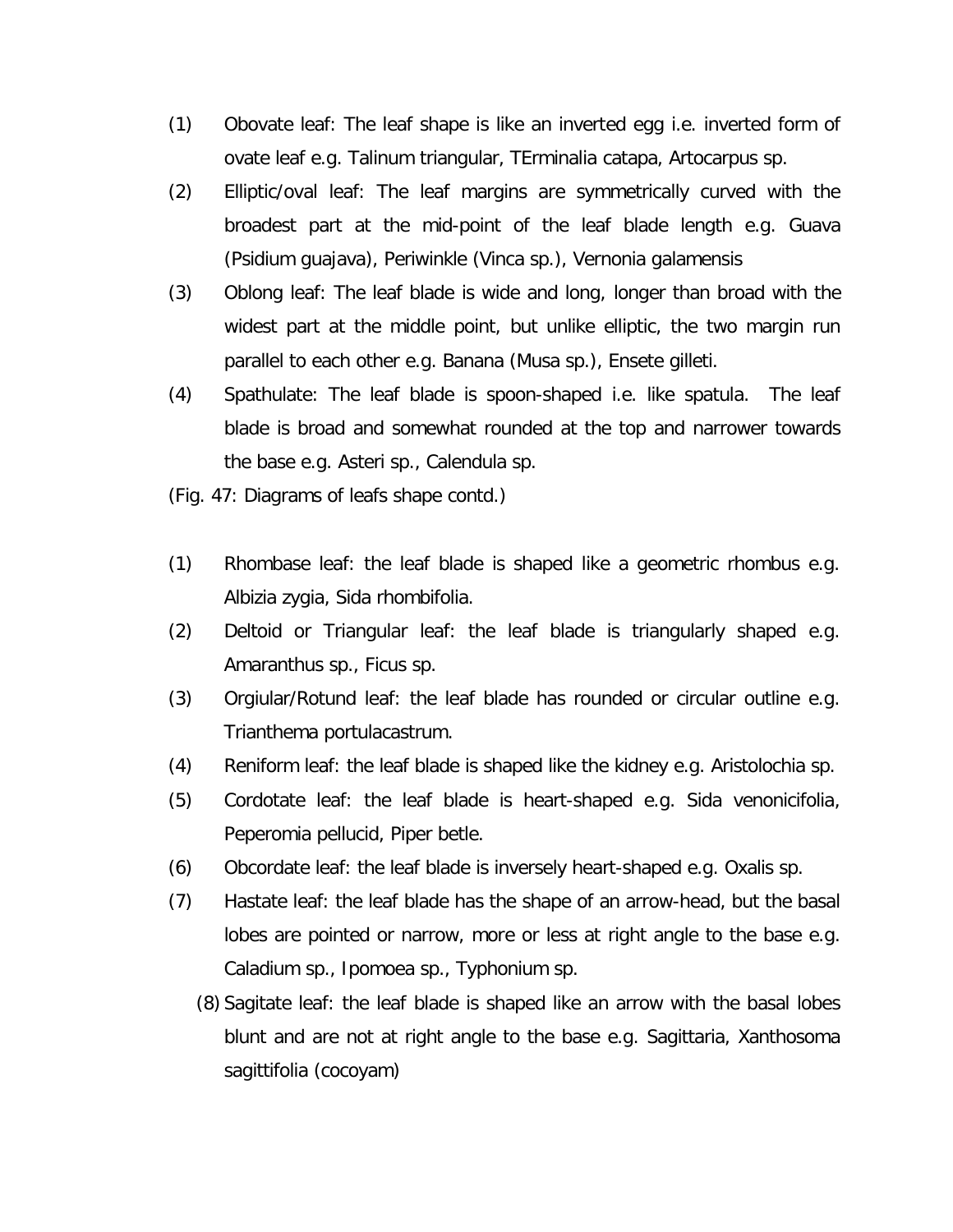(1) Obovate leaf: The leaf shape is like an inverted egg i.e. inverted form of ovate leaf e.g. Talinum triangular, TErminalia catapa, Artocarpus sp.

(2) Elliptic/oval leaf: The leaf margins are symmetrically curved with the broadest part at the mid-point of the leaf blade length e.g. Guava (Psidium guajava), Periwinkle (Vinca sp.), Vernonia galamensis

(3) Oblong leaf: The leaf blade is wide and long, longer than broad with the widest part at the middle point, but unlike elliptic, the two margin run parallel to each other e.g. Banana (Musa sp.), Ensete gilleti.

(4) Spathulate: The leaf blade is spoon-shaped i.e. like spatula. The leaf blade is broad and somewhat rounded at the top and narrower towards the base e.g. Asteri sp., Calendula sp.

(Fig. 47: Diagrams of leafs shape contd.)

(1) Rhombase leaf: the leaf blade is shaped like a geometric rhombus e.g. Albizia zygia, Sida rhombifolia.

(2) Deltoid or Triangular leaf: the leaf blade is triangularly shaped e.g. Amaranthus sp., Ficus sp.

(3) Orgiular/Rotund leaf: the leaf blade has rounded or circular outline e.g. Trianthema portulacastrum.

(4) Reniform leaf: the leaf blade is shaped like the kidney e.g. Aristolochia sp.

(5) Cordotate leaf: the leaf blade is heart-shaped e.g. Sida venonicifolia, Peperomia pellucid, Piper betle.

(6) Obcordate leaf: the leaf blade is inversely heart-shaped e.g. Oxalis sp.

(7) Hastate leaf: the leaf blade has the shape of an arrow-head, but the basal lobes are pointed or narrow, more or less at right angle to the base e.g. Caladium sp., Ipomoea sp., Typhonium sp.

(8) Sagitate leaf: the leaf blade is shaped like an arrow with the basal lobes blunt and are not at right angle to the base e.g. Sagittaria, Xanthosoma sagittifolia (cocoyam)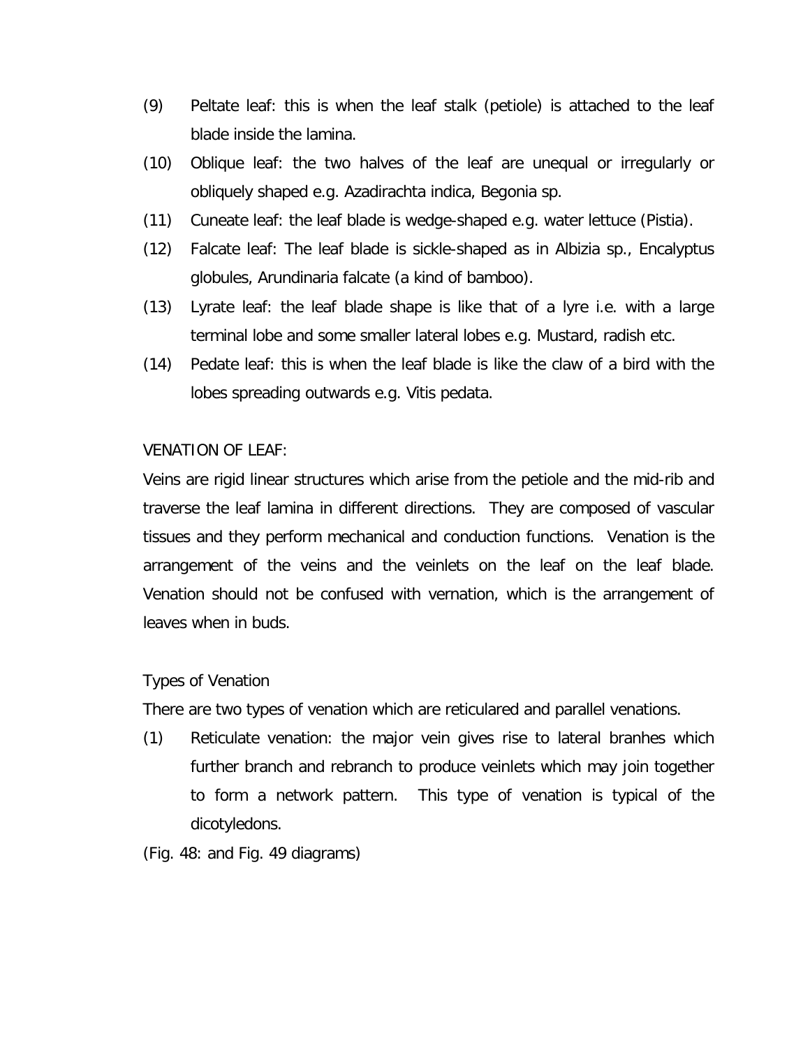(9) Peltate leaf: this is when the leaf stalk (petiole) is attached to the leaf blade inside the lamina.

(10) Oblique leaf: the two halves of the leaf are unequal or irregularly or obliquely shaped e.g. Azadirachta indica, Begonia sp.

(11) Cuneate leaf: the leaf blade is wedge-shaped e.g. water lettuce (Pistia).

(12) Falcate leaf: The leaf blade is sickle-shaped as in Albizia sp., Encalyptus globules, Arundinaria falcate (a kind of bamboo).

(13) Lyrate leaf: the leaf blade shape is like that of a lyre i.e. with a large terminal lobe and some smaller lateral lobes e.g. Mustard, radish etc.

(14) Pedate leaf: this is when the leaf blade is like the claw of a bird with the lobes spreading outwards e.g. Vitis pedata.

VENATION OF LEAF:

Veins are rigid linear structures which arise from the petiole and the mid-rib and traverse the leaf lamina in different directions. They are composed of vascular tissues and they perform mechanical and conduction functions. Venation is the arrangement of the veins and the veinlets on the leaf on the leaf blade. Venation should not be confused with vernation, which is the arrangement of leaves when in buds.

Types of Venation

There are two types of venation which are reticulared and parallel venations.

(1) Reticulate venation: the major vein gives rise to lateral branhes which further branch and rebranch to produce veinlets which may join together to form a network pattern. This type of venation is typical of the dicotyledons.

(Fig. 48: and Fig. 49 diagrams)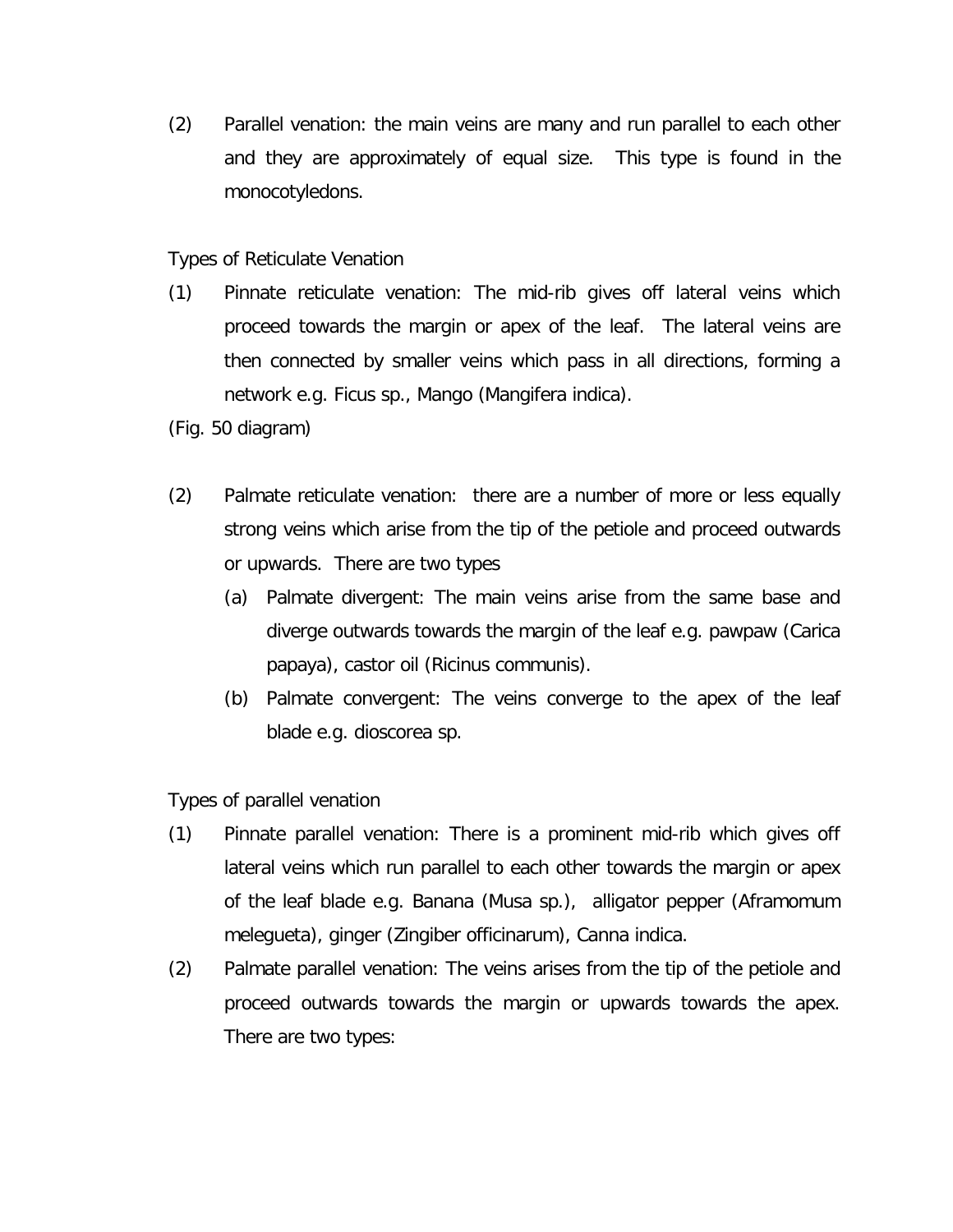(2) Parallel venation: the main veins are many and run parallel to each other and they are approximately of equal size. This type is found in the monocotyledons.

Types of Reticulate Venation

(1) Pinnate reticulate venation: The mid-rib gives off lateral veins which proceed towards the margin or apex of the leaf. The lateral veins are then connected by smaller veins which pass in all directions, forming a network e.g. Ficus sp., Mango (Mangifera indica).

(Fig. 50 diagram)

(2) Palmate reticulate venation: there are a number of more or less equally strong veins which arise from the tip of the petiole and proceed outwards or upwards. There are two types

   (a) Palmate divergent: The main veins arise from the same base and diverge outwards towards the margin of the leaf e.g. pawpaw (Carica papaya), castor oil (Ricinus communis).

   (b) Palmate convergent: The veins converge to the apex of the leaf blade e.g. dioscorea sp.

Types of parallel venation

(1) Pinnate parallel venation: There is a prominent mid-rib which gives off lateral veins which run parallel to each other towards the margin or apex of the leaf blade e.g. Banana (Musa sp.), alligator pepper (Aframomum melegueta), ginger (Zingiber officinarum), Canna indica.

(2) Palmate parallel venation: The veins arises from the tip of the petiole and proceed outwards towards the margin or upwards towards the apex. There are two types: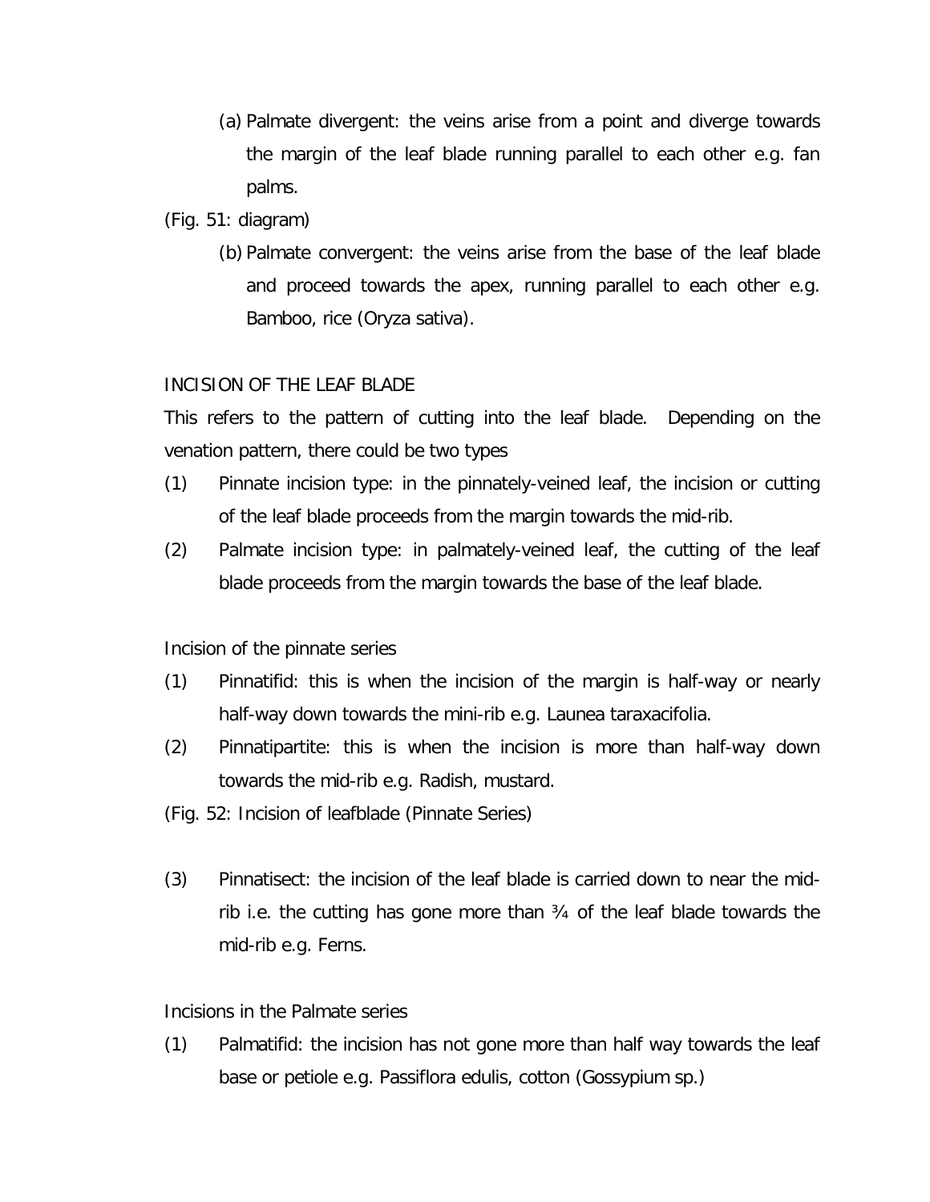(a) Palmate divergent: the veins arise from a point and diverge towards the margin of the leaf blade running parallel to each other e.g. fan palms.

(Fig. 51: diagram)

(b) Palmate convergent: the veins arise from the base of the leaf blade and proceed towards the apex, running parallel to each other e.g. Bamboo, rice (Oryza sativa).

INCISION OF THE LEAF BLADE

This refers to the pattern of cutting into the leaf blade. Depending on the venation pattern, there could be two types

(1) Pinnate incision type: in the pinnately-veined leaf, the incision or cutting of the leaf blade proceeds from the margin towards the mid-rib.

(2) Palmate incision type: in palmately-veined leaf, the cutting of the leaf blade proceeds from the margin towards the base of the leaf blade.

Incision of the pinnate series

(1) Pinnatifid: this is when the incision of the margin is half-way or nearly half-way down towards the mini-rib e.g. Launea taraxacifolia.

(2) Pinnatipartite: this is when the incision is more than half-way down towards the mid-rib e.g. Radish, mustard.

(Fig. 52: Incision of leafblade (Pinnate Series)

(3) Pinnatisect: the incision of the leaf blade is carried down to near the mid-rib i.e. the cutting has gone more than ¾ of the leaf blade towards the mid-rib e.g. Ferns.

Incisions in the Palmate series

(1) Palmatifid: the incision has not gone more than half way towards the leaf base or petiole e.g. Passiflora edulis, cotton (Gossypium sp.)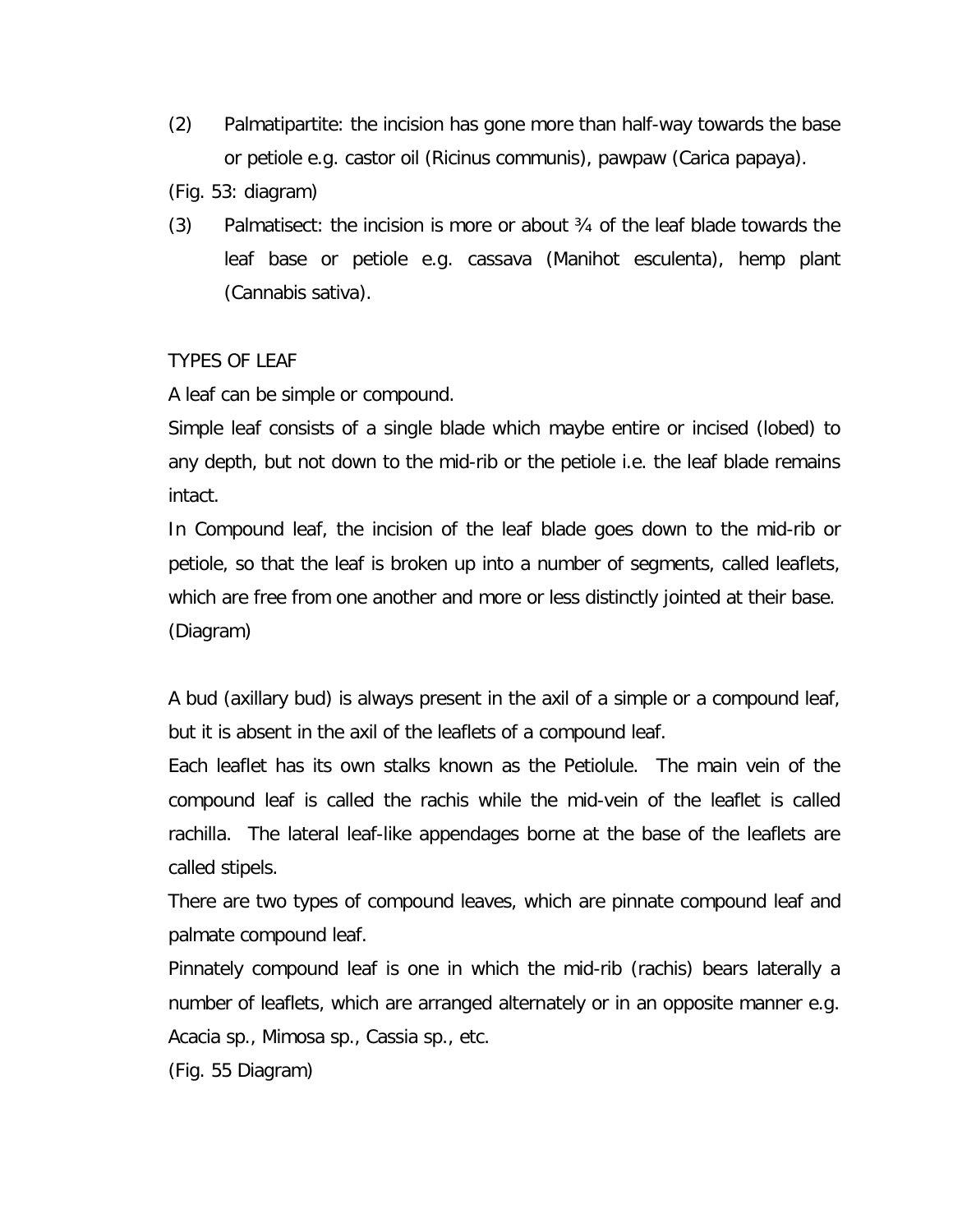(2) Palmatipartite: the incision has gone more than half-way towards the base or petiole e.g. castor oil (Ricinus communis), pawpaw (Carica papaya).

(Fig. 53: diagram)

(3) Palmatisect: the incision is more or about ¾ of the leaf blade towards the leaf base or petiole e.g. cassava (Manihot esculenta), hemp plant (Cannabis sativa).

TYPES OF LEAF

A leaf can be simple or compound.

Simple leaf consists of a single blade which maybe entire or incised (lobed) to any depth, but not down to the mid-rib or the petiole i.e. the leaf blade remains intact.

In Compound leaf, the incision of the leaf blade goes down to the mid-rib or petiole, so that the leaf is broken up into a number of segments, called leaflets, which are free from one another and more or less distinctly jointed at their base.

(Diagram)

A bud (axillary bud) is always present in the axil of a simple or a compound leaf, but it is absent in the axil of the leaflets of a compound leaf.

Each leaflet has its own stalks known as the Petiolule. The main vein of the compound leaf is called the rachis while the mid-vein of the leaflet is called rachilla. The lateral leaf-like appendages borne at the base of the leaflets are called stipels.

There are two types of compound leaves, which are pinnate compound leaf and palmate compound leaf.

Pinnately compound leaf is one in which the mid-rib (rachis) bears laterally a number of leaflets, which are arranged alternately or in an opposite manner e.g. Acacia sp., Mimosa sp., Cassia sp., etc.

(Fig. 55 Diagram)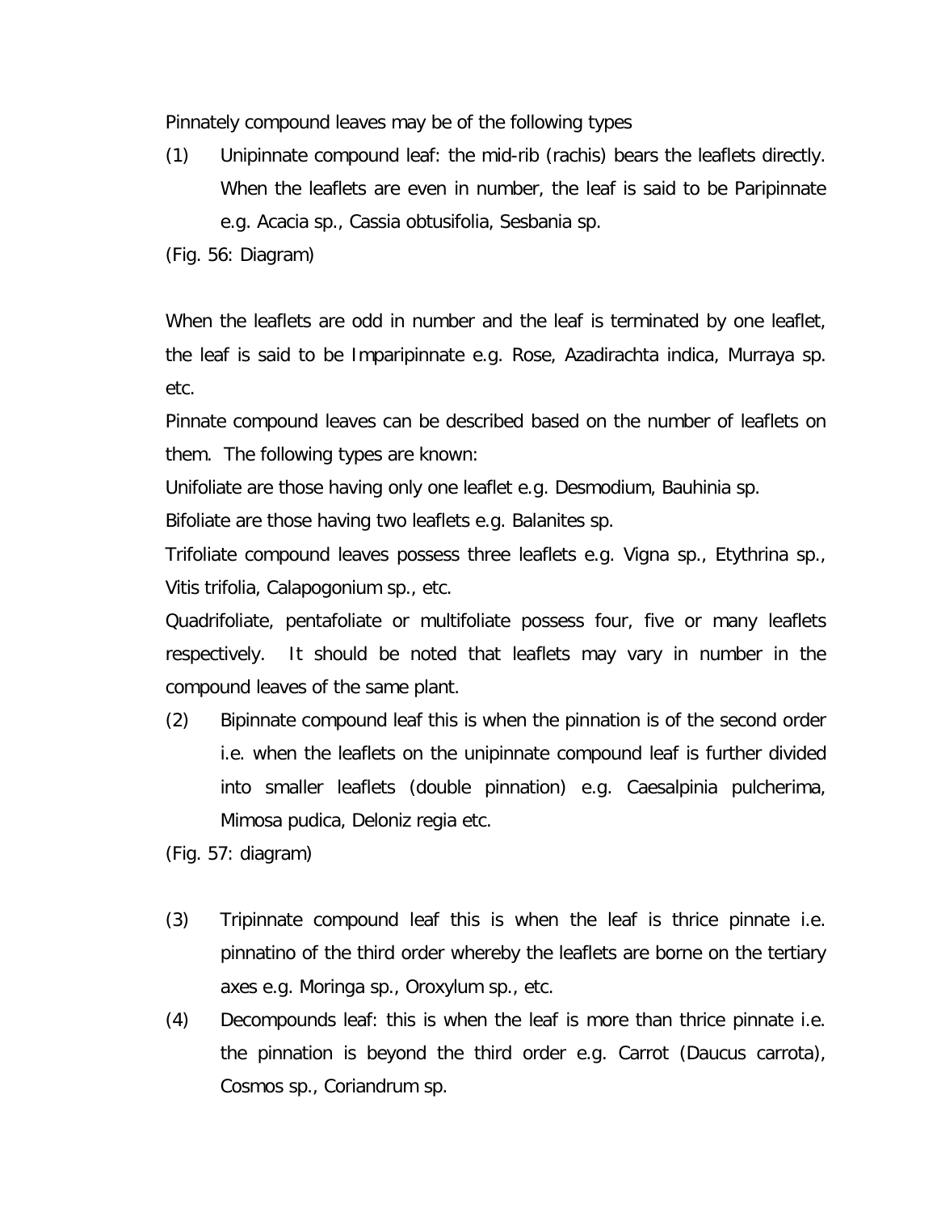Pinnately compound leaves may be of the following types

(1) Unipinnate compound leaf: the mid-rib (rachis) bears the leaflets directly. When the leaflets are even in number, the leaf is said to be Paripinnate e.g. Acacia sp., Cassia obtusifolia, Sesbania sp.

(Fig. 56: Diagram)

When the leaflets are odd in number and the leaf is terminated by one leaflet, the leaf is said to be Imparipinnate e.g. Rose, Azadirachta indica, Murraya sp. etc.

Pinnate compound leaves can be described based on the number of leaflets on them. The following types are known:

Unifoliate are those having only one leaflet e.g. Desmodium, Bauhinia sp.

Bifoliate are those having two leaflets e.g. Balanites sp.

Trifoliate compound leaves possess three leaflets e.g. Vigna sp., Etythrina sp., Vitis trifolia, Calapogonium sp., etc.

Quadrifoliate, pentafoliate or multifoliate possess four, five or many leaflets respectively. It should be noted that leaflets may vary in number in the compound leaves of the same plant.

(2) Bipinnate compound leaf this is when the pinnation is of the second order i.e. when the leaflets on the unipinnate compound leaf is further divided into smaller leaflets (double pinnation) e.g. Caesalpinia pulcherima, Mimosa pudica, Deloniz regia etc.

(Fig. 57: diagram)

(3) Tripinnate compound leaf this is when the leaf is thrice pinnate i.e. pinnatino of the third order whereby the leaflets are borne on the tertiary axes e.g. Moringa sp., Oroxylum sp., etc.

(4) Decompounds leaf: this is when the leaf is more than thrice pinnate i.e. the pinnation is beyond the third order e.g. Carrot (Daucus carrota), Cosmos sp., Coriandrum sp.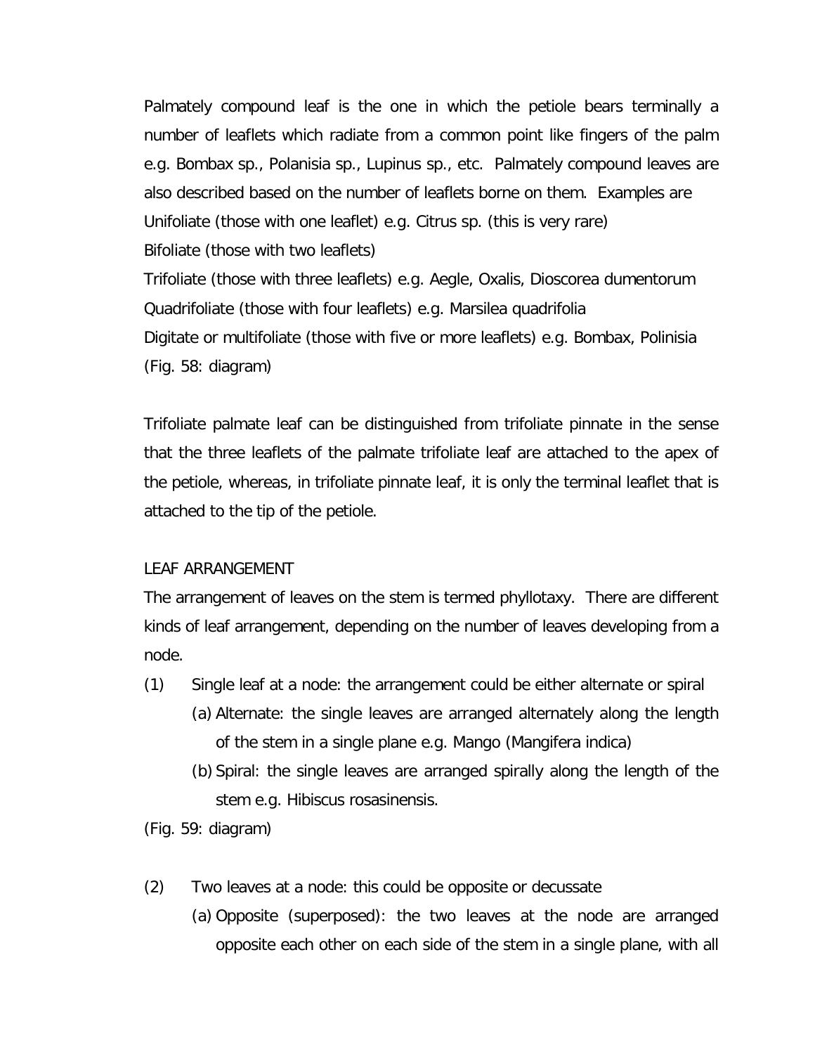Palmately compound leaf is the one in which the petiole bears terminally a number of leaflets which radiate from a common point like fingers of the palm e.g. Bombax sp., Polanisia sp., Lupinus sp., etc. Palmately compound leaves are also described based on the number of leaflets borne on them. Examples are
Unifoliate (those with one leaflet) e.g. Citrus sp. (this is very rare)
Bifoliate (those with two leaflets)
Trifoliate (those with three leaflets) e.g. Aegle, Oxalis, Dioscorea dumentorum
Quadrifoliate (those with four leaflets) e.g. Marsilea quadrifolia
Digitate or multifoliate (those with five or more leaflets) e.g. Bombax, Polinisia
(Fig. 58: diagram)

Trifoliate palmate leaf can be distinguished from trifoliate pinnate in the sense that the three leaflets of the palmate trifoliate leaf are attached to the apex of the petiole, whereas, in trifoliate pinnate leaf, it is only the terminal leaflet that is attached to the tip of the petiole.

LEAF ARRANGEMENT

The arrangement of leaves on the stem is termed phyllotaxy. There are different kinds of leaf arrangement, depending on the number of leaves developing from a node.

(1) Single leaf at a node: the arrangement could be either alternate or spiral
   (a) Alternate: the single leaves are arranged alternately along the length of the stem in a single plane e.g. Mango (Mangifera indica)
   (b) Spiral: the single leaves are arranged spirally along the length of the stem e.g. Hibiscus rosasinensis.

(Fig. 59: diagram)

(2) Two leaves at a node: this could be opposite or decussate
   (a) Opposite (superposed): the two leaves at the node are arranged opposite each other on each side of the stem in a single plane, with all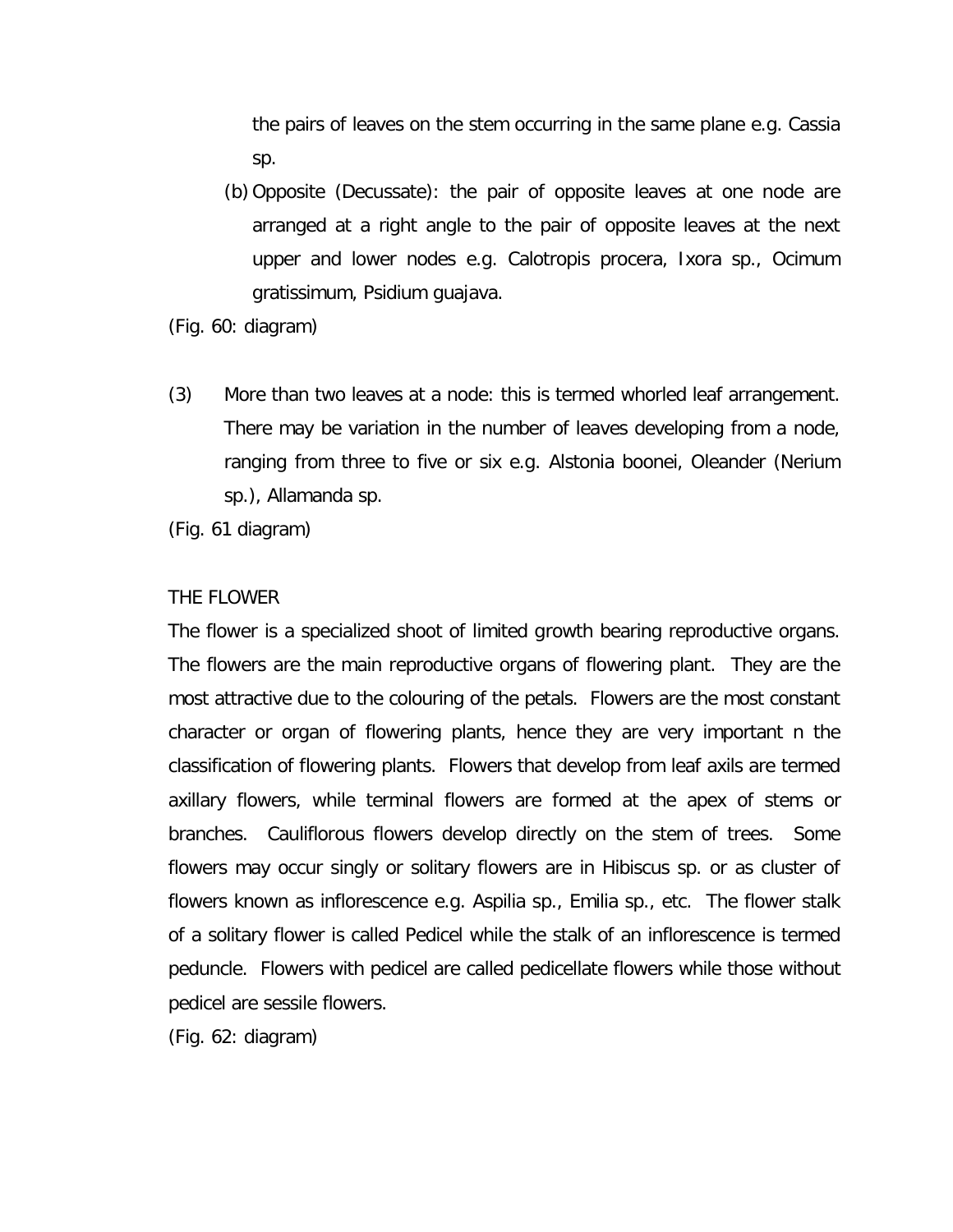the pairs of leaves on the stem occurring in the same plane e.g. Cassia sp.

(b) Opposite (Decussate): the pair of opposite leaves at one node are arranged at a right angle to the pair of opposite leaves at the next upper and lower nodes e.g. Calotropis procera, Ixora sp., Ocimum gratissimum, Psidium guajava.

(Fig. 60: diagram)

(3) More than two leaves at a node: this is termed whorled leaf arrangement. There may be variation in the number of leaves developing from a node, ranging from three to five or six e.g. Alstonia boonei, Oleander (Nerium sp.), Allamanda sp.

(Fig. 61 diagram)

## THE FLOWER

The flower is a specialized shoot of limited growth bearing reproductive organs. The flowers are the main reproductive organs of flowering plant. They are the most attractive due to the colouring of the petals. Flowers are the most constant character or organ of flowering plants, hence they are very important n the classification of flowering plants. Flowers that develop from leaf axils are termed axillary flowers, while terminal flowers are formed at the apex of stems or branches. Cauliflorous flowers develop directly on the stem of trees. Some flowers may occur singly or solitary flowers are in Hibiscus sp. or as cluster of flowers known as inflorescence e.g. Aspilia sp., Emilia sp., etc. The flower stalk of a solitary flower is called Pedicel while the stalk of an inflorescence is termed peduncle. Flowers with pedicel are called pedicellate flowers while those without pedicel are sessile flowers.

(Fig. 62: diagram)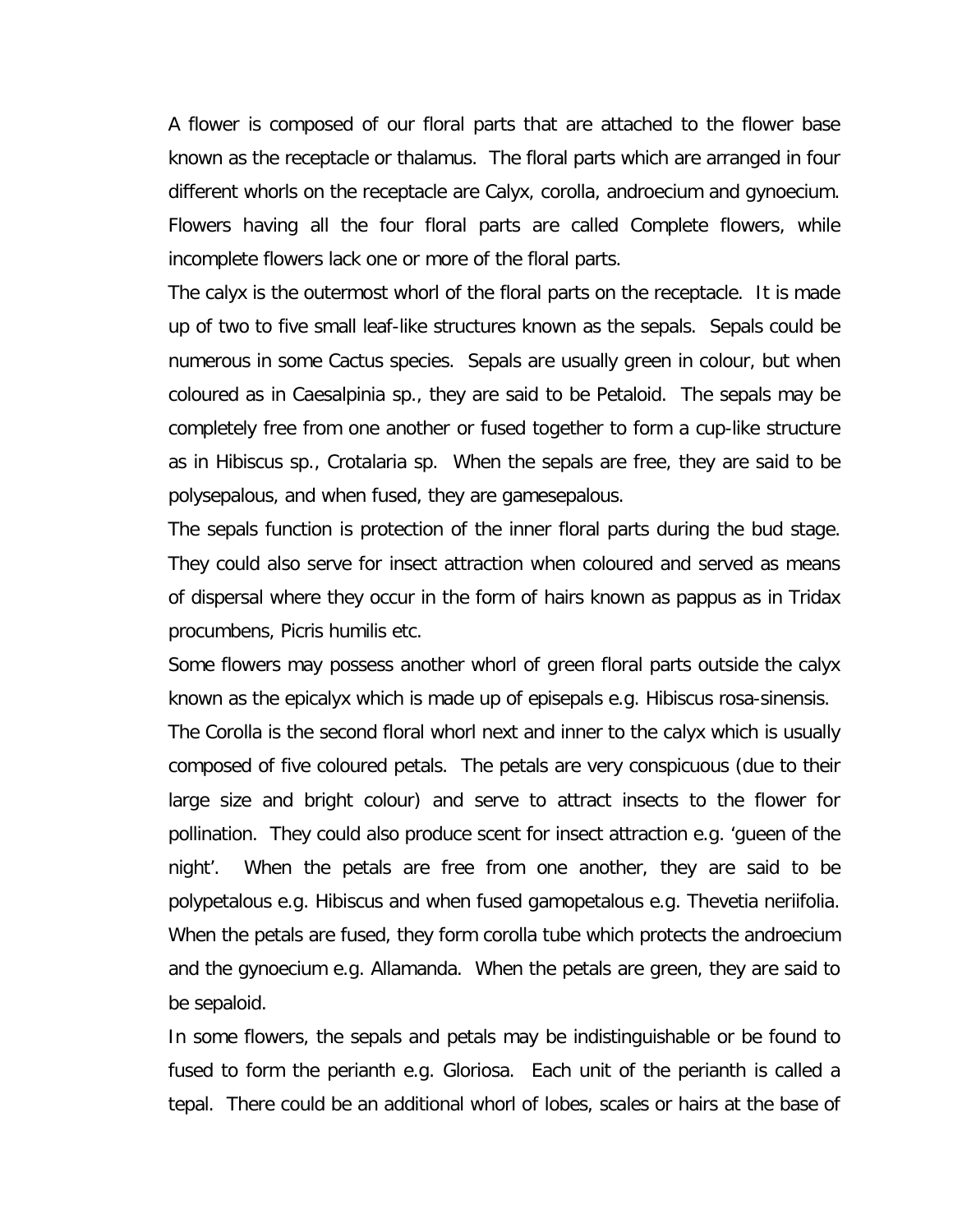A flower is composed of our floral parts that are attached to the flower base known as the receptacle or thalamus. The floral parts which are arranged in four different whorls on the receptacle are Calyx, corolla, androecium and gynoecium. Flowers having all the four floral parts are called Complete flowers, while incomplete flowers lack one or more of the floral parts.

The calyx is the outermost whorl of the floral parts on the receptacle. It is made up of two to five small leaf-like structures known as the sepals. Sepals could be numerous in some Cactus species. Sepals are usually green in colour, but when coloured as in Caesalpinia sp., they are said to be Petaloid. The sepals may be completely free from one another or fused together to form a cup-like structure as in Hibiscus sp., Crotalaria sp. When the sepals are free, they are said to be polysepalous, and when fused, they are gamesepalous.

The sepals function is protection of the inner floral parts during the bud stage. They could also serve for insect attraction when coloured and served as means of dispersal where they occur in the form of hairs known as pappus as in Tridax procumbens, Picris humilis etc.

Some flowers may possess another whorl of green floral parts outside the calyx known as the epicalyx which is made up of episepals e.g. Hibiscus rosa-sinensis.

The Corolla is the second floral whorl next and inner to the calyx which is usually composed of five coloured petals. The petals are very conspicuous (due to their large size and bright colour) and serve to attract insects to the flower for pollination. They could also produce scent for insect attraction e.g. 'gueen of the night'. When the petals are free from one another, they are said to be polypetalous e.g. Hibiscus and when fused gamopetalous e.g. Thevetia neriifolia. When the petals are fused, they form corolla tube which protects the androecium and the gynoecium e.g. Allamanda. When the petals are green, they are said to be sepaloid.

In some flowers, the sepals and petals may be indistinguishable or be found to fused to form the perianth e.g. Gloriosa. Each unit of the perianth is called a tepal. There could be an additional whorl of lobes, scales or hairs at the base of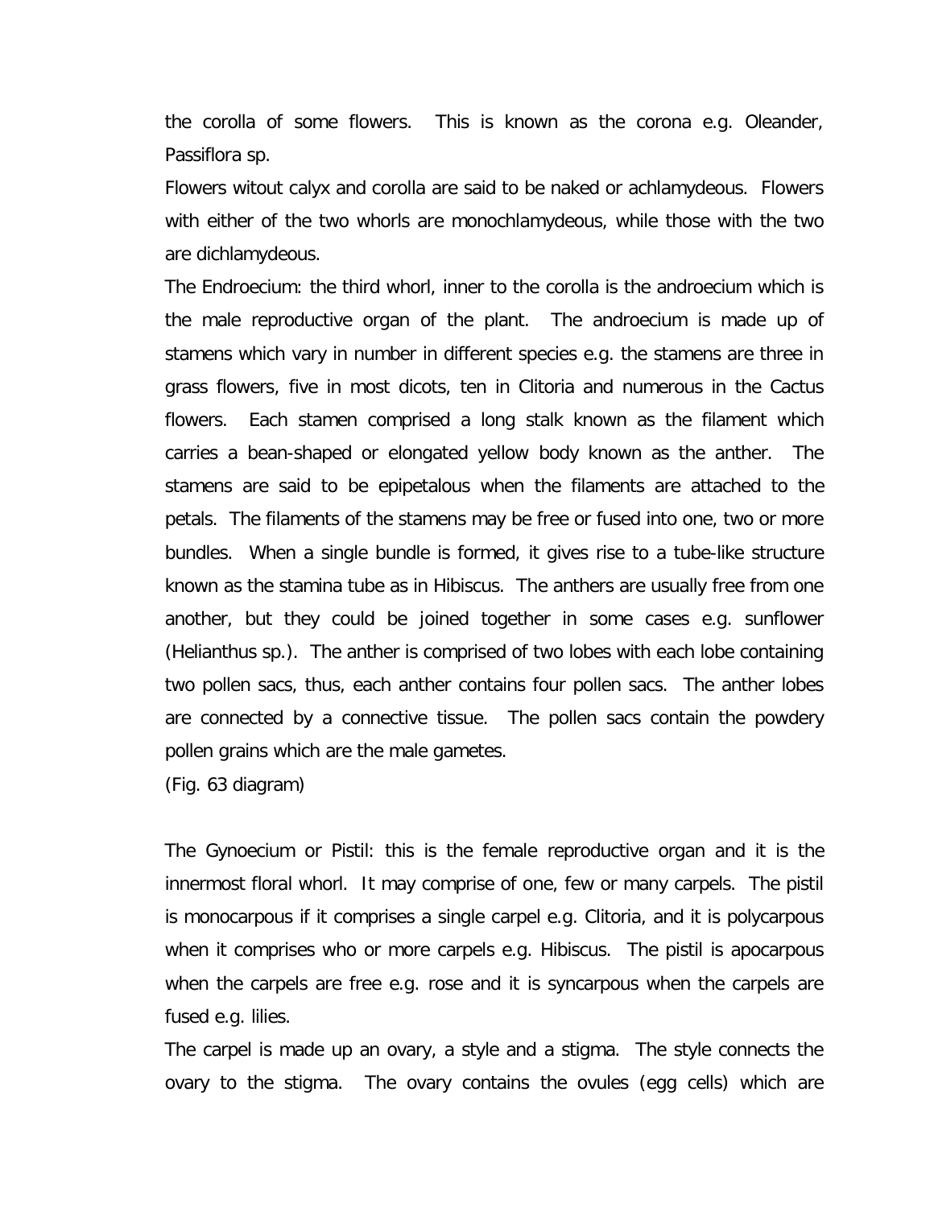the corolla of some flowers. This is known as the corona e.g. Oleander, Passiflora sp.

Flowers witout calyx and corolla are said to be naked or achlamydeous. Flowers with either of the two whorls are monochlamydeous, while those with the two are dichlamydeous.

The Endroecium: the third whorl, inner to the corolla is the androecium which is the male reproductive organ of the plant. The androecium is made up of stamens which vary in number in different species e.g. the stamens are three in grass flowers, five in most dicots, ten in Clitoria and numerous in the Cactus flowers. Each stamen comprised a long stalk known as the filament which carries a bean-shaped or elongated yellow body known as the anther. The stamens are said to be epipetalous when the filaments are attached to the petals. The filaments of the stamens may be free or fused into one, two or more bundles. When a single bundle is formed, it gives rise to a tube-like structure known as the stamina tube as in Hibiscus. The anthers are usually free from one another, but they could be joined together in some cases e.g. sunflower (Helianthus sp.). The anther is comprised of two lobes with each lobe containing two pollen sacs, thus, each anther contains four pollen sacs. The anther lobes are connected by a connective tissue. The pollen sacs contain the powdery pollen grains which are the male gametes.

(Fig. 63 diagram)

The Gynoecium or Pistil: this is the female reproductive organ and it is the innermost floral whorl. It may comprise of one, few or many carpels. The pistil is monocarpous if it comprises a single carpel e.g. Clitoria, and it is polycarpous when it comprises who or more carpels e.g. Hibiscus. The pistil is apocarpous when the carpels are free e.g. rose and it is syncarpous when the carpels are fused e.g. lilies.

The carpel is made up an ovary, a style and a stigma. The style connects the ovary to the stigma. The ovary contains the ovules (egg cells) which are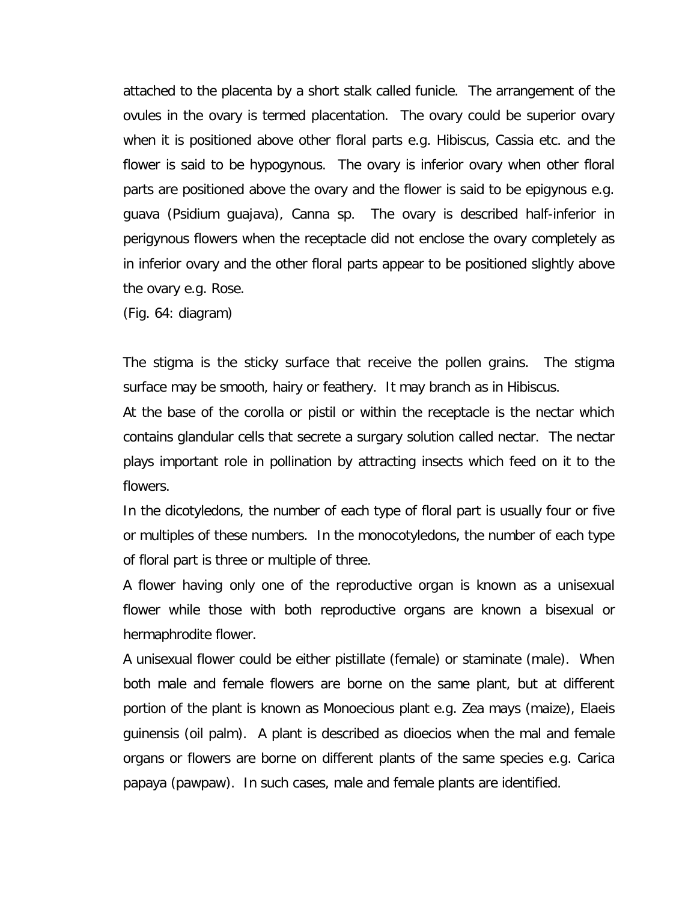attached to the placenta by a short stalk called funicle. The arrangement of the ovules in the ovary is termed placentation. The ovary could be superior ovary when it is positioned above other floral parts e.g. Hibiscus, Cassia etc. and the flower is said to be hypogynous. The ovary is inferior ovary when other floral parts are positioned above the ovary and the flower is said to be epigynous e.g. guava (Psidium guajava), Canna sp. The ovary is described half-inferior in perigynous flowers when the receptacle did not enclose the ovary completely as in inferior ovary and the other floral parts appear to be positioned slightly above the ovary e.g. Rose.

(Fig. 64: diagram)

The stigma is the sticky surface that receive the pollen grains. The stigma surface may be smooth, hairy or feathery. It may branch as in Hibiscus.

At the base of the corolla or pistil or within the receptacle is the nectar which contains glandular cells that secrete a surgary solution called nectar. The nectar plays important role in pollination by attracting insects which feed on it to the flowers.

In the dicotyledons, the number of each type of floral part is usually four or five or multiples of these numbers. In the monocotyledons, the number of each type of floral part is three or multiple of three.

A flower having only one of the reproductive organ is known as a unisexual flower while those with both reproductive organs are known a bisexual or hermaphrodite flower.

A unisexual flower could be either pistillate (female) or staminate (male). When both male and female flowers are borne on the same plant, but at different portion of the plant is known as Monoecious plant e.g. Zea mays (maize), Elaeis guinensis (oil palm). A plant is described as dioecios when the mal and female organs or flowers are borne on different plants of the same species e.g. Carica papaya (pawpaw). In such cases, male and female plants are identified.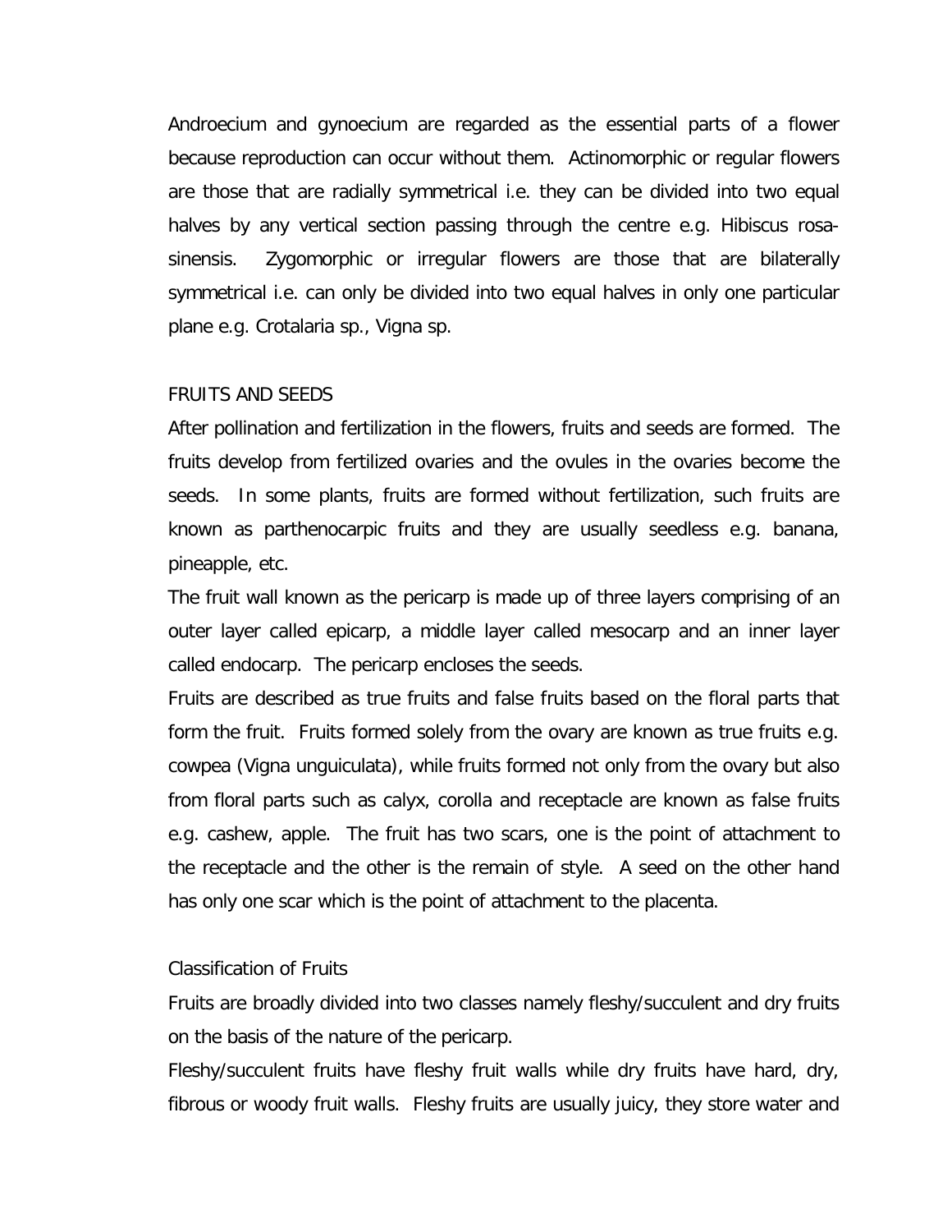Androecium and gynoecium are regarded as the essential parts of a flower because reproduction can occur without them. Actinomorphic or regular flowers are those that are radially symmetrical i.e. they can be divided into two equal halves by any vertical section passing through the centre e.g. Hibiscus rosa-sinensis. Zygomorphic or irregular flowers are those that are bilaterally symmetrical i.e. can only be divided into two equal halves in only one particular plane e.g. Crotalaria sp., Vigna sp.

## FRUITS AND SEEDS

After pollination and fertilization in the flowers, fruits and seeds are formed. The fruits develop from fertilized ovaries and the ovules in the ovaries become the seeds. In some plants, fruits are formed without fertilization, such fruits are known as parthenocarpic fruits and they are usually seedless e.g. banana, pineapple, etc.

The fruit wall known as the pericarp is made up of three layers comprising of an outer layer called epicarp, a middle layer called mesocarp and an inner layer called endocarp. The pericarp encloses the seeds.

Fruits are described as true fruits and false fruits based on the floral parts that form the fruit. Fruits formed solely from the ovary are known as true fruits e.g. cowpea (Vigna unguiculata), while fruits formed not only from the ovary but also from floral parts such as calyx, corolla and receptacle are known as false fruits e.g. cashew, apple. The fruit has two scars, one is the point of attachment to the receptacle and the other is the remain of style. A seed on the other hand has only one scar which is the point of attachment to the placenta.

### Classification of Fruits

Fruits are broadly divided into two classes namely fleshy/succulent and dry fruits on the basis of the nature of the pericarp.

Fleshy/succulent fruits have fleshy fruit walls while dry fruits have hard, dry, fibrous or woody fruit walls. Fleshy fruits are usually juicy, they store water and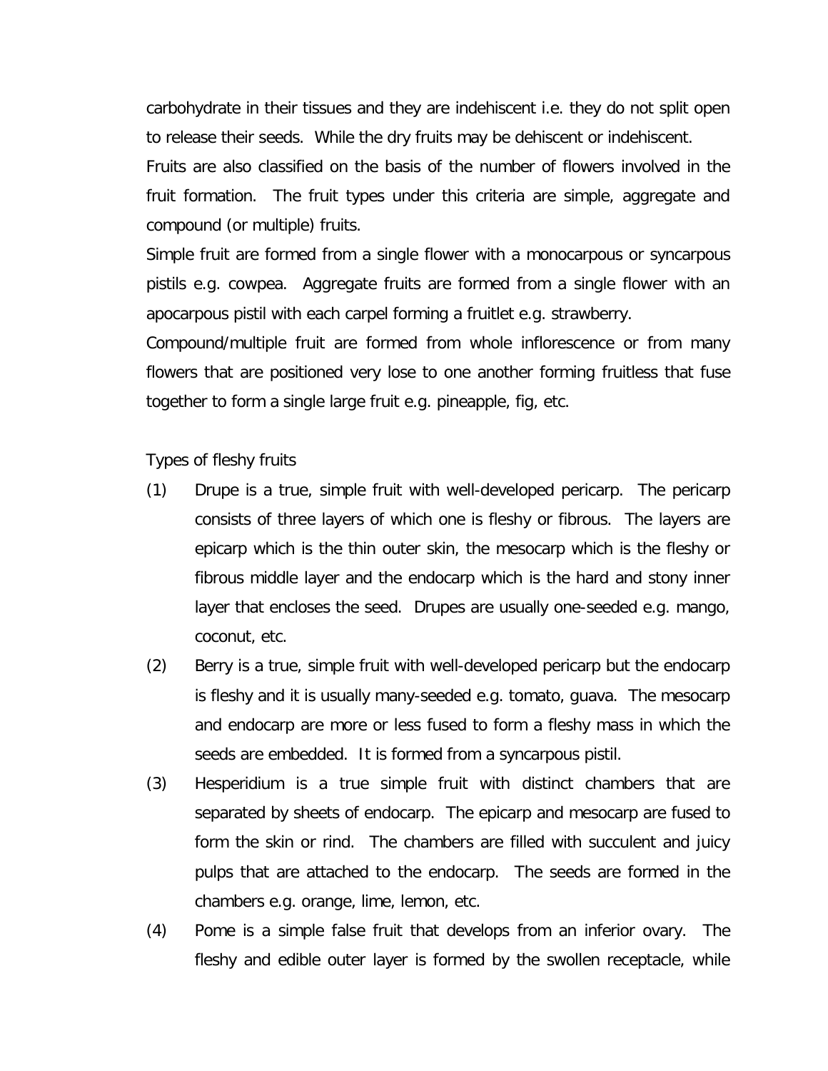carbohydrate in their tissues and they are indehiscent i.e. they do not split open to release their seeds. While the dry fruits may be dehiscent or indehiscent.

Fruits are also classified on the basis of the number of flowers involved in the fruit formation. The fruit types under this criteria are simple, aggregate and compound (or multiple) fruits.

Simple fruit are formed from a single flower with a monocarpous or syncarpous pistils e.g. cowpea. Aggregate fruits are formed from a single flower with an apocarpous pistil with each carpel forming a fruitlet e.g. strawberry.

Compound/multiple fruit are formed from whole inflorescence or from many flowers that are positioned very lose to one another forming fruitless that fuse together to form a single large fruit e.g. pineapple, fig, etc.

Types of fleshy fruits

(1) Drupe is a true, simple fruit with well-developed pericarp. The pericarp consists of three layers of which one is fleshy or fibrous. The layers are epicarp which is the thin outer skin, the mesocarp which is the fleshy or fibrous middle layer and the endocarp which is the hard and stony inner layer that encloses the seed. Drupes are usually one-seeded e.g. mango, coconut, etc.

(2) Berry is a true, simple fruit with well-developed pericarp but the endocarp is fleshy and it is usually many-seeded e.g. tomato, guava. The mesocarp and endocarp are more or less fused to form a fleshy mass in which the seeds are embedded. It is formed from a syncarpous pistil.

(3) Hesperidium is a true simple fruit with distinct chambers that are separated by sheets of endocarp. The epicarp and mesocarp are fused to form the skin or rind. The chambers are filled with succulent and juicy pulps that are attached to the endocarp. The seeds are formed in the chambers e.g. orange, lime, lemon, etc.

(4) Pome is a simple false fruit that develops from an inferior ovary. The fleshy and edible outer layer is formed by the swollen receptacle, while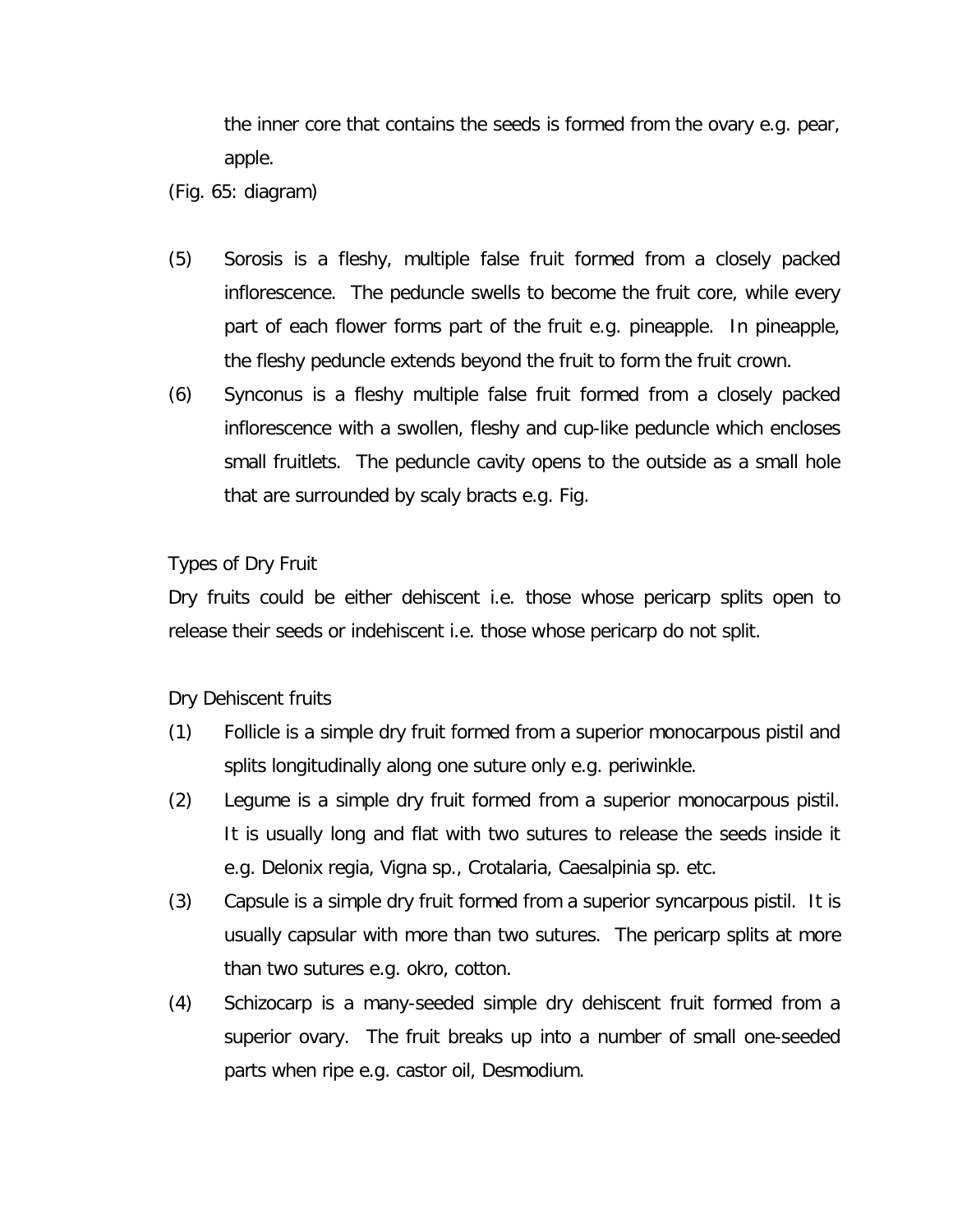the inner core that contains the seeds is formed from the ovary e.g. pear, apple.

(Fig. 65: diagram)

(5) Sorosis is a fleshy, multiple false fruit formed from a closely packed inflorescence. The peduncle swells to become the fruit core, while every part of each flower forms part of the fruit e.g. pineapple. In pineapple, the fleshy peduncle extends beyond the fruit to form the fruit crown.

(6) Synconus is a fleshy multiple false fruit formed from a closely packed inflorescence with a swollen, fleshy and cup-like peduncle which encloses small fruitlets. The peduncle cavity opens to the outside as a small hole that are surrounded by scaly bracts e.g. Fig.

Types of Dry Fruit

Dry fruits could be either dehiscent i.e. those whose pericarp splits open to release their seeds or indehiscent i.e. those whose pericarp do not split.

Dry Dehiscent fruits

(1) Follicle is a simple dry fruit formed from a superior monocarpous pistil and splits longitudinally along one suture only e.g. periwinkle.

(2) Legume is a simple dry fruit formed from a superior monocarpous pistil. It is usually long and flat with two sutures to release the seeds inside it e.g. Delonix regia, Vigna sp., Crotalaria, Caesalpinia sp. etc.

(3) Capsule is a simple dry fruit formed from a superior syncarpous pistil. It is usually capsular with more than two sutures. The pericarp splits at more than two sutures e.g. okro, cotton.

(4) Schizocarp is a many-seeded simple dry dehiscent fruit formed from a superior ovary. The fruit breaks up into a number of small one-seeded parts when ripe e.g. castor oil, Desmodium.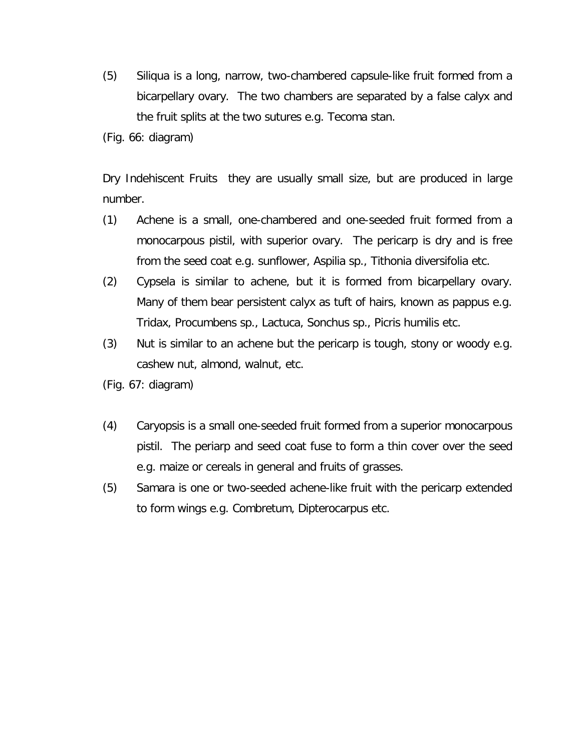(5) Siliqua is a long, narrow, two-chambered capsule-like fruit formed from a bicarpellary ovary. The two chambers are separated by a false calyx and the fruit splits at the two sutures e.g. Tecoma stan.

(Fig. 66: diagram)

Dry Indehiscent Fruits they are usually small size, but are produced in large number.

(1) Achene is a small, one-chambered and one-seeded fruit formed from a monocarpous pistil, with superior ovary. The pericarp is dry and is free from the seed coat e.g. sunflower, Aspilia sp., Tithonia diversifolia etc.

(2) Cypsela is similar to achene, but it is formed from bicarpellary ovary. Many of them bear persistent calyx as tuft of hairs, known as pappus e.g. Tridax, Procumbens sp., Lactuca, Sonchus sp., Picris humilis etc.

(3) Nut is similar to an achene but the pericarp is tough, stony or woody e.g. cashew nut, almond, walnut, etc.

(Fig. 67: diagram)

(4) Caryopsis is a small one-seeded fruit formed from a superior monocarpous pistil. The periarp and seed coat fuse to form a thin cover over the seed e.g. maize or cereals in general and fruits of grasses.

(5) Samara is one or two-seeded achene-like fruit with the pericarp extended to form wings e.g. Combretum, Dipterocarpus etc.